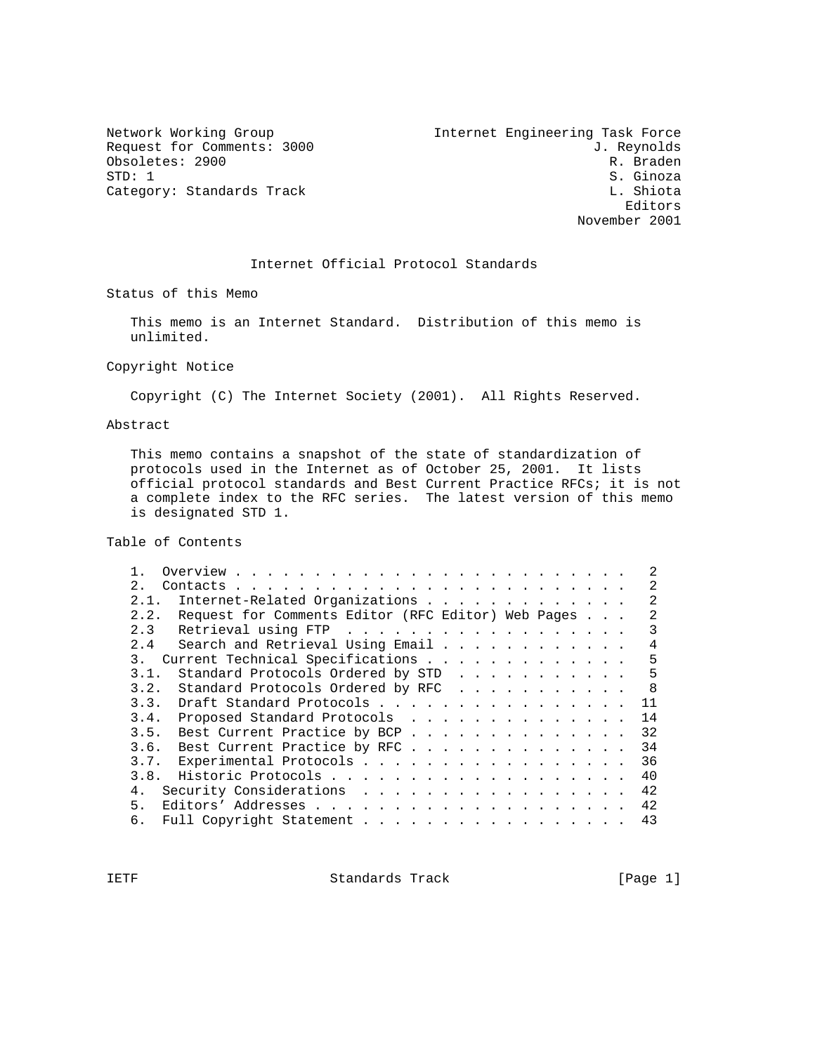| | |
|---|---|
| Network Working Group | Internet Engineering Task Force |
| Request for Comments: 3000 | J. Reynolds |
| Obsoletes: 2900 | R. Braden |
| STD: 1 | S. Ginoza |
| Category: Standards Track | L. Shiota |
| | Editors |
| | November 2001 |

# Internet Official Protocol Standards

## Status of this Memo

This memo is an Internet Standard. Distribution of this memo is unlimited.

## Copyright Notice

Copyright (C) The Internet Society (2001). All Rights Reserved.

## Abstract

This memo contains a snapshot of the state of standardization of protocols used in the Internet as of October 25, 2001. It lists official protocol standards and Best Current Practice RFCs; it is not a complete index to the RFC series. The latest version of this memo is designated STD 1.

## Table of Contents

```
   1.  Overview . . . . . . . . . . . . . . . . . . . . . . . . .   2
   2.  Contacts . . . . . . . . . . . . . . . . . . . . . . . . .   2
   2.1.  Internet-Related Organizations . . . . . . . . . . . . .   2
   2.2.  Request for Comments Editor (RFC Editor) Web Pages . . .   2
   2.3   Retrieval using FTP  . . . . . . . . . . . . . . . . . .   3
   2.4   Search and Retrieval Using Email . . . . . . . . . . . .   4
   3.  Current Technical Specifications . . . . . . . . . . . . .   5
   3.1.  Standard Protocols Ordered by STD  . . . . . . . . . . .   5
   3.2.  Standard Protocols Ordered by RFC  . . . . . . . . . . .   8
   3.3.  Draft Standard Protocols . . . . . . . . . . . . . . . .  11
   3.4.  Proposed Standard Protocols  . . . . . . . . . . . . . .  14
   3.5.  Best Current Practice by BCP . . . . . . . . . . . . . .  32
   3.6.  Best Current Practice by RFC . . . . . . . . . . . . . .  34
   3.7.  Experimental Protocols . . . . . . . . . . . . . . . . .  36
   3.8.  Historic Protocols . . . . . . . . . . . . . . . . . . .  40
   4.  Security Considerations  . . . . . . . . . . . . . . . . .  42
   5.  Editors' Addresses . . . . . . . . . . . . . . . . . . . .  42
   6.  Full Copyright Statement . . . . . . . . . . . . . . . . .  43
```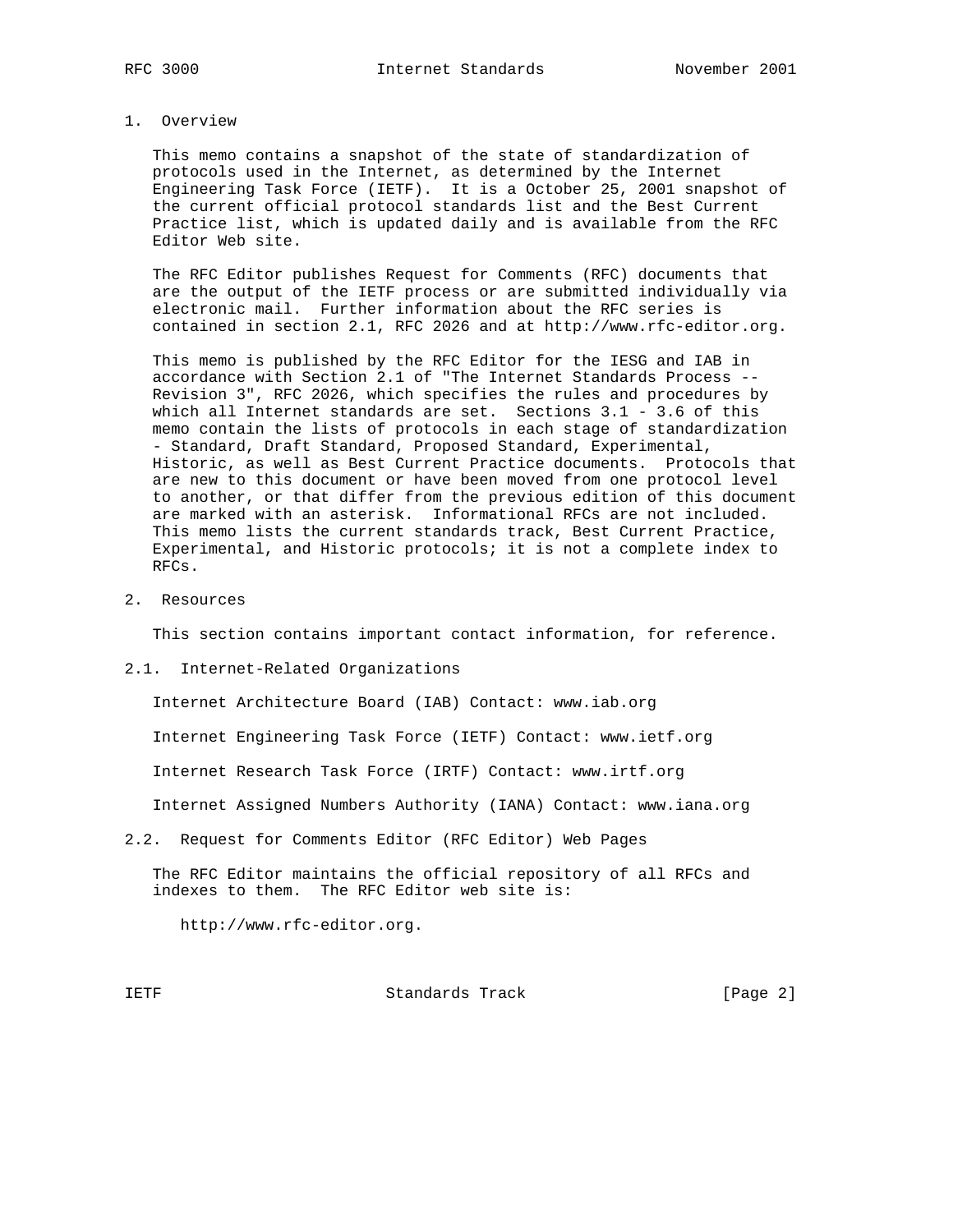## 1. Overview

This memo contains a snapshot of the state of standardization of protocols used in the Internet, as determined by the Internet Engineering Task Force (IETF). It is a October 25, 2001 snapshot of the current official protocol standards list and the Best Current Practice list, which is updated daily and is available from the RFC Editor Web site.

The RFC Editor publishes Request for Comments (RFC) documents that are the output of the IETF process or are submitted individually via electronic mail. Further information about the RFC series is contained in section 2.1, RFC 2026 and at http://www.rfc-editor.org.

This memo is published by the RFC Editor for the IESG and IAB in accordance with Section 2.1 of "The Internet Standards Process -- Revision 3", RFC 2026, which specifies the rules and procedures by which all Internet standards are set. Sections 3.1 - 3.6 of this memo contain the lists of protocols in each stage of standardization - Standard, Draft Standard, Proposed Standard, Experimental, Historic, as well as Best Current Practice documents. Protocols that are new to this document or have been moved from one protocol level to another, or that differ from the previous edition of this document are marked with an asterisk. Informational RFCs are not included. This memo lists the current standards track, Best Current Practice, Experimental, and Historic protocols; it is not a complete index to RFCs.

## 2. Resources

This section contains important contact information, for reference.

### 2.1. Internet-Related Organizations

Internet Architecture Board (IAB) Contact: www.iab.org

Internet Engineering Task Force (IETF) Contact: www.ietf.org

Internet Research Task Force (IRTF) Contact: www.irtf.org

Internet Assigned Numbers Authority (IANA) Contact: www.iana.org

### 2.2. Request for Comments Editor (RFC Editor) Web Pages

The RFC Editor maintains the official repository of all RFCs and indexes to them. The RFC Editor web site is:

http://www.rfc-editor.org.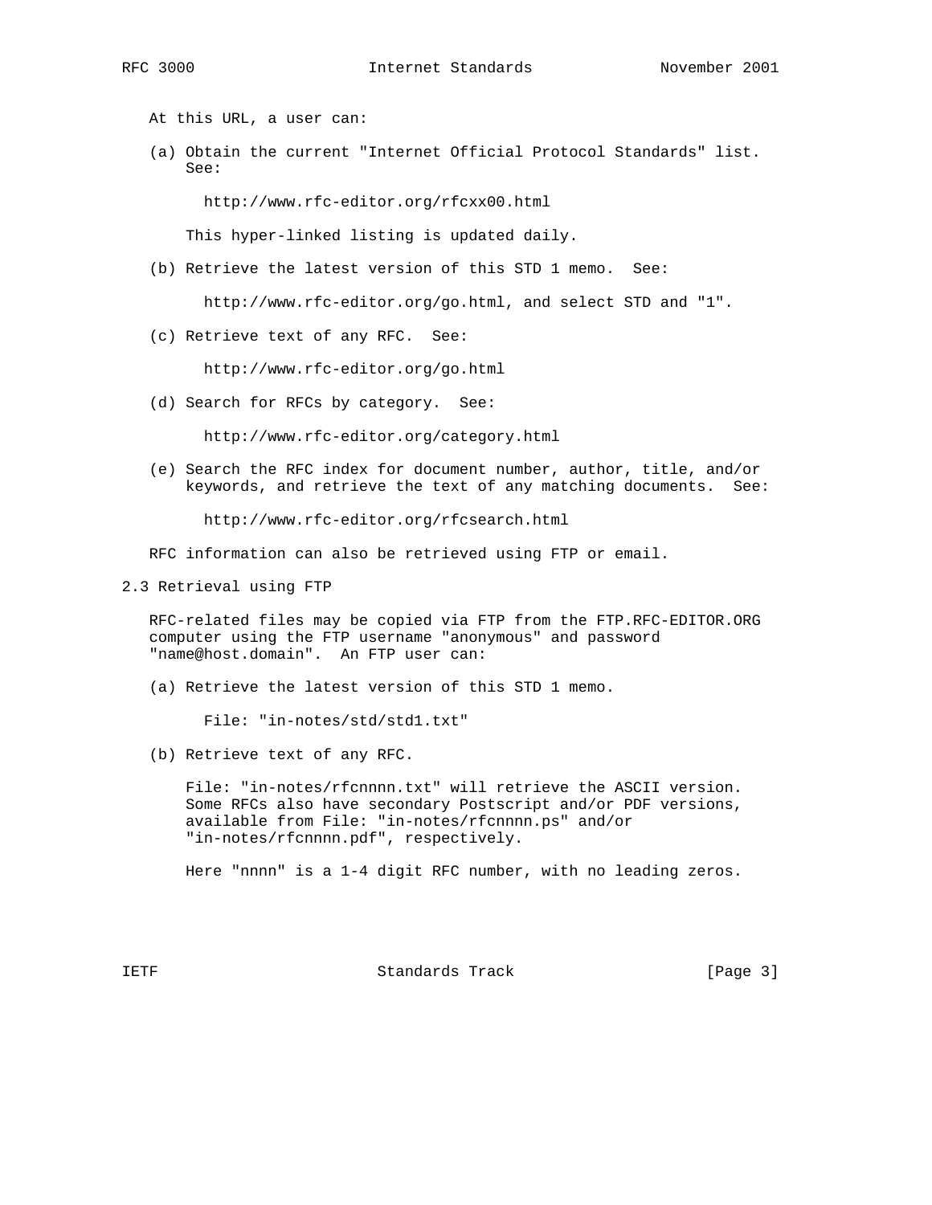At this URL, a user can:

(a) Obtain the current "Internet Official Protocol Standards" list. See:

http://www.rfc-editor.org/rfcxx00.html

This hyper-linked listing is updated daily.

(b) Retrieve the latest version of this STD 1 memo. See:

http://www.rfc-editor.org/go.html, and select STD and "1".

(c) Retrieve text of any RFC. See:

http://www.rfc-editor.org/go.html

(d) Search for RFCs by category. See:

http://www.rfc-editor.org/category.html

(e) Search the RFC index for document number, author, title, and/or keywords, and retrieve the text of any matching documents. See:

http://www.rfc-editor.org/rfcsearch.html

RFC information can also be retrieved using FTP or email.

## 2.3 Retrieval using FTP

RFC-related files may be copied via FTP from the FTP.RFC-EDITOR.ORG computer using the FTP username "anonymous" and password "name@host.domain". An FTP user can:

(a) Retrieve the latest version of this STD 1 memo.

File: "in-notes/std/std1.txt"

(b) Retrieve text of any RFC.

File: "in-notes/rfcnnnn.txt" will retrieve the ASCII version. Some RFCs also have secondary Postscript and/or PDF versions, available from File: "in-notes/rfcnnnn.ps" and/or "in-notes/rfcnnnn.pdf", respectively.

Here "nnnn" is a 1-4 digit RFC number, with no leading zeros.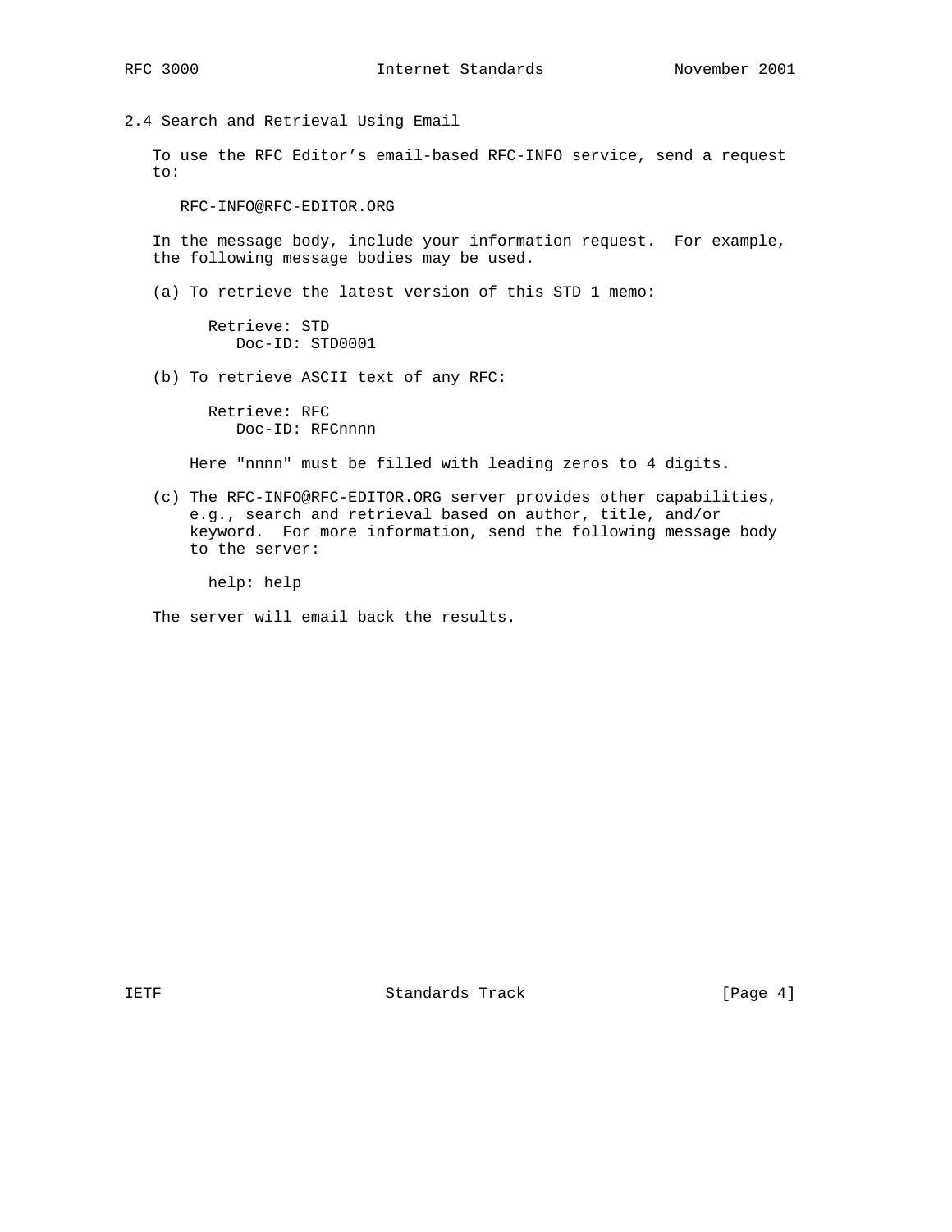### 2.4 Search and Retrieval Using Email

To use the RFC Editor’s email-based RFC-INFO service, send a request to:

```
RFC-INFO@RFC-EDITOR.ORG
```

In the message body, include your information request. For example, the following message bodies may be used.

(a) To retrieve the latest version of this STD 1 memo:

```
Retrieve: STD
   Doc-ID: STD0001
```

(b) To retrieve ASCII text of any RFC:

```
Retrieve: RFC
   Doc-ID: RFCnnnn
```

Here "nnnn" must be filled with leading zeros to 4 digits.

(c) The RFC-INFO@RFC-EDITOR.ORG server provides other capabilities, e.g., search and retrieval based on author, title, and/or keyword. For more information, send the following message body to the server:

```
help: help
```

The server will email back the results.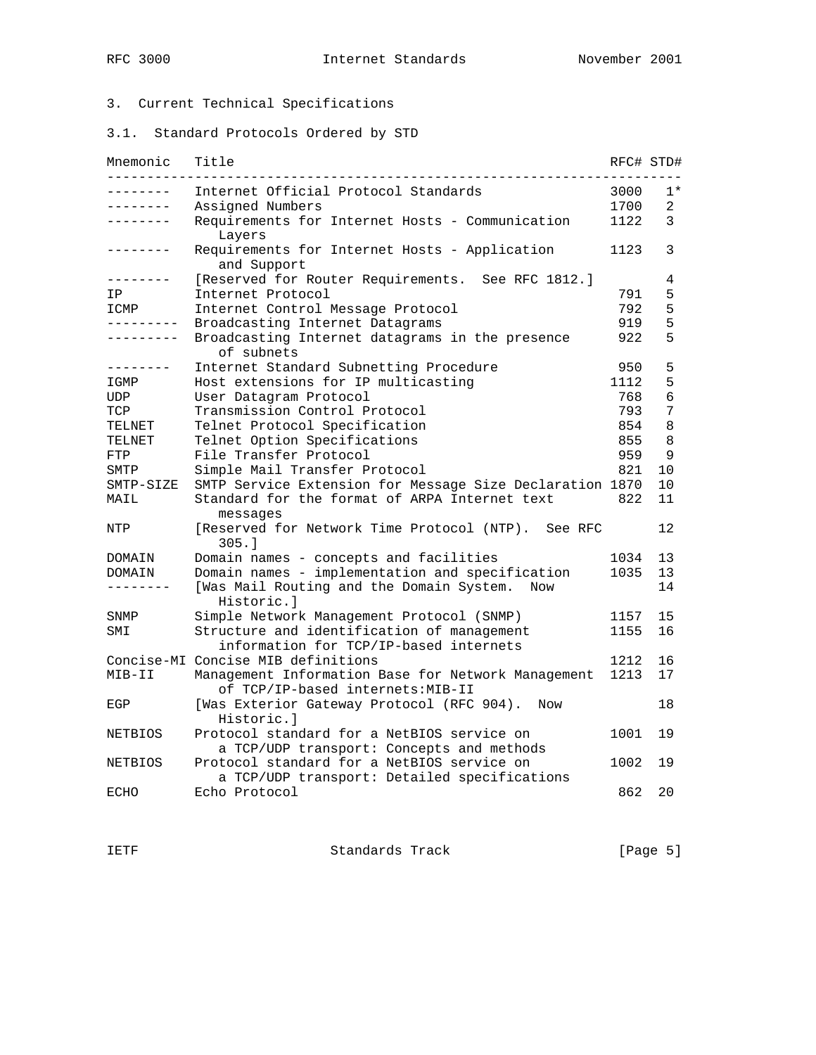## 3. Current Technical Specifications

### 3.1. Standard Protocols Ordered by STD

| Mnemonic | Title | RFC# | STD# |
|---|---|---|---|
| -------- | Internet Official Protocol Standards | 3000 | 1* |
| -------- | Assigned Numbers | 1700 | 2 |
| -------- | Requirements for Internet Hosts - Communication Layers | 1122 | 3 |
| -------- | Requirements for Internet Hosts - Application and Support | 1123 | 3 |
| -------- | [Reserved for Router Requirements. See RFC 1812.] | | 4 |
| IP | Internet Protocol | 791 | 5 |
| ICMP | Internet Control Message Protocol | 792 | 5 |
| --------- | Broadcasting Internet Datagrams | 919 | 5 |
| --------- | Broadcasting Internet datagrams in the presence of subnets | 922 | 5 |
| -------- | Internet Standard Subnetting Procedure | 950 | 5 |
| IGMP | Host extensions for IP multicasting | 1112 | 5 |
| UDP | User Datagram Protocol | 768 | 6 |
| TCP | Transmission Control Protocol | 793 | 7 |
| TELNET | Telnet Protocol Specification | 854 | 8 |
| TELNET | Telnet Option Specifications | 855 | 8 |
| FTP | File Transfer Protocol | 959 | 9 |
| SMTP | Simple Mail Transfer Protocol | 821 | 10 |
| SMTP-SIZE | SMTP Service Extension for Message Size Declaration | 1870 | 10 |
| MAIL | Standard for the format of ARPA Internet text messages | 822 | 11 |
| NTP | [Reserved for Network Time Protocol (NTP). See RFC 305.] | | 12 |
| DOMAIN | Domain names - concepts and facilities | 1034 | 13 |
| DOMAIN | Domain names - implementation and specification | 1035 | 13 |
| -------- | [Was Mail Routing and the Domain System. Now Historic.] | | 14 |
| SNMP | Simple Network Management Protocol (SNMP) | 1157 | 15 |
| SMI | Structure and identification of management information for TCP/IP-based internets | 1155 | 16 |
| Concise-MI | Concise MIB definitions | 1212 | 16 |
| MIB-II | Management Information Base for Network Management of TCP/IP-based internets:MIB-II | 1213 | 17 |
| EGP | [Was Exterior Gateway Protocol (RFC 904). Now Historic.] | | 18 |
| NETBIOS | Protocol standard for a NetBIOS service on a TCP/UDP transport: Concepts and methods | 1001 | 19 |
| NETBIOS | Protocol standard for a NetBIOS service on a TCP/UDP transport: Detailed specifications | 1002 | 19 |
| ECHO | Echo Protocol | 862 | 20 |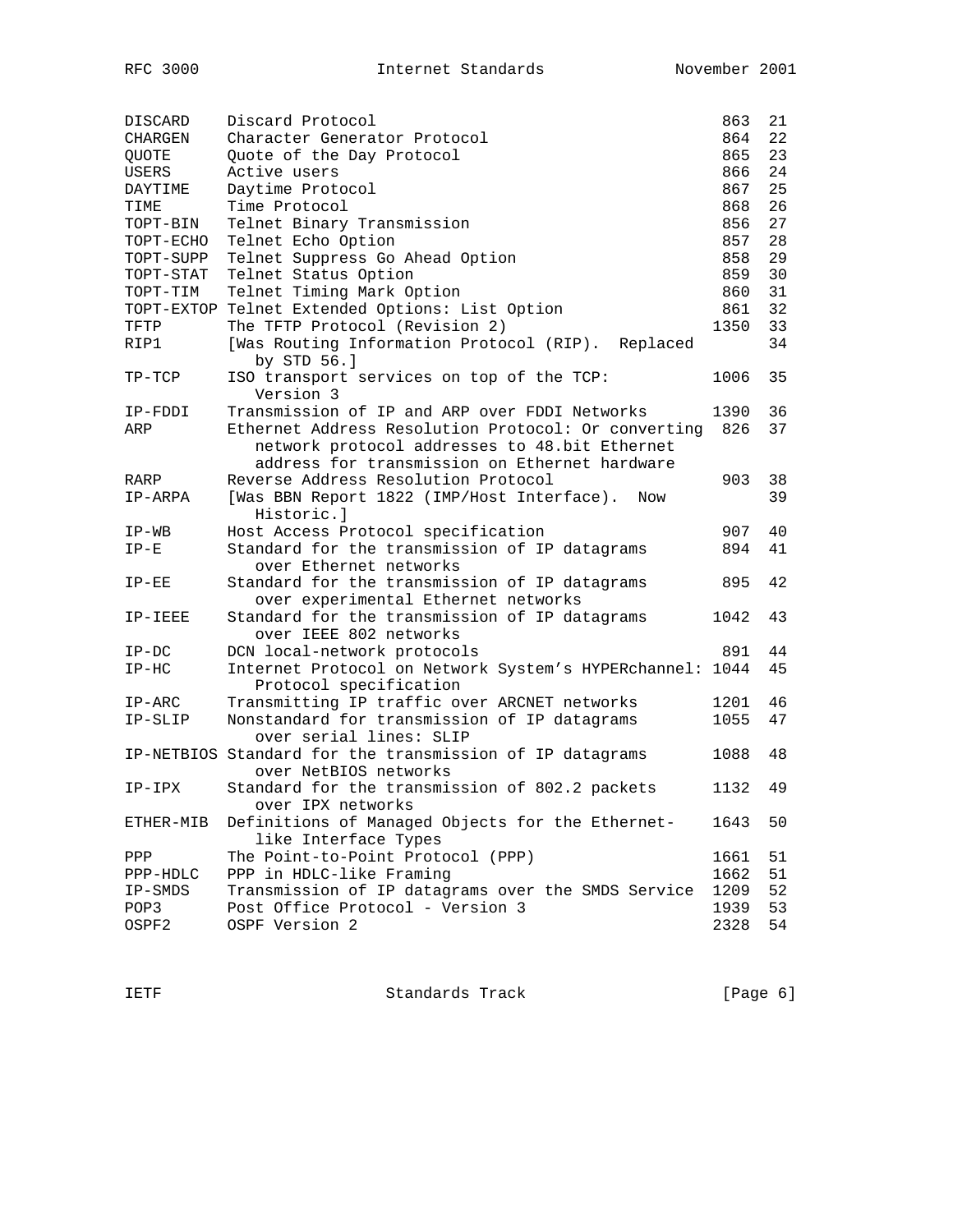| | | | |
|---|---|---|---|
| DISCARD | Discard Protocol | 863 | 21 |
| CHARGEN | Character Generator Protocol | 864 | 22 |
| QUOTE | Quote of the Day Protocol | 865 | 23 |
| USERS | Active users | 866 | 24 |
| DAYTIME | Daytime Protocol | 867 | 25 |
| TIME | Time Protocol | 868 | 26 |
| TOPT-BIN | Telnet Binary Transmission | 856 | 27 |
| TOPT-ECHO | Telnet Echo Option | 857 | 28 |
| TOPT-SUPP | Telnet Suppress Go Ahead Option | 858 | 29 |
| TOPT-STAT | Telnet Status Option | 859 | 30 |
| TOPT-TIM | Telnet Timing Mark Option | 860 | 31 |
| TOPT-EXTOP | Telnet Extended Options: List Option | 861 | 32 |
| TFTP | The TFTP Protocol (Revision 2) | 1350 | 33 |
| RIP1 | [Was Routing Information Protocol (RIP). Replaced by STD 56.] | | 34 |
| TP-TCP | ISO transport services on top of the TCP: Version 3 | 1006 | 35 |
| IP-FDDI | Transmission of IP and ARP over FDDI Networks | 1390 | 36 |
| ARP | Ethernet Address Resolution Protocol: Or converting network protocol addresses to 48.bit Ethernet address for transmission on Ethernet hardware | 826 | 37 |
| RARP | Reverse Address Resolution Protocol | 903 | 38 |
| IP-ARPA | [Was BBN Report 1822 (IMP/Host Interface). Now Historic.] | | 39 |
| IP-WB | Host Access Protocol specification | 907 | 40 |
| IP-E | Standard for the transmission of IP datagrams over Ethernet networks | 894 | 41 |
| IP-EE | Standard for the transmission of IP datagrams over experimental Ethernet networks | 895 | 42 |
| IP-IEEE | Standard for the transmission of IP datagrams over IEEE 802 networks | 1042 | 43 |
| IP-DC | DCN local-network protocols | 891 | 44 |
| IP-HC | Internet Protocol on Network System's HYPERchannel: Protocol specification | 1044 | 45 |
| IP-ARC | Transmitting IP traffic over ARCNET networks | 1201 | 46 |
| IP-SLIP | Nonstandard for transmission of IP datagrams over serial lines: SLIP | 1055 | 47 |
| IP-NETBIOS | Standard for the transmission of IP datagrams over NetBIOS networks | 1088 | 48 |
| IP-IPX | Standard for the transmission of 802.2 packets over IPX networks | 1132 | 49 |
| ETHER-MIB | Definitions of Managed Objects for the Ethernet-like Interface Types | 1643 | 50 |
| PPP | The Point-to-Point Protocol (PPP) | 1661 | 51 |
| PPP-HDLC | PPP in HDLC-like Framing | 1662 | 51 |
| IP-SMDS | Transmission of IP datagrams over the SMDS Service | 1209 | 52 |
| POP3 | Post Office Protocol - Version 3 | 1939 | 53 |
| OSPF2 | OSPF Version 2 | 2328 | 54 |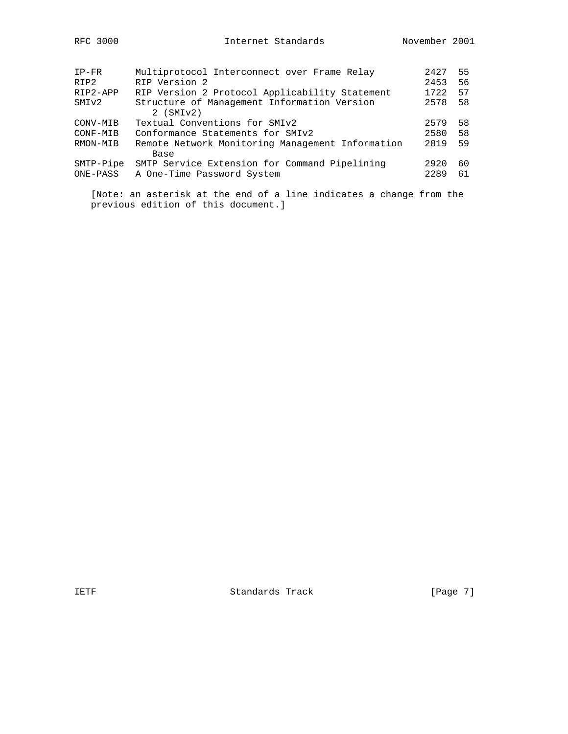| | | | |
|---|---|---|---|
| IP-FR | Multiprotocol Interconnect over Frame Relay | 2427 | 55 |
| RIP2 | RIP Version 2 | 2453 | 56 |
| RIP2-APP | RIP Version 2 Protocol Applicability Statement | 1722 | 57 |
| SMIv2 | Structure of Management Information Version 2 (SMIv2) | 2578 | 58 |
| CONV-MIB | Textual Conventions for SMIv2 | 2579 | 58 |
| CONF-MIB | Conformance Statements for SMIv2 | 2580 | 58 |
| RMON-MIB | Remote Network Monitoring Management Information Base | 2819 | 59 |
| SMTP-Pipe | SMTP Service Extension for Command Pipelining | 2920 | 60 |
| ONE-PASS | A One-Time Password System | 2289 | 61 |

[Note: an asterisk at the end of a line indicates a change from the previous edition of this document.]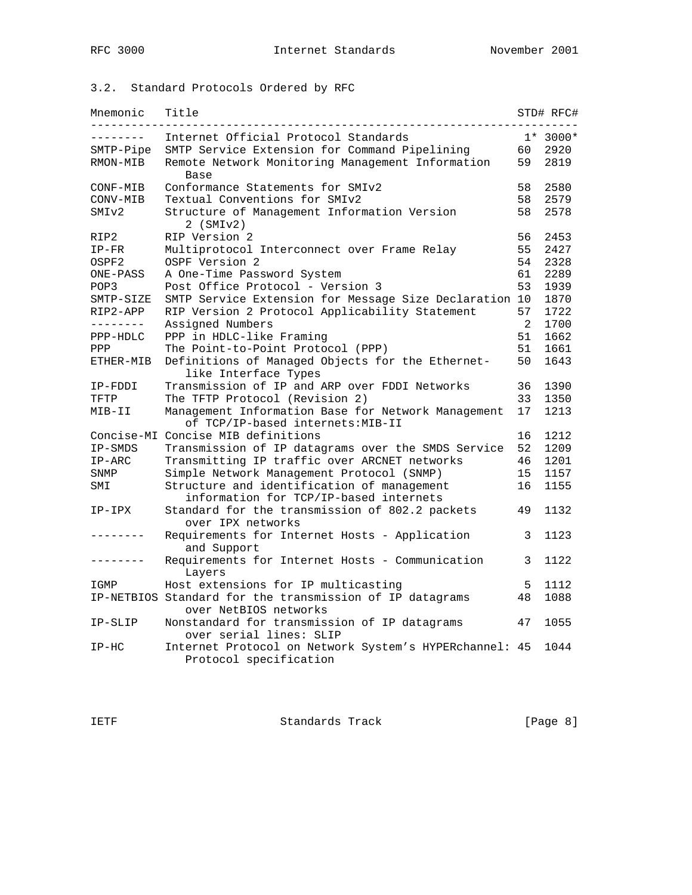### 3.2. Standard Protocols Ordered by RFC

| Mnemonic | Title | STD# | RFC# |
|---|---|---|---|
| -------- | Internet Official Protocol Standards | 1* | 3000* |
| SMTP-Pipe | SMTP Service Extension for Command Pipelining | 60 | 2920 |
| RMON-MIB | Remote Network Monitoring Management Information Base | 59 | 2819 |
| CONF-MIB | Conformance Statements for SMIv2 | 58 | 2580 |
| CONV-MIB | Textual Conventions for SMIv2 | 58 | 2579 |
| SMIv2 | Structure of Management Information Version 2 (SMIv2) | 58 | 2578 |
| RIP2 | RIP Version 2 | 56 | 2453 |
| IP-FR | Multiprotocol Interconnect over Frame Relay | 55 | 2427 |
| OSPF2 | OSPF Version 2 | 54 | 2328 |
| ONE-PASS | A One-Time Password System | 61 | 2289 |
| POP3 | Post Office Protocol - Version 3 | 53 | 1939 |
| SMTP-SIZE | SMTP Service Extension for Message Size Declaration | 10 | 1870 |
| RIP2-APP | RIP Version 2 Protocol Applicability Statement | 57 | 1722 |
| -------- | Assigned Numbers | 2 | 1700 |
| PPP-HDLC | PPP in HDLC-like Framing | 51 | 1662 |
| PPP | The Point-to-Point Protocol (PPP) | 51 | 1661 |
| ETHER-MIB | Definitions of Managed Objects for the Ethernet-like Interface Types | 50 | 1643 |
| IP-FDDI | Transmission of IP and ARP over FDDI Networks | 36 | 1390 |
| TFTP | The TFTP Protocol (Revision 2) | 33 | 1350 |
| MIB-II | Management Information Base for Network Management of TCP/IP-based internets:MIB-II | 17 | 1213 |
| Concise-MI | Concise MIB definitions | 16 | 1212 |
| IP-SMDS | Transmission of IP datagrams over the SMDS Service | 52 | 1209 |
| IP-ARC | Transmitting IP traffic over ARCNET networks | 46 | 1201 |
| SNMP | Simple Network Management Protocol (SNMP) | 15 | 1157 |
| SMI | Structure and identification of management information for TCP/IP-based internets | 16 | 1155 |
| IP-IPX | Standard for the transmission of 802.2 packets over IPX networks | 49 | 1132 |
| -------- | Requirements for Internet Hosts - Application and Support | 3 | 1123 |
| -------- | Requirements for Internet Hosts - Communication Layers | 3 | 1122 |
| IGMP | Host extensions for IP multicasting | 5 | 1112 |
| IP-NETBIOS | Standard for the transmission of IP datagrams over NetBIOS networks | 48 | 1088 |
| IP-SLIP | Nonstandard for transmission of IP datagrams over serial lines: SLIP | 47 | 1055 |
| IP-HC | Internet Protocol on Network System's HYPERchannel: Protocol specification | 45 | 1044 |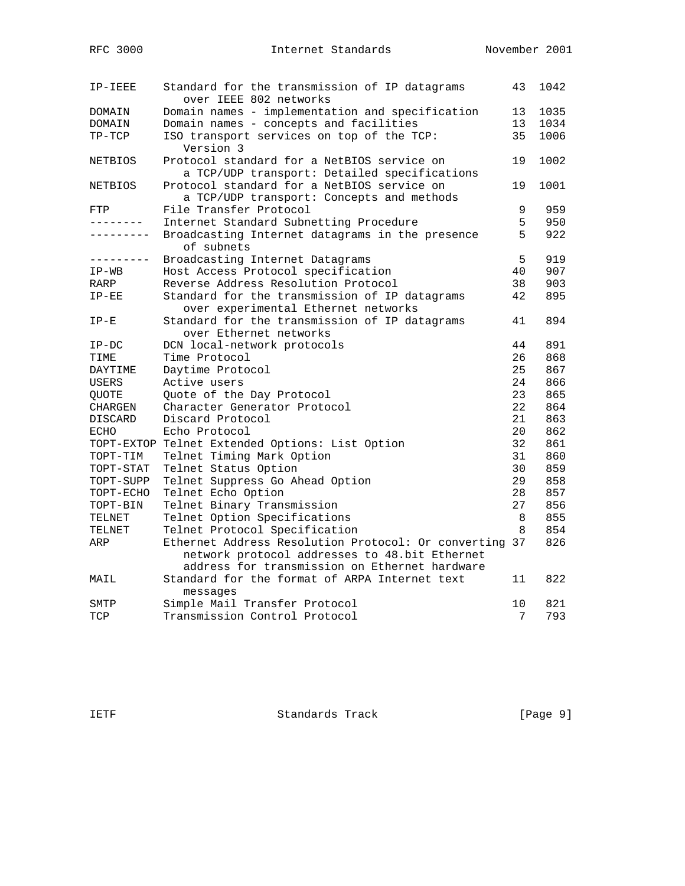| | | | |
|---|---|---|---|
| IP-IEEE | Standard for the transmission of IP datagrams over IEEE 802 networks | 43 | 1042 |
| DOMAIN | Domain names - implementation and specification | 13 | 1035 |
| DOMAIN | Domain names - concepts and facilities | 13 | 1034 |
| TP-TCP | ISO transport services on top of the TCP: Version 3 | 35 | 1006 |
| NETBIOS | Protocol standard for a NetBIOS service on a TCP/UDP transport: Detailed specifications | 19 | 1002 |
| NETBIOS | Protocol standard for a NetBIOS service on a TCP/UDP transport: Concepts and methods | 19 | 1001 |
| FTP | File Transfer Protocol | 9 | 959 |
| -------- | Internet Standard Subnetting Procedure | 5 | 950 |
| --------- | Broadcasting Internet datagrams in the presence of subnets | 5 | 922 |
| --------- | Broadcasting Internet Datagrams | 5 | 919 |
| IP-WB | Host Access Protocol specification | 40 | 907 |
| RARP | Reverse Address Resolution Protocol | 38 | 903 |
| IP-EE | Standard for the transmission of IP datagrams over experimental Ethernet networks | 42 | 895 |
| IP-E | Standard for the transmission of IP datagrams over Ethernet networks | 41 | 894 |
| IP-DC | DCN local-network protocols | 44 | 891 |
| TIME | Time Protocol | 26 | 868 |
| DAYTIME | Daytime Protocol | 25 | 867 |
| USERS | Active users | 24 | 866 |
| QUOTE | Quote of the Day Protocol | 23 | 865 |
| CHARGEN | Character Generator Protocol | 22 | 864 |
| DISCARD | Discard Protocol | 21 | 863 |
| ECHO | Echo Protocol | 20 | 862 |
| TOPT-EXTOP | Telnet Extended Options: List Option | 32 | 861 |
| TOPT-TIM | Telnet Timing Mark Option | 31 | 860 |
| TOPT-STAT | Telnet Status Option | 30 | 859 |
| TOPT-SUPP | Telnet Suppress Go Ahead Option | 29 | 858 |
| TOPT-ECHO | Telnet Echo Option | 28 | 857 |
| TOPT-BIN | Telnet Binary Transmission | 27 | 856 |
| TELNET | Telnet Option Specifications | 8 | 855 |
| TELNET | Telnet Protocol Specification | 8 | 854 |
| ARP | Ethernet Address Resolution Protocol: Or converting network protocol addresses to 48.bit Ethernet address for transmission on Ethernet hardware | 37 | 826 |
| MAIL | Standard for the format of ARPA Internet text messages | 11 | 822 |
| SMTP | Simple Mail Transfer Protocol | 10 | 821 |
| TCP | Transmission Control Protocol | 7 | 793 |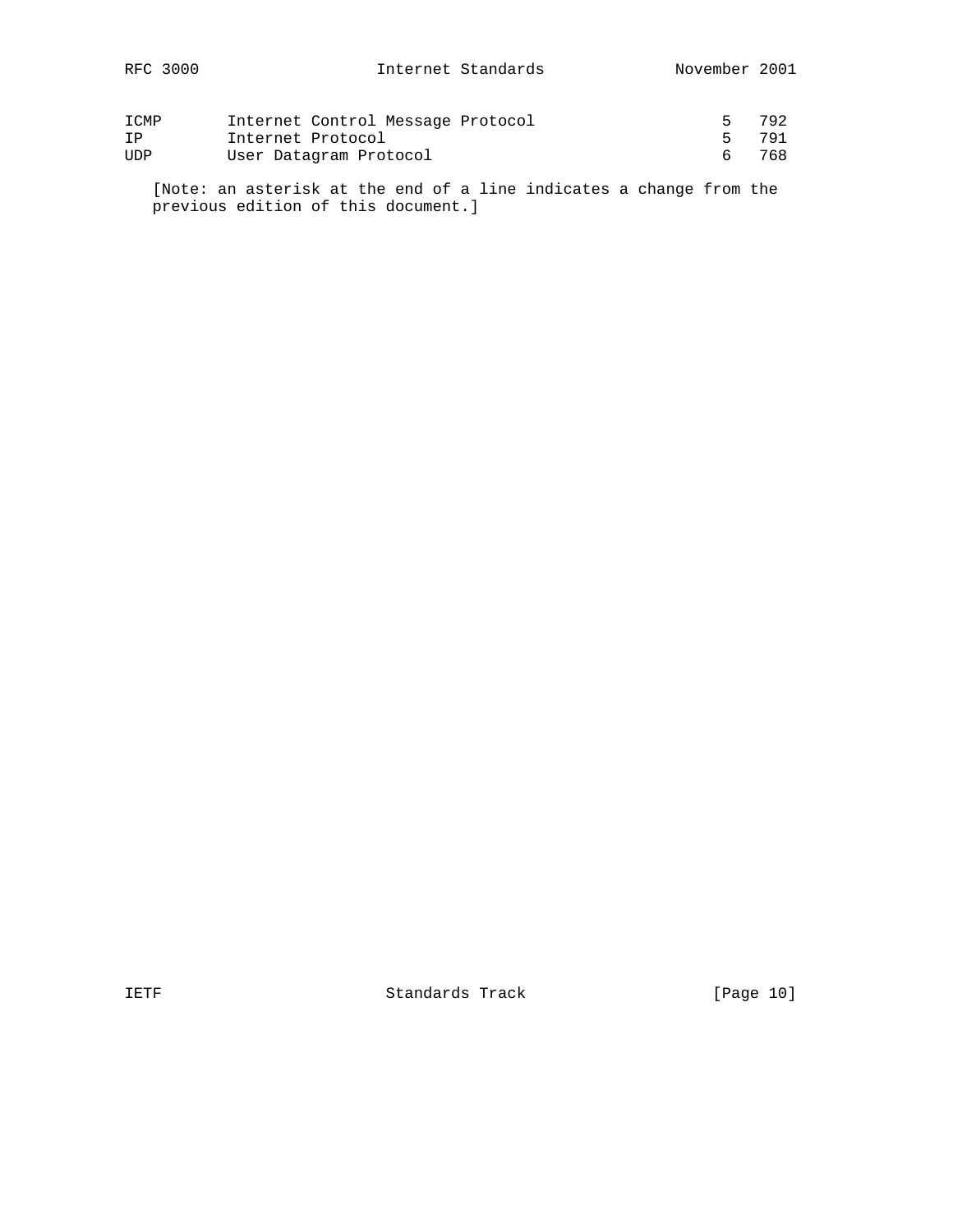| | | | |
|---|---|---|---|
| ICMP | Internet Control Message Protocol | 5 | 792 |
| IP | Internet Protocol | 5 | 791 |
| UDP | User Datagram Protocol | 6 | 768 |

[Note: an asterisk at the end of a line indicates a change from the previous edition of this document.]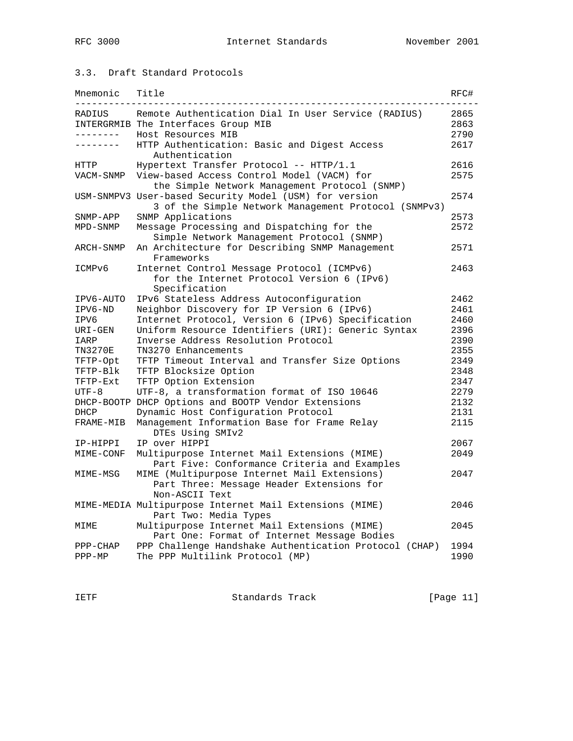### 3.3. Draft Standard Protocols

| Mnemonic | Title | RFC# |
|---|---|---|
| RADIUS | Remote Authentication Dial In User Service (RADIUS) | 2865 |
| INTERGRMIB | The Interfaces Group MIB | 2863 |
| -------- | Host Resources MIB | 2790 |
| -------- | HTTP Authentication: Basic and Digest Access Authentication | 2617 |
| HTTP | Hypertext Transfer Protocol -- HTTP/1.1 | 2616 |
| VACM-SNMP | View-based Access Control Model (VACM) for the Simple Network Management Protocol (SNMP) | 2575 |
| USM-SNMPV3 | User-based Security Model (USM) for version 3 of the Simple Network Management Protocol (SNMPv3) | 2574 |
| SNMP-APP | SNMP Applications | 2573 |
| MPD-SNMP | Message Processing and Dispatching for the Simple Network Management Protocol (SNMP) | 2572 |
| ARCH-SNMP | An Architecture for Describing SNMP Management Frameworks | 2571 |
| ICMPv6 | Internet Control Message Protocol (ICMPv6) for the Internet Protocol Version 6 (IPv6) Specification | 2463 |
| IPV6-AUTO | IPv6 Stateless Address Autoconfiguration | 2462 |
| IPV6-ND | Neighbor Discovery for IP Version 6 (IPv6) | 2461 |
| IPV6 | Internet Protocol, Version 6 (IPv6) Specification | 2460 |
| URI-GEN | Uniform Resource Identifiers (URI): Generic Syntax | 2396 |
| IARP | Inverse Address Resolution Protocol | 2390 |
| TN3270E | TN3270 Enhancements | 2355 |
| TFTP-Opt | TFTP Timeout Interval and Transfer Size Options | 2349 |
| TFTP-Blk | TFTP Blocksize Option | 2348 |
| TFTP-Ext | TFTP Option Extension | 2347 |
| UTF-8 | UTF-8, a transformation format of ISO 10646 | 2279 |
| DHCP-BOOTP | DHCP Options and BOOTP Vendor Extensions | 2132 |
| DHCP | Dynamic Host Configuration Protocol | 2131 |
| FRAME-MIB | Management Information Base for Frame Relay DTEs Using SMIv2 | 2115 |
| IP-HIPPI | IP over HIPPI | 2067 |
| MIME-CONF | Multipurpose Internet Mail Extensions (MIME) Part Five: Conformance Criteria and Examples | 2049 |
| MIME-MSG | MIME (Multipurpose Internet Mail Extensions) Part Three: Message Header Extensions for Non-ASCII Text | 2047 |
| MIME-MEDIA | Multipurpose Internet Mail Extensions (MIME) Part Two: Media Types | 2046 |
| MIME | Multipurpose Internet Mail Extensions (MIME) Part One: Format of Internet Message Bodies | 2045 |
| PPP-CHAP | PPP Challenge Handshake Authentication Protocol (CHAP) | 1994 |
| PPP-MP | The PPP Multilink Protocol (MP) | 1990 |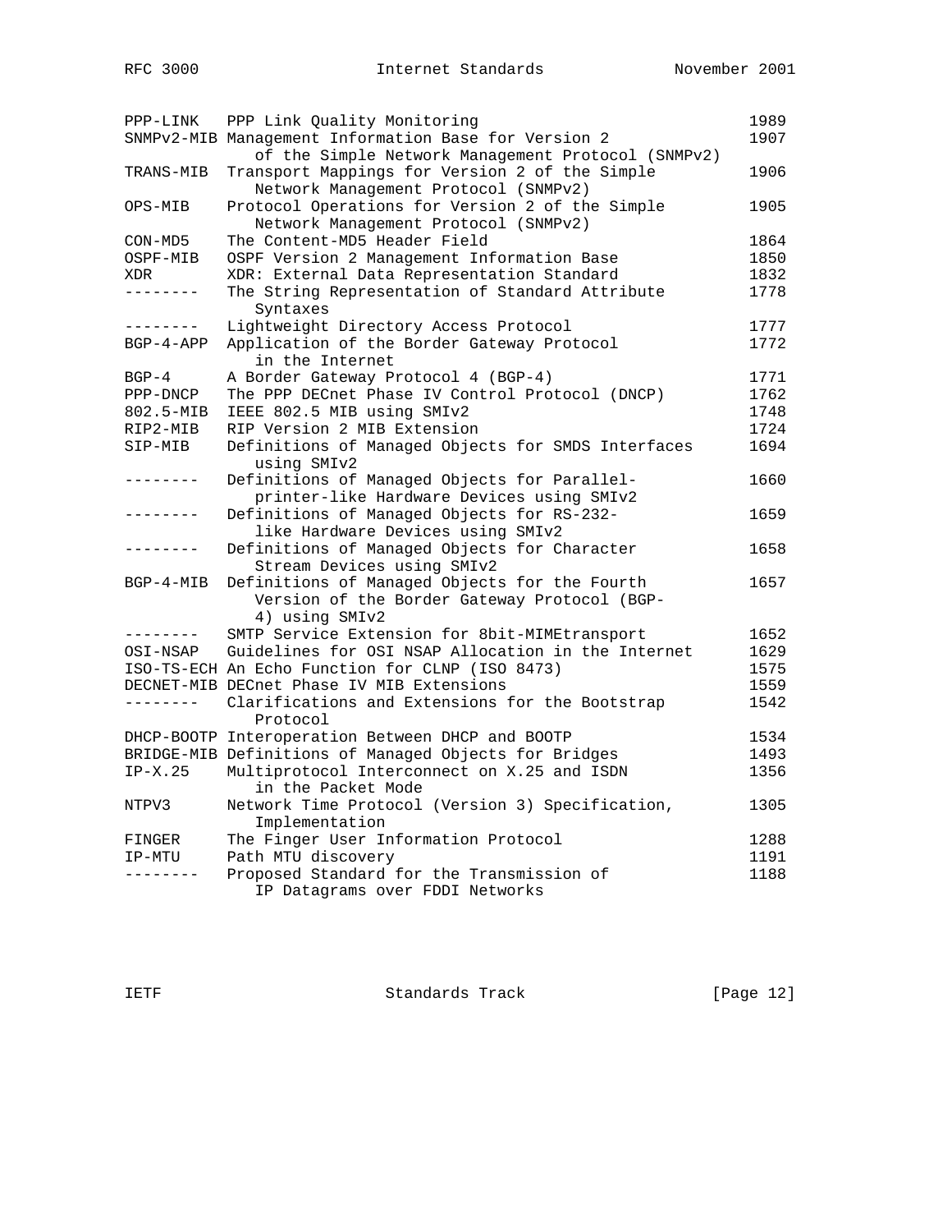| Mnemonic | Title | RFC |
|---|---|---|
| PPP-LINK | PPP Link Quality Monitoring | 1989 |
| SNMPv2-MIB | Management Information Base for Version 2 of the Simple Network Management Protocol (SNMPv2) | 1907 |
| TRANS-MIB | Transport Mappings for Version 2 of the Simple Network Management Protocol (SNMPv2) | 1906 |
| OPS-MIB | Protocol Operations for Version 2 of the Simple Network Management Protocol (SNMPv2) | 1905 |
| CON-MD5 | The Content-MD5 Header Field | 1864 |
| OSPF-MIB | OSPF Version 2 Management Information Base | 1850 |
| XDR | XDR: External Data Representation Standard | 1832 |
| -------- | The String Representation of Standard Attribute Syntaxes | 1778 |
| -------- | Lightweight Directory Access Protocol | 1777 |
| BGP-4-APP | Application of the Border Gateway Protocol in the Internet | 1772 |
| BGP-4 | A Border Gateway Protocol 4 (BGP-4) | 1771 |
| PPP-DNCP | The PPP DECnet Phase IV Control Protocol (DNCP) | 1762 |
| 802.5-MIB | IEEE 802.5 MIB using SMIv2 | 1748 |
| RIP2-MIB | RIP Version 2 MIB Extension | 1724 |
| SIP-MIB | Definitions of Managed Objects for SMDS Interfaces using SMIv2 | 1694 |
| -------- | Definitions of Managed Objects for Parallel-printer-like Hardware Devices using SMIv2 | 1660 |
| -------- | Definitions of Managed Objects for RS-232-like Hardware Devices using SMIv2 | 1659 |
| -------- | Definitions of Managed Objects for Character Stream Devices using SMIv2 | 1658 |
| BGP-4-MIB | Definitions of Managed Objects for the Fourth Version of the Border Gateway Protocol (BGP-4) using SMIv2 | 1657 |
| -------- | SMTP Service Extension for 8bit-MIMEtransport | 1652 |
| OSI-NSAP | Guidelines for OSI NSAP Allocation in the Internet | 1629 |
| ISO-TS-ECH | An Echo Function for CLNP (ISO 8473) | 1575 |
| DECNET-MIB | DECnet Phase IV MIB Extensions | 1559 |
| -------- | Clarifications and Extensions for the Bootstrap Protocol | 1542 |
| DHCP-BOOTP | Interoperation Between DHCP and BOOTP | 1534 |
| BRIDGE-MIB | Definitions of Managed Objects for Bridges | 1493 |
| IP-X.25 | Multiprotocol Interconnect on X.25 and ISDN in the Packet Mode | 1356 |
| NTPV3 | Network Time Protocol (Version 3) Specification, Implementation | 1305 |
| FINGER | The Finger User Information Protocol | 1288 |
| IP-MTU | Path MTU discovery | 1191 |
| -------- | Proposed Standard for the Transmission of IP Datagrams over FDDI Networks | 1188 |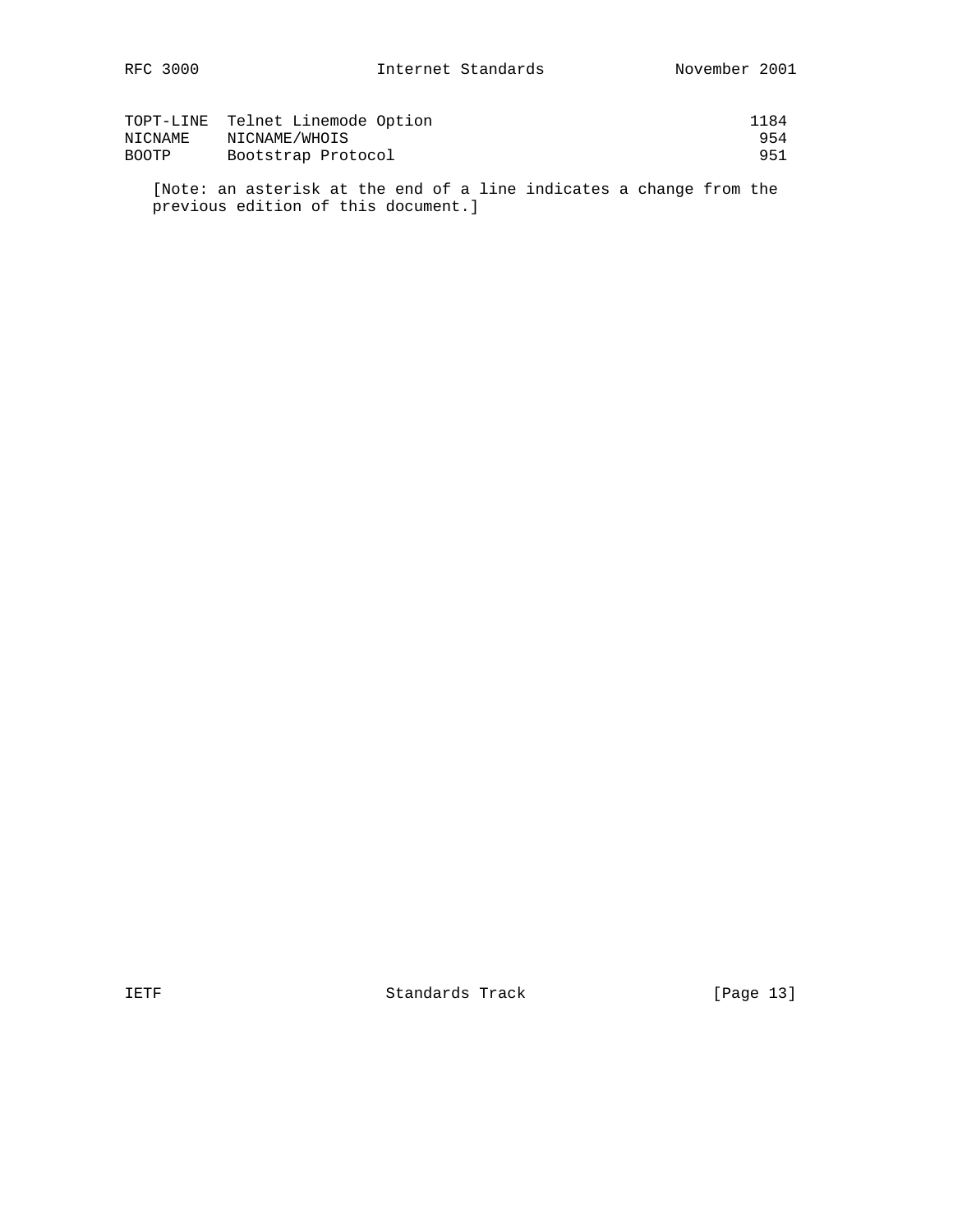| | | |
|---|---|---|
| TOPT-LINE | Telnet Linemode Option | 1184 |
| NICNAME | NICNAME/WHOIS | 954 |
| BOOTP | Bootstrap Protocol | 951 |

[Note: an asterisk at the end of a line indicates a change from the previous edition of this document.]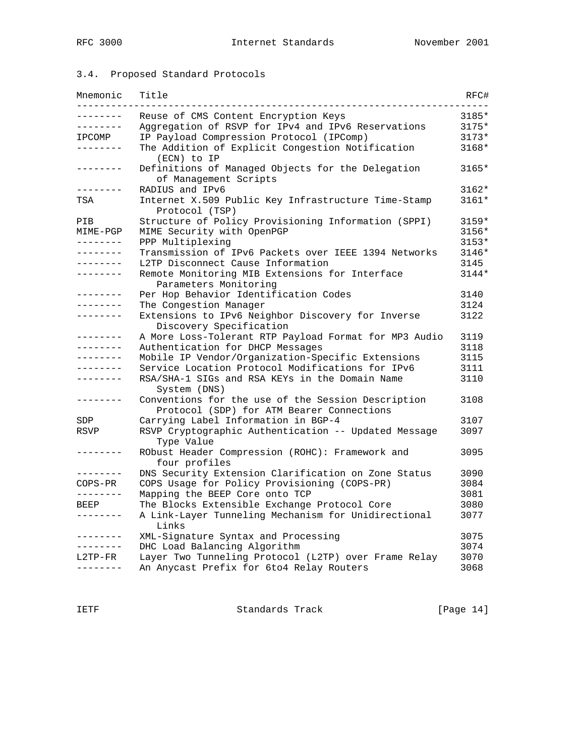### 3.4. Proposed Standard Protocols

| Mnemonic | Title | RFC# |
|---|---|---|
| -------- | Reuse of CMS Content Encryption Keys | 3185* |
| -------- | Aggregation of RSVP for IPv4 and IPv6 Reservations | 3175* |
| IPCOMP | IP Payload Compression Protocol (IPComp) | 3173* |
| -------- | The Addition of Explicit Congestion Notification (ECN) to IP | 3168* |
| -------- | Definitions of Managed Objects for the Delegation of Management Scripts | 3165* |
| -------- | RADIUS and IPv6 | 3162* |
| TSA | Internet X.509 Public Key Infrastructure Time-Stamp Protocol (TSP) | 3161* |
| PIB | Structure of Policy Provisioning Information (SPPI) | 3159* |
| MIME-PGP | MIME Security with OpenPGP | 3156* |
| -------- | PPP Multiplexing | 3153* |
| -------- | Transmission of IPv6 Packets over IEEE 1394 Networks | 3146* |
| -------- | L2TP Disconnect Cause Information | 3145 |
| -------- | Remote Monitoring MIB Extensions for Interface Parameters Monitoring | 3144* |
| -------- | Per Hop Behavior Identification Codes | 3140 |
| -------- | The Congestion Manager | 3124 |
| -------- | Extensions to IPv6 Neighbor Discovery for Inverse Discovery Specification | 3122 |
| -------- | A More Loss-Tolerant RTP Payload Format for MP3 Audio | 3119 |
| -------- | Authentication for DHCP Messages | 3118 |
| -------- | Mobile IP Vendor/Organization-Specific Extensions | 3115 |
| -------- | Service Location Protocol Modifications for IPv6 | 3111 |
| -------- | RSA/SHA-1 SIGs and RSA KEYs in the Domain Name System (DNS) | 3110 |
| -------- | Conventions for the use of the Session Description Protocol (SDP) for ATM Bearer Connections | 3108 |
| SDP | Carrying Label Information in BGP-4 | 3107 |
| RSVP | RSVP Cryptographic Authentication -- Updated Message Type Value | 3097 |
| -------- | RObust Header Compression (ROHC): Framework and four profiles | 3095 |
| -------- | DNS Security Extension Clarification on Zone Status | 3090 |
| COPS-PR | COPS Usage for Policy Provisioning (COPS-PR) | 3084 |
| -------- | Mapping the BEEP Core onto TCP | 3081 |
| BEEP | The Blocks Extensible Exchange Protocol Core | 3080 |
| -------- | A Link-Layer Tunneling Mechanism for Unidirectional Links | 3077 |
| -------- | XML-Signature Syntax and Processing | 3075 |
| -------- | DHC Load Balancing Algorithm | 3074 |
| L2TP-FR | Layer Two Tunneling Protocol (L2TP) over Frame Relay | 3070 |
| -------- | An Anycast Prefix for 6to4 Relay Routers | 3068 |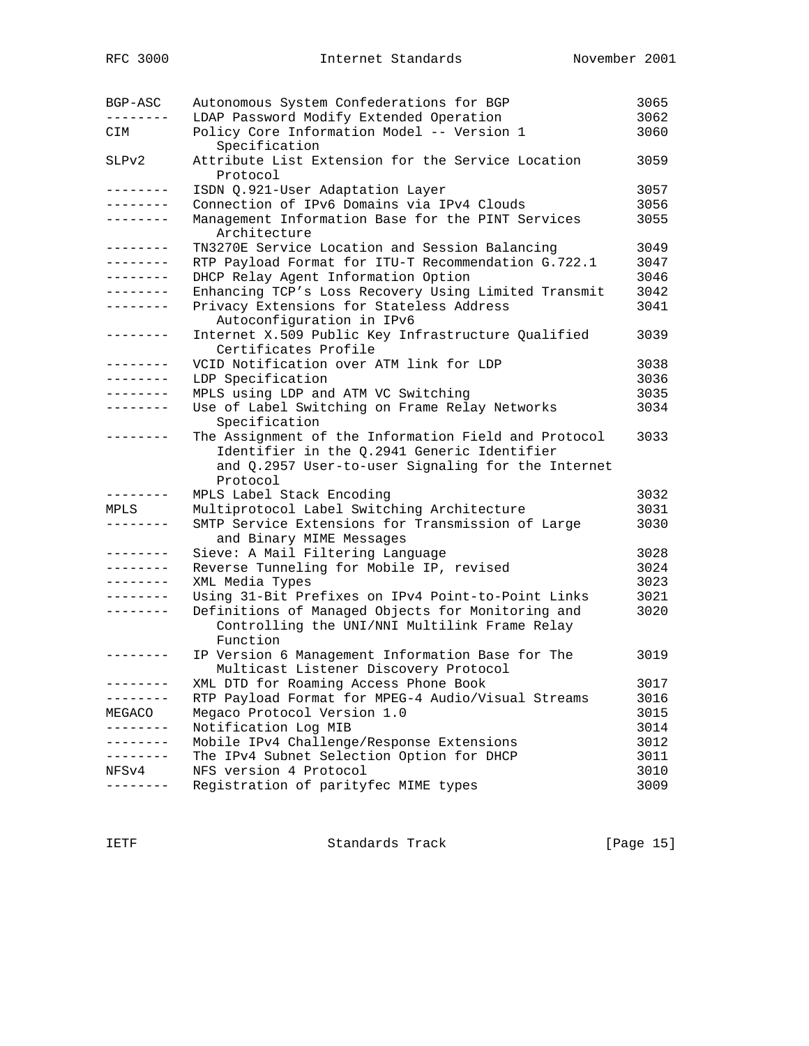| | | |
|---|---|---|
| BGP-ASC | Autonomous System Confederations for BGP | 3065 |
| -------- | LDAP Password Modify Extended Operation | 3062 |
| CIM | Policy Core Information Model -- Version 1 Specification | 3060 |
| SLPv2 | Attribute List Extension for the Service Location Protocol | 3059 |
| -------- | ISDN Q.921-User Adaptation Layer | 3057 |
| -------- | Connection of IPv6 Domains via IPv4 Clouds | 3056 |
| -------- | Management Information Base for the PINT Services Architecture | 3055 |
| -------- | TN3270E Service Location and Session Balancing | 3049 |
| -------- | RTP Payload Format for ITU-T Recommendation G.722.1 | 3047 |
| -------- | DHCP Relay Agent Information Option | 3046 |
| -------- | Enhancing TCP’s Loss Recovery Using Limited Transmit | 3042 |
| -------- | Privacy Extensions for Stateless Address Autoconfiguration in IPv6 | 3041 |
| -------- | Internet X.509 Public Key Infrastructure Qualified Certificates Profile | 3039 |
| -------- | VCID Notification over ATM link for LDP | 3038 |
| -------- | LDP Specification | 3036 |
| -------- | MPLS using LDP and ATM VC Switching | 3035 |
| -------- | Use of Label Switching on Frame Relay Networks Specification | 3034 |
| -------- | The Assignment of the Information Field and Protocol Identifier in the Q.2941 Generic Identifier and Q.2957 User-to-user Signaling for the Internet Protocol | 3033 |
| -------- | MPLS Label Stack Encoding | 3032 |
| MPLS | Multiprotocol Label Switching Architecture | 3031 |
| -------- | SMTP Service Extensions for Transmission of Large and Binary MIME Messages | 3030 |
| -------- | Sieve: A Mail Filtering Language | 3028 |
| -------- | Reverse Tunneling for Mobile IP, revised | 3024 |
| -------- | XML Media Types | 3023 |
| -------- | Using 31-Bit Prefixes on IPv4 Point-to-Point Links | 3021 |
| -------- | Definitions of Managed Objects for Monitoring and Controlling the UNI/NNI Multilink Frame Relay Function | 3020 |
| -------- | IP Version 6 Management Information Base for The Multicast Listener Discovery Protocol | 3019 |
| -------- | XML DTD for Roaming Access Phone Book | 3017 |
| -------- | RTP Payload Format for MPEG-4 Audio/Visual Streams | 3016 |
| MEGACO | Megaco Protocol Version 1.0 | 3015 |
| -------- | Notification Log MIB | 3014 |
| -------- | Mobile IPv4 Challenge/Response Extensions | 3012 |
| -------- | The IPv4 Subnet Selection Option for DHCP | 3011 |
| NFSv4 | NFS version 4 Protocol | 3010 |
| -------- | Registration of parityfec MIME types | 3009 |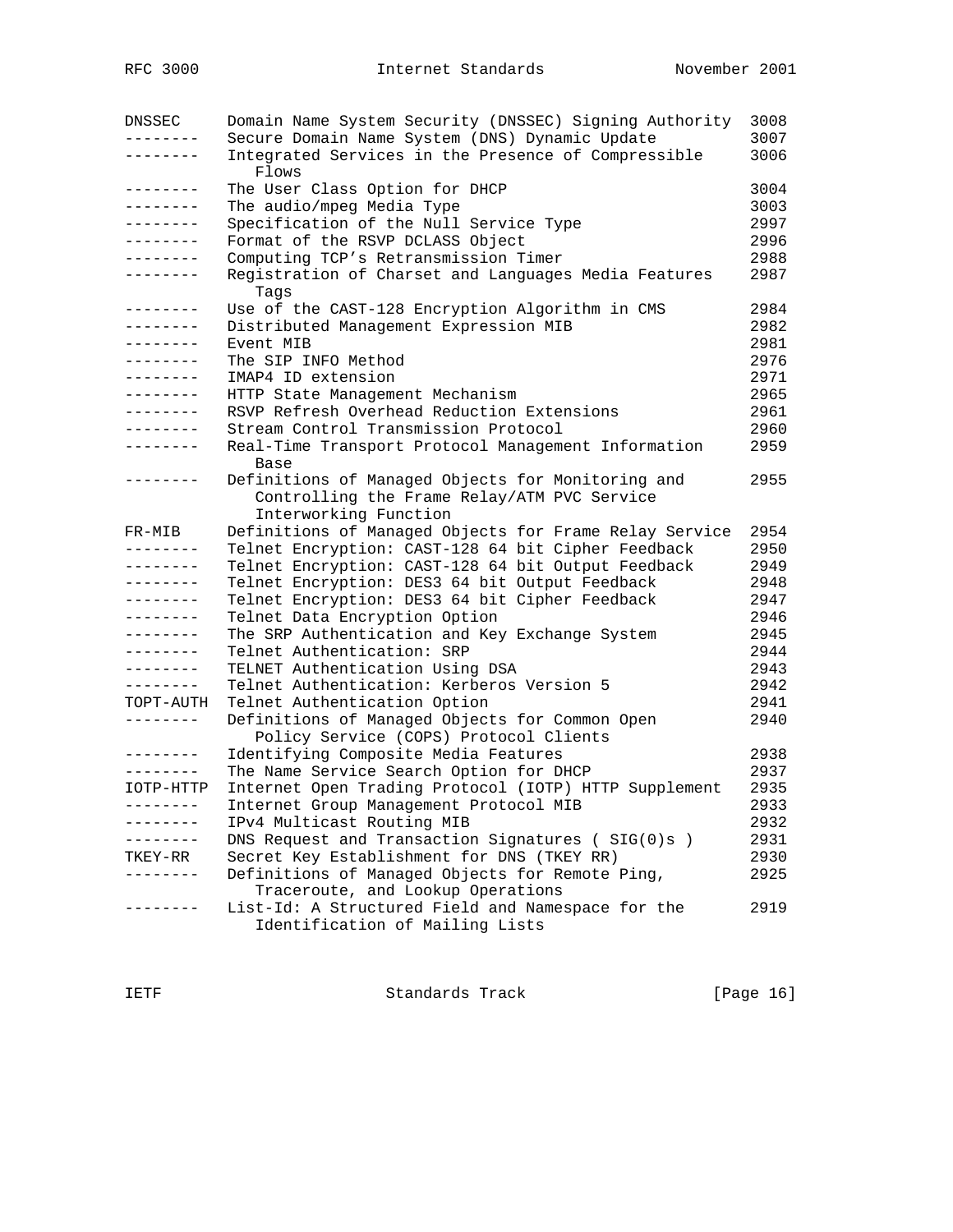| | | |
|---|---|---|
| DNSSEC | Domain Name System Security (DNSSEC) Signing Authority | 3008 |
| -------- | Secure Domain Name System (DNS) Dynamic Update | 3007 |
| -------- | Integrated Services in the Presence of Compressible Flows | 3006 |
| -------- | The User Class Option for DHCP | 3004 |
| -------- | The audio/mpeg Media Type | 3003 |
| -------- | Specification of the Null Service Type | 2997 |
| -------- | Format of the RSVP DCLASS Object | 2996 |
| -------- | Computing TCP's Retransmission Timer | 2988 |
| -------- | Registration of Charset and Languages Media Features Tags | 2987 |
| -------- | Use of the CAST-128 Encryption Algorithm in CMS | 2984 |
| -------- | Distributed Management Expression MIB | 2982 |
| -------- | Event MIB | 2981 |
| -------- | The SIP INFO Method | 2976 |
| -------- | IMAP4 ID extension | 2971 |
| -------- | HTTP State Management Mechanism | 2965 |
| -------- | RSVP Refresh Overhead Reduction Extensions | 2961 |
| -------- | Stream Control Transmission Protocol | 2960 |
| -------- | Real-Time Transport Protocol Management Information Base | 2959 |
| -------- | Definitions of Managed Objects for Monitoring and Controlling the Frame Relay/ATM PVC Service Interworking Function | 2955 |
| FR-MIB | Definitions of Managed Objects for Frame Relay Service | 2954 |
| -------- | Telnet Encryption: CAST-128 64 bit Cipher Feedback | 2950 |
| -------- | Telnet Encryption: CAST-128 64 bit Output Feedback | 2949 |
| -------- | Telnet Encryption: DES3 64 bit Output Feedback | 2948 |
| -------- | Telnet Encryption: DES3 64 bit Cipher Feedback | 2947 |
| -------- | Telnet Data Encryption Option | 2946 |
| -------- | The SRP Authentication and Key Exchange System | 2945 |
| -------- | Telnet Authentication: SRP | 2944 |
| -------- | TELNET Authentication Using DSA | 2943 |
| -------- | Telnet Authentication: Kerberos Version 5 | 2942 |
| TOPT-AUTH | Telnet Authentication Option | 2941 |
| -------- | Definitions of Managed Objects for Common Open Policy Service (COPS) Protocol Clients | 2940 |
| -------- | Identifying Composite Media Features | 2938 |
| -------- | The Name Service Search Option for DHCP | 2937 |
| IOTP-HTTP | Internet Open Trading Protocol (IOTP) HTTP Supplement | 2935 |
| -------- | Internet Group Management Protocol MIB | 2933 |
| -------- | IPv4 Multicast Routing MIB | 2932 |
| -------- | DNS Request and Transaction Signatures ( SIG(0)s ) | 2931 |
| TKEY-RR | Secret Key Establishment for DNS (TKEY RR) | 2930 |
| -------- | Definitions of Managed Objects for Remote Ping, Traceroute, and Lookup Operations | 2925 |
| -------- | List-Id: A Structured Field and Namespace for the Identification of Mailing Lists | 2919 |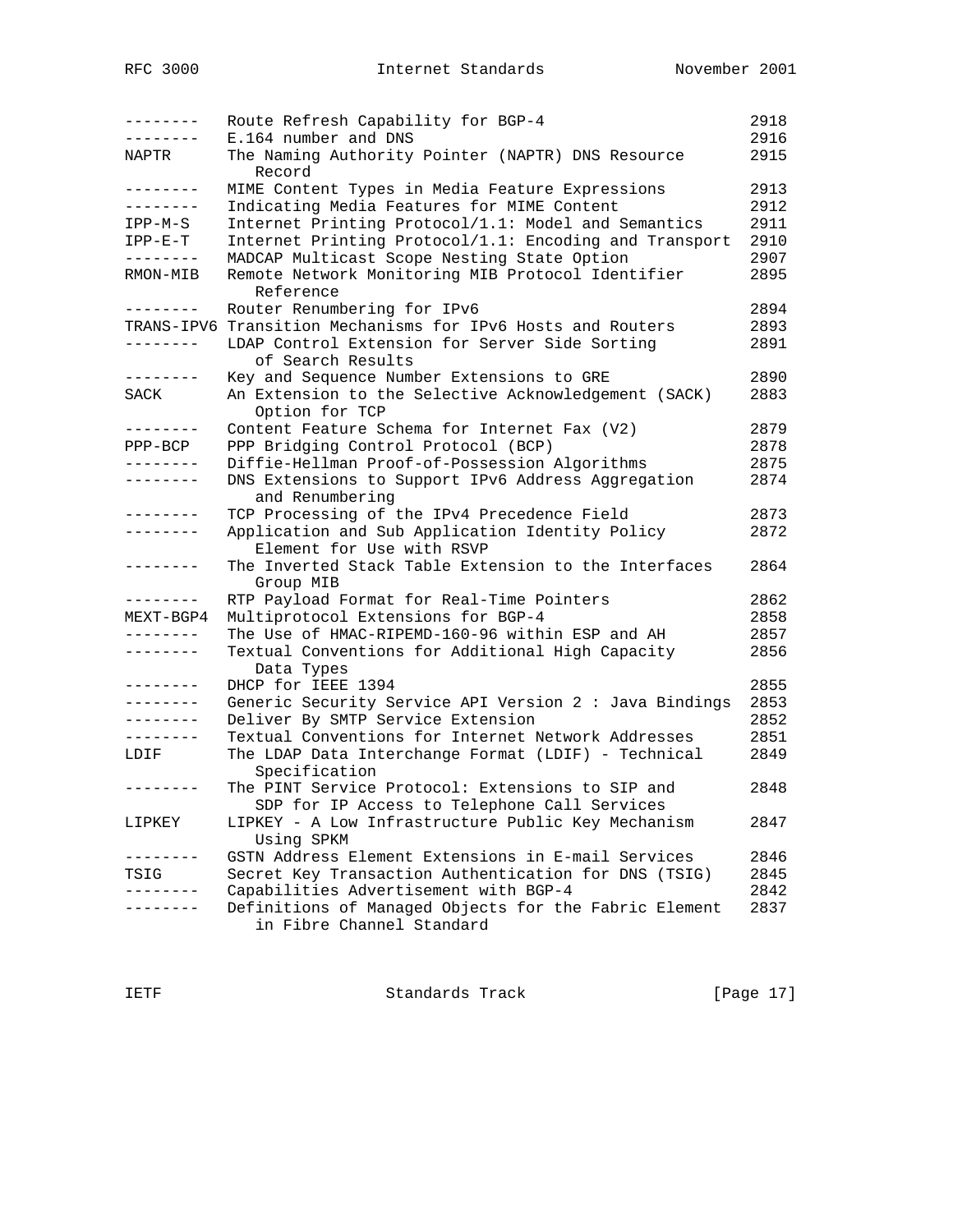| | | |
|---|---|---|
| -------- | Route Refresh Capability for BGP-4 | 2918 |
| -------- | E.164 number and DNS | 2916 |
| NAPTR | The Naming Authority Pointer (NAPTR) DNS Resource Record | 2915 |
| -------- | MIME Content Types in Media Feature Expressions | 2913 |
| -------- | Indicating Media Features for MIME Content | 2912 |
| IPP-M-S | Internet Printing Protocol/1.1: Model and Semantics | 2911 |
| IPP-E-T | Internet Printing Protocol/1.1: Encoding and Transport | 2910 |
| -------- | MADCAP Multicast Scope Nesting State Option | 2907 |
| RMON-MIB | Remote Network Monitoring MIB Protocol Identifier Reference | 2895 |
| -------- | Router Renumbering for IPv6 | 2894 |
| TRANS-IPV6 | Transition Mechanisms for IPv6 Hosts and Routers | 2893 |
| -------- | LDAP Control Extension for Server Side Sorting of Search Results | 2891 |
| -------- | Key and Sequence Number Extensions to GRE | 2890 |
| SACK | An Extension to the Selective Acknowledgement (SACK) Option for TCP | 2883 |
| -------- | Content Feature Schema for Internet Fax (V2) | 2879 |
| PPP-BCP | PPP Bridging Control Protocol (BCP) | 2878 |
| -------- | Diffie-Hellman Proof-of-Possession Algorithms | 2875 |
| -------- | DNS Extensions to Support IPv6 Address Aggregation and Renumbering | 2874 |
| -------- | TCP Processing of the IPv4 Precedence Field | 2873 |
| -------- | Application and Sub Application Identity Policy Element for Use with RSVP | 2872 |
| -------- | The Inverted Stack Table Extension to the Interfaces Group MIB | 2864 |
| -------- | RTP Payload Format for Real-Time Pointers | 2862 |
| MEXT-BGP4 | Multiprotocol Extensions for BGP-4 | 2858 |
| -------- | The Use of HMAC-RIPEMD-160-96 within ESP and AH | 2857 |
| -------- | Textual Conventions for Additional High Capacity Data Types | 2856 |
| -------- | DHCP for IEEE 1394 | 2855 |
| -------- | Generic Security Service API Version 2 : Java Bindings | 2853 |
| -------- | Deliver By SMTP Service Extension | 2852 |
| -------- | Textual Conventions for Internet Network Addresses | 2851 |
| LDIF | The LDAP Data Interchange Format (LDIF) - Technical Specification | 2849 |
| -------- | The PINT Service Protocol: Extensions to SIP and SDP for IP Access to Telephone Call Services | 2848 |
| LIPKEY | LIPKEY - A Low Infrastructure Public Key Mechanism Using SPKM | 2847 |
| -------- | GSTN Address Element Extensions in E-mail Services | 2846 |
| TSIG | Secret Key Transaction Authentication for DNS (TSIG) | 2845 |
| -------- | Capabilities Advertisement with BGP-4 | 2842 |
| -------- | Definitions of Managed Objects for the Fabric Element in Fibre Channel Standard | 2837 |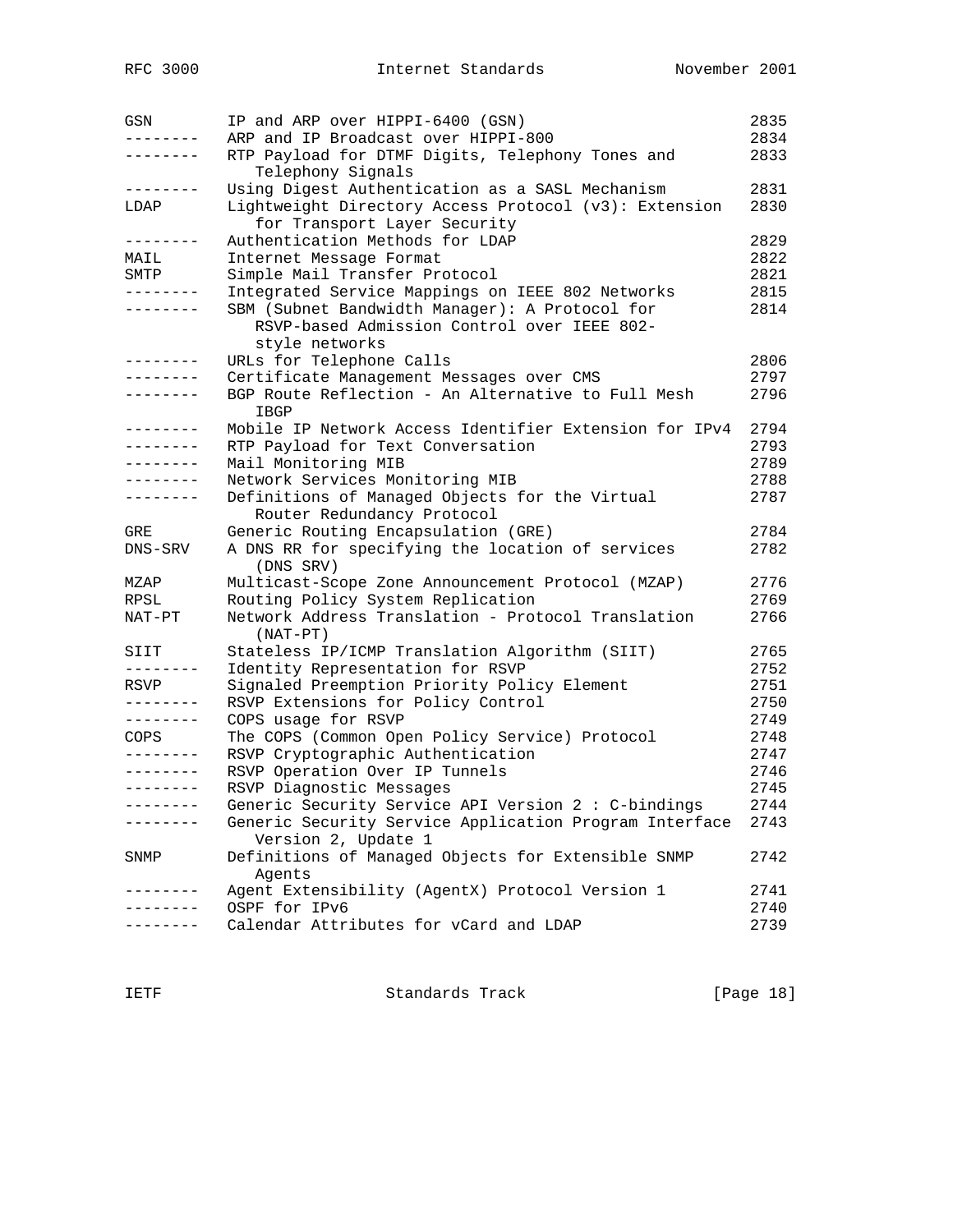| | | |
|---|---|---|
| GSN | IP and ARP over HIPPI-6400 (GSN) | 2835 |
| -------- | ARP and IP Broadcast over HIPPI-800 | 2834 |
| -------- | RTP Payload for DTMF Digits, Telephony Tones and Telephony Signals | 2833 |
| -------- | Using Digest Authentication as a SASL Mechanism | 2831 |
| LDAP | Lightweight Directory Access Protocol (v3): Extension for Transport Layer Security | 2830 |
| -------- | Authentication Methods for LDAP | 2829 |
| MAIL | Internet Message Format | 2822 |
| SMTP | Simple Mail Transfer Protocol | 2821 |
| -------- | Integrated Service Mappings on IEEE 802 Networks | 2815 |
| -------- | SBM (Subnet Bandwidth Manager): A Protocol for RSVP-based Admission Control over IEEE 802-style networks | 2814 |
| -------- | URLs for Telephone Calls | 2806 |
| -------- | Certificate Management Messages over CMS | 2797 |
| -------- | BGP Route Reflection - An Alternative to Full Mesh IBGP | 2796 |
| -------- | Mobile IP Network Access Identifier Extension for IPv4 | 2794 |
| -------- | RTP Payload for Text Conversation | 2793 |
| -------- | Mail Monitoring MIB | 2789 |
| -------- | Network Services Monitoring MIB | 2788 |
| -------- | Definitions of Managed Objects for the Virtual Router Redundancy Protocol | 2787 |
| GRE | Generic Routing Encapsulation (GRE) | 2784 |
| DNS-SRV | A DNS RR for specifying the location of services (DNS SRV) | 2782 |
| MZAP | Multicast-Scope Zone Announcement Protocol (MZAP) | 2776 |
| RPSL | Routing Policy System Replication | 2769 |
| NAT-PT | Network Address Translation - Protocol Translation (NAT-PT) | 2766 |
| SIIT | Stateless IP/ICMP Translation Algorithm (SIIT) | 2765 |
| -------- | Identity Representation for RSVP | 2752 |
| RSVP | Signaled Preemption Priority Policy Element | 2751 |
| -------- | RSVP Extensions for Policy Control | 2750 |
| -------- | COPS usage for RSVP | 2749 |
| COPS | The COPS (Common Open Policy Service) Protocol | 2748 |
| -------- | RSVP Cryptographic Authentication | 2747 |
| -------- | RSVP Operation Over IP Tunnels | 2746 |
| -------- | RSVP Diagnostic Messages | 2745 |
| -------- | Generic Security Service API Version 2 : C-bindings | 2744 |
| -------- | Generic Security Service Application Program Interface Version 2, Update 1 | 2743 |
| SNMP | Definitions of Managed Objects for Extensible SNMP Agents | 2742 |
| -------- | Agent Extensibility (AgentX) Protocol Version 1 | 2741 |
| -------- | OSPF for IPv6 | 2740 |
| -------- | Calendar Attributes for vCard and LDAP | 2739 |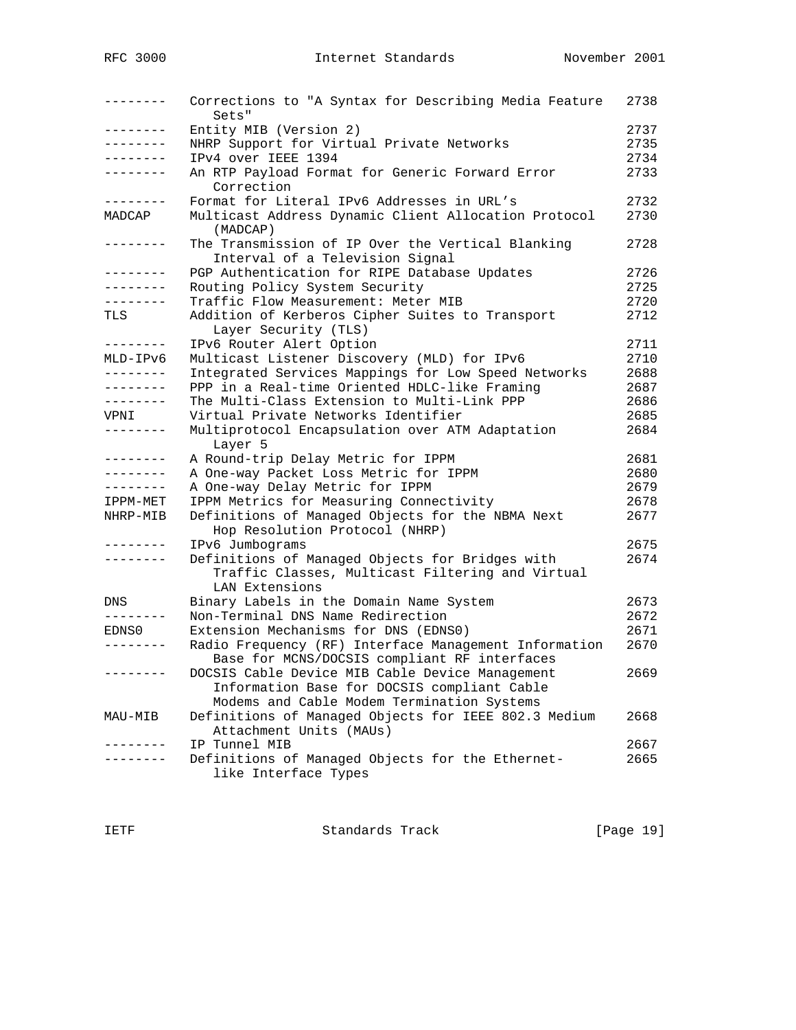| Mnemonic | Title | RFC# |
|---|---|---|
| -------- | Corrections to "A Syntax for Describing Media Feature Sets" | 2738 |
| -------- | Entity MIB (Version 2) | 2737 |
| -------- | NHRP Support for Virtual Private Networks | 2735 |
| -------- | IPv4 over IEEE 1394 | 2734 |
| -------- | An RTP Payload Format for Generic Forward Error Correction | 2733 |
| -------- | Format for Literal IPv6 Addresses in URL's | 2732 |
| MADCAP | Multicast Address Dynamic Client Allocation Protocol (MADCAP) | 2730 |
| -------- | The Transmission of IP Over the Vertical Blanking Interval of a Television Signal | 2728 |
| -------- | PGP Authentication for RIPE Database Updates | 2726 |
| -------- | Routing Policy System Security | 2725 |
| -------- | Traffic Flow Measurement: Meter MIB | 2720 |
| TLS | Addition of Kerberos Cipher Suites to Transport Layer Security (TLS) | 2712 |
| -------- | IPv6 Router Alert Option | 2711 |
| MLD-IPv6 | Multicast Listener Discovery (MLD) for IPv6 | 2710 |
| -------- | Integrated Services Mappings for Low Speed Networks | 2688 |
| -------- | PPP in a Real-time Oriented HDLC-like Framing | 2687 |
| -------- | The Multi-Class Extension to Multi-Link PPP | 2686 |
| VPNI | Virtual Private Networks Identifier | 2685 |
| -------- | Multiprotocol Encapsulation over ATM Adaptation Layer 5 | 2684 |
| -------- | A Round-trip Delay Metric for IPPM | 2681 |
| -------- | A One-way Packet Loss Metric for IPPM | 2680 |
| -------- | A One-way Delay Metric for IPPM | 2679 |
| IPPM-MET | IPPM Metrics for Measuring Connectivity | 2678 |
| NHRP-MIB | Definitions of Managed Objects for the NBMA Next Hop Resolution Protocol (NHRP) | 2677 |
| -------- | IPv6 Jumbograms | 2675 |
| -------- | Definitions of Managed Objects for Bridges with Traffic Classes, Multicast Filtering and Virtual LAN Extensions | 2674 |
| DNS | Binary Labels in the Domain Name System | 2673 |
| -------- | Non-Terminal DNS Name Redirection | 2672 |
| EDNS0 | Extension Mechanisms for DNS (EDNS0) | 2671 |
| -------- | Radio Frequency (RF) Interface Management Information Base for MCNS/DOCSIS compliant RF interfaces | 2670 |
| -------- | DOCSIS Cable Device MIB Cable Device Management Information Base for DOCSIS compliant Cable Modems and Cable Modem Termination Systems | 2669 |
| MAU-MIB | Definitions of Managed Objects for IEEE 802.3 Medium Attachment Units (MAUs) | 2668 |
| -------- | IP Tunnel MIB | 2667 |
| -------- | Definitions of Managed Objects for the Ethernet-like Interface Types | 2665 |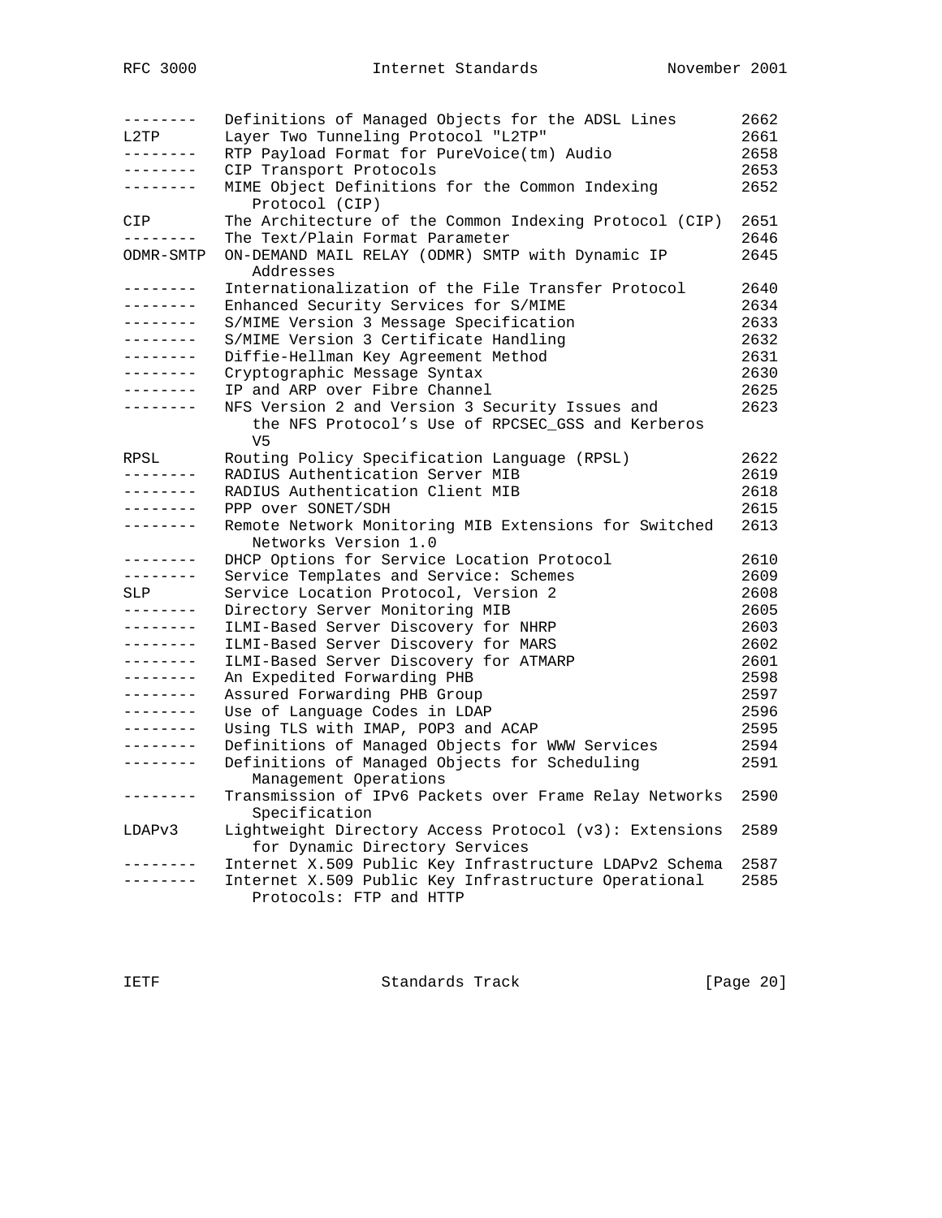| | | |
|---|---|---|
| -------- | Definitions of Managed Objects for the ADSL Lines | 2662 |
| L2TP | Layer Two Tunneling Protocol "L2TP" | 2661 |
| -------- | RTP Payload Format for PureVoice(tm) Audio | 2658 |
| -------- | CIP Transport Protocols | 2653 |
| -------- | MIME Object Definitions for the Common Indexing Protocol (CIP) | 2652 |
| CIP | The Architecture of the Common Indexing Protocol (CIP) | 2651 |
| -------- | The Text/Plain Format Parameter | 2646 |
| ODMR-SMTP | ON-DEMAND MAIL RELAY (ODMR) SMTP with Dynamic IP Addresses | 2645 |
| -------- | Internationalization of the File Transfer Protocol | 2640 |
| -------- | Enhanced Security Services for S/MIME | 2634 |
| -------- | S/MIME Version 3 Message Specification | 2633 |
| -------- | S/MIME Version 3 Certificate Handling | 2632 |
| -------- | Diffie-Hellman Key Agreement Method | 2631 |
| -------- | Cryptographic Message Syntax | 2630 |
| -------- | IP and ARP over Fibre Channel | 2625 |
| -------- | NFS Version 2 and Version 3 Security Issues and the NFS Protocol's Use of RPCSEC_GSS and Kerberos V5 | 2623 |
| RPSL | Routing Policy Specification Language (RPSL) | 2622 |
| -------- | RADIUS Authentication Server MIB | 2619 |
| -------- | RADIUS Authentication Client MIB | 2618 |
| -------- | PPP over SONET/SDH | 2615 |
| -------- | Remote Network Monitoring MIB Extensions for Switched Networks Version 1.0 | 2613 |
| -------- | DHCP Options for Service Location Protocol | 2610 |
| -------- | Service Templates and Service: Schemes | 2609 |
| SLP | Service Location Protocol, Version 2 | 2608 |
| -------- | Directory Server Monitoring MIB | 2605 |
| -------- | ILMI-Based Server Discovery for NHRP | 2603 |
| -------- | ILMI-Based Server Discovery for MARS | 2602 |
| -------- | ILMI-Based Server Discovery for ATMARP | 2601 |
| -------- | An Expedited Forwarding PHB | 2598 |
| -------- | Assured Forwarding PHB Group | 2597 |
| -------- | Use of Language Codes in LDAP | 2596 |
| -------- | Using TLS with IMAP, POP3 and ACAP | 2595 |
| -------- | Definitions of Managed Objects for WWW Services | 2594 |
| -------- | Definitions of Managed Objects for Scheduling Management Operations | 2591 |
| -------- | Transmission of IPv6 Packets over Frame Relay Networks Specification | 2590 |
| LDAPv3 | Lightweight Directory Access Protocol (v3): Extensions for Dynamic Directory Services | 2589 |
| -------- | Internet X.509 Public Key Infrastructure LDAPv2 Schema | 2587 |
| -------- | Internet X.509 Public Key Infrastructure Operational Protocols: FTP and HTTP | 2585 |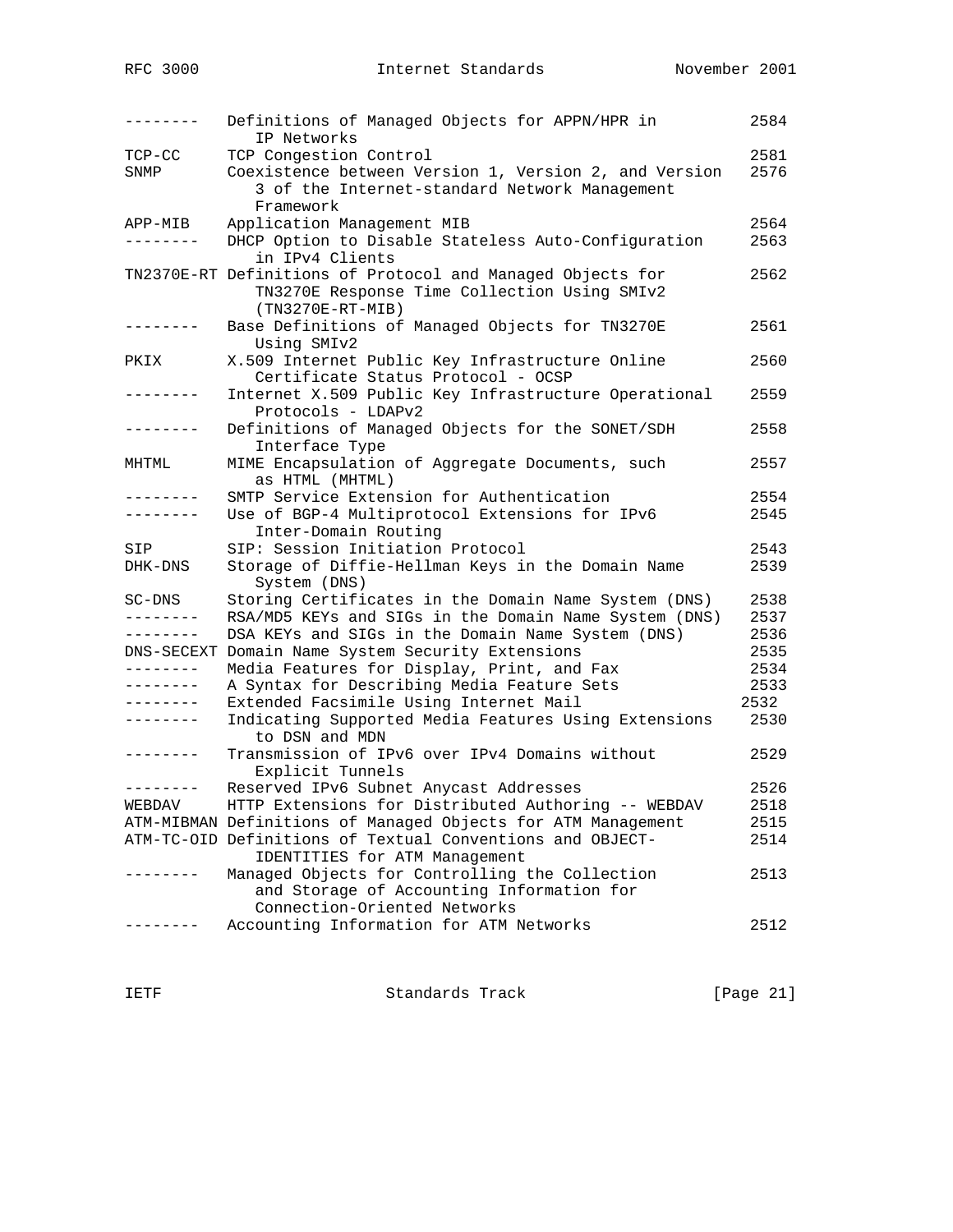| | | |
|---|---|---|
| -------- | Definitions of Managed Objects for APPN/HPR in IP Networks | 2584 |
| TCP-CC | TCP Congestion Control | 2581 |
| SNMP | Coexistence between Version 1, Version 2, and Version 3 of the Internet-standard Network Management Framework | 2576 |
| APP-MIB | Application Management MIB | 2564 |
| -------- | DHCP Option to Disable Stateless Auto-Configuration in IPv4 Clients | 2563 |
| TN2370E-RT | Definitions of Protocol and Managed Objects for TN3270E Response Time Collection Using SMIv2 (TN3270E-RT-MIB) | 2562 |
| -------- | Base Definitions of Managed Objects for TN3270E Using SMIv2 | 2561 |
| PKIX | X.509 Internet Public Key Infrastructure Online Certificate Status Protocol - OCSP | 2560 |
| -------- | Internet X.509 Public Key Infrastructure Operational Protocols - LDAPv2 | 2559 |
| -------- | Definitions of Managed Objects for the SONET/SDH Interface Type | 2558 |
| MHTML | MIME Encapsulation of Aggregate Documents, such as HTML (MHTML) | 2557 |
| -------- | SMTP Service Extension for Authentication | 2554 |
| -------- | Use of BGP-4 Multiprotocol Extensions for IPv6 Inter-Domain Routing | 2545 |
| SIP | SIP: Session Initiation Protocol | 2543 |
| DHK-DNS | Storage of Diffie-Hellman Keys in the Domain Name System (DNS) | 2539 |
| SC-DNS | Storing Certificates in the Domain Name System (DNS) | 2538 |
| -------- | RSA/MD5 KEYs and SIGs in the Domain Name System (DNS) | 2537 |
| -------- | DSA KEYs and SIGs in the Domain Name System (DNS) | 2536 |
| DNS-SECEXT | Domain Name System Security Extensions | 2535 |
| -------- | Media Features for Display, Print, and Fax | 2534 |
| -------- | A Syntax for Describing Media Feature Sets | 2533 |
| -------- | Extended Facsimile Using Internet Mail | 2532 |
| -------- | Indicating Supported Media Features Using Extensions to DSN and MDN | 2530 |
| -------- | Transmission of IPv6 over IPv4 Domains without Explicit Tunnels | 2529 |
| -------- | Reserved IPv6 Subnet Anycast Addresses | 2526 |
| WEBDAV | HTTP Extensions for Distributed Authoring -- WEBDAV | 2518 |
| ATM-MIBMAN | Definitions of Managed Objects for ATM Management | 2515 |
| ATM-TC-OID | Definitions of Textual Conventions and OBJECT-IDENTITIES for ATM Management | 2514 |
| -------- | Managed Objects for Controlling the Collection and Storage of Accounting Information for Connection-Oriented Networks | 2513 |
| -------- | Accounting Information for ATM Networks | 2512 |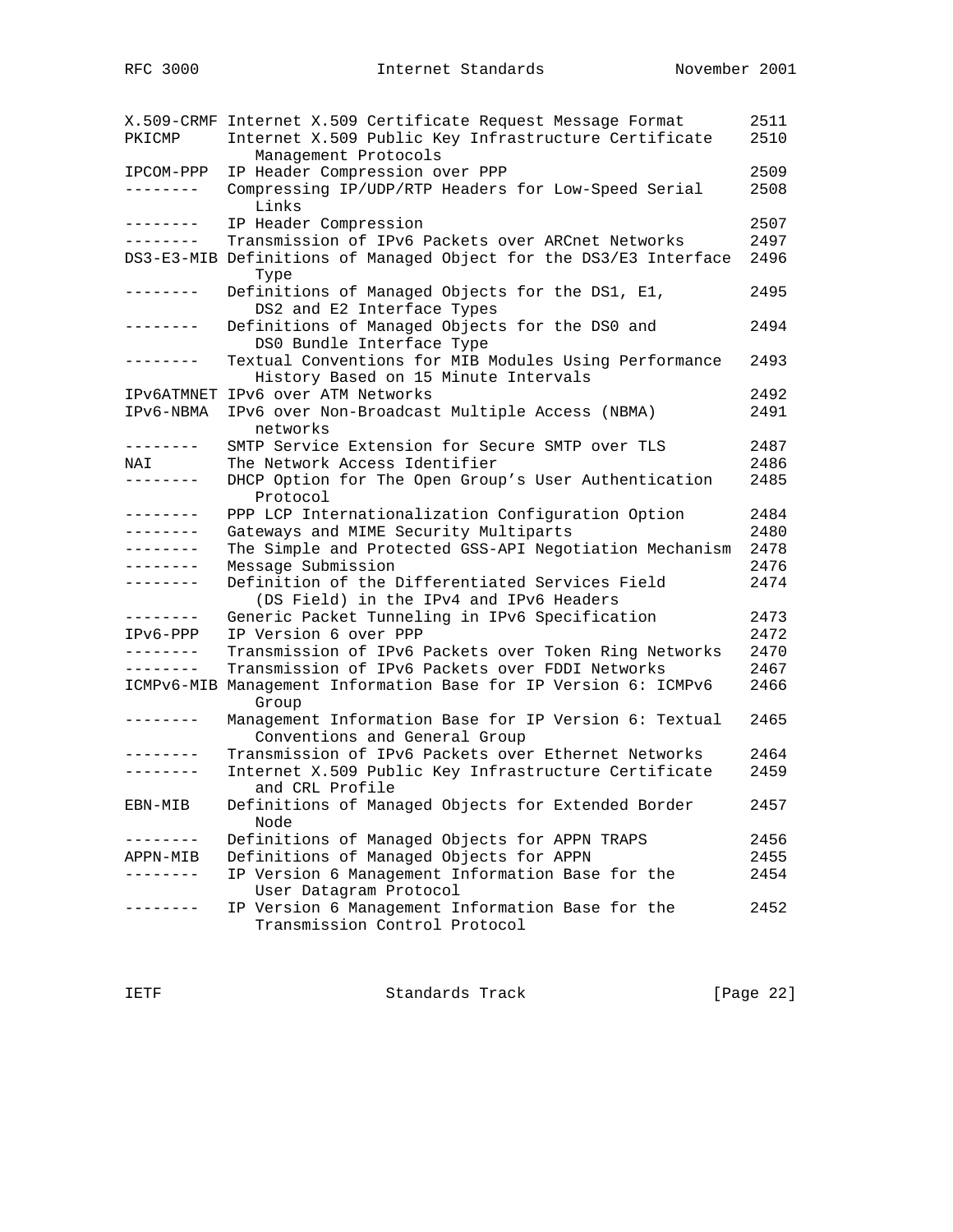| | | |
|---|---|---|
| X.509-CRMF | Internet X.509 Certificate Request Message Format | 2511 |
| PKICMP | Internet X.509 Public Key Infrastructure Certificate Management Protocols | 2510 |
| IPCOM-PPP | IP Header Compression over PPP | 2509 |
| -------- | Compressing IP/UDP/RTP Headers for Low-Speed Serial Links | 2508 |
| -------- | IP Header Compression | 2507 |
| -------- | Transmission of IPv6 Packets over ARCnet Networks | 2497 |
| DS3-E3-MIB | Definitions of Managed Object for the DS3/E3 Interface Type | 2496 |
| -------- | Definitions of Managed Objects for the DS1, E1, DS2 and E2 Interface Types | 2495 |
| -------- | Definitions of Managed Objects for the DS0 and DS0 Bundle Interface Type | 2494 |
| -------- | Textual Conventions for MIB Modules Using Performance History Based on 15 Minute Intervals | 2493 |
| IPv6ATMNET | IPv6 over ATM Networks | 2492 |
| IPv6-NBMA | IPv6 over Non-Broadcast Multiple Access (NBMA) networks | 2491 |
| -------- | SMTP Service Extension for Secure SMTP over TLS | 2487 |
| NAI | The Network Access Identifier | 2486 |
| -------- | DHCP Option for The Open Group's User Authentication Protocol | 2485 |
| -------- | PPP LCP Internationalization Configuration Option | 2484 |
| -------- | Gateways and MIME Security Multiparts | 2480 |
| -------- | The Simple and Protected GSS-API Negotiation Mechanism | 2478 |
| -------- | Message Submission | 2476 |
| -------- | Definition of the Differentiated Services Field (DS Field) in the IPv4 and IPv6 Headers | 2474 |
| -------- | Generic Packet Tunneling in IPv6 Specification | 2473 |
| IPv6-PPP | IP Version 6 over PPP | 2472 |
| -------- | Transmission of IPv6 Packets over Token Ring Networks | 2470 |
| -------- | Transmission of IPv6 Packets over FDDI Networks | 2467 |
| ICMPv6-MIB | Management Information Base for IP Version 6: ICMPv6 Group | 2466 |
| -------- | Management Information Base for IP Version 6: Textual Conventions and General Group | 2465 |
| -------- | Transmission of IPv6 Packets over Ethernet Networks | 2464 |
| -------- | Internet X.509 Public Key Infrastructure Certificate and CRL Profile | 2459 |
| EBN-MIB | Definitions of Managed Objects for Extended Border Node | 2457 |
| -------- | Definitions of Managed Objects for APPN TRAPS | 2456 |
| APPN-MIB | Definitions of Managed Objects for APPN | 2455 |
| -------- | IP Version 6 Management Information Base for the User Datagram Protocol | 2454 |
| -------- | IP Version 6 Management Information Base for the Transmission Control Protocol | 2452 |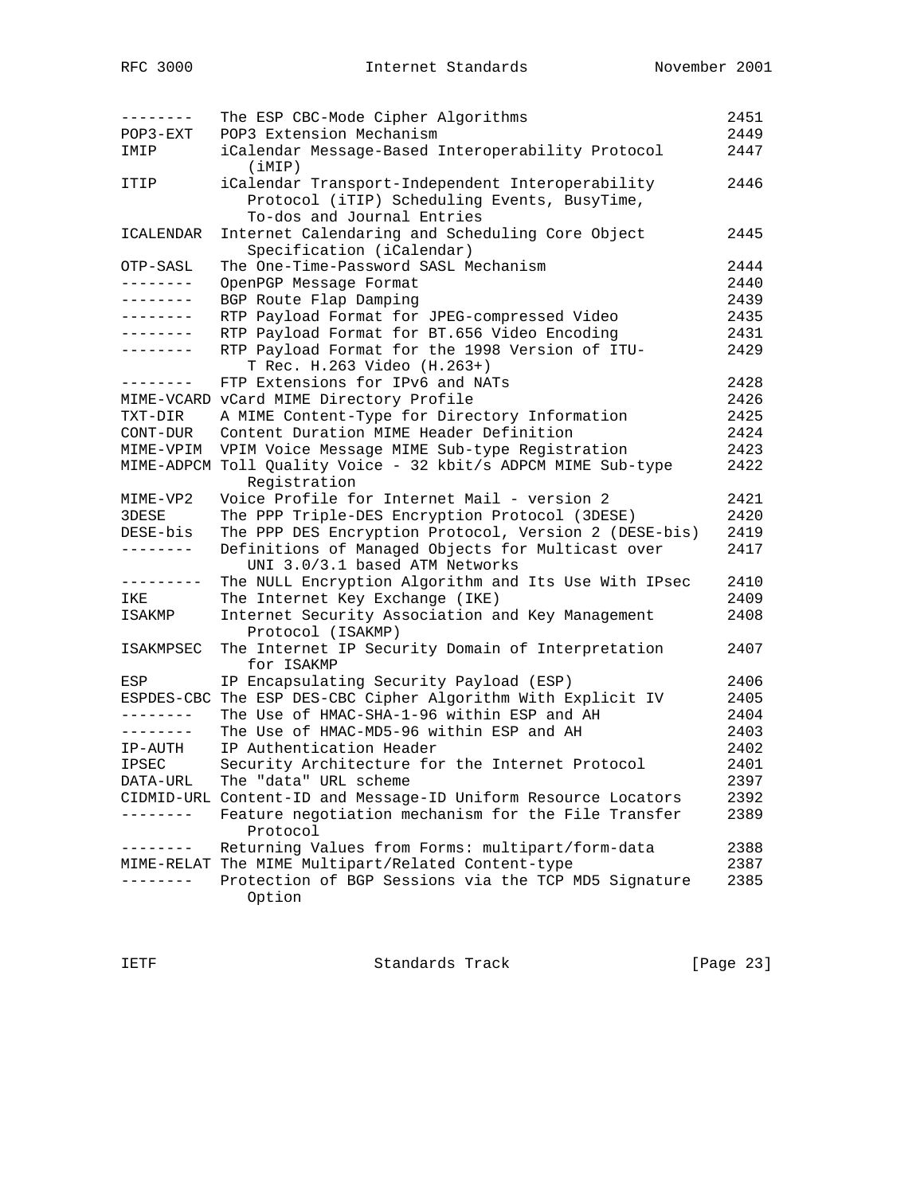| | | |
|---|---|---|
| -------- | The ESP CBC-Mode Cipher Algorithms | 2451 |
| POP3-EXT | POP3 Extension Mechanism | 2449 |
| IMIP | iCalendar Message-Based Interoperability Protocol (iMIP) | 2447 |
| ITIP | iCalendar Transport-Independent Interoperability Protocol (iTIP) Scheduling Events, BusyTime, To-dos and Journal Entries | 2446 |
| ICALENDAR | Internet Calendaring and Scheduling Core Object Specification (iCalendar) | 2445 |
| OTP-SASL | The One-Time-Password SASL Mechanism | 2444 |
| -------- | OpenPGP Message Format | 2440 |
| -------- | BGP Route Flap Damping | 2439 |
| -------- | RTP Payload Format for JPEG-compressed Video | 2435 |
| -------- | RTP Payload Format for BT.656 Video Encoding | 2431 |
| -------- | RTP Payload Format for the 1998 Version of ITU-T Rec. H.263 Video (H.263+) | 2429 |
| -------- | FTP Extensions for IPv6 and NATs | 2428 |
| MIME-VCARD | vCard MIME Directory Profile | 2426 |
| TXT-DIR | A MIME Content-Type for Directory Information | 2425 |
| CONT-DUR | Content Duration MIME Header Definition | 2424 |
| MIME-VPIM | VPIM Voice Message MIME Sub-type Registration | 2423 |
| MIME-ADPCM | Toll Quality Voice - 32 kbit/s ADPCM MIME Sub-type Registration | 2422 |
| MIME-VP2 | Voice Profile for Internet Mail - version 2 | 2421 |
| 3DESE | The PPP Triple-DES Encryption Protocol (3DESE) | 2420 |
| DESE-bis | The PPP DES Encryption Protocol, Version 2 (DESE-bis) | 2419 |
| -------- | Definitions of Managed Objects for Multicast over UNI 3.0/3.1 based ATM Networks | 2417 |
| --------- | The NULL Encryption Algorithm and Its Use With IPsec | 2410 |
| IKE | The Internet Key Exchange (IKE) | 2409 |
| ISAKMP | Internet Security Association and Key Management Protocol (ISAKMP) | 2408 |
| ISAKMPSEC | The Internet IP Security Domain of Interpretation for ISAKMP | 2407 |
| ESP | IP Encapsulating Security Payload (ESP) | 2406 |
| ESPDES-CBC | The ESP DES-CBC Cipher Algorithm With Explicit IV | 2405 |
| -------- | The Use of HMAC-SHA-1-96 within ESP and AH | 2404 |
| -------- | The Use of HMAC-MD5-96 within ESP and AH | 2403 |
| IP-AUTH | IP Authentication Header | 2402 |
| IPSEC | Security Architecture for the Internet Protocol | 2401 |
| DATA-URL | The "data" URL scheme | 2397 |
| CIDMID-URL | Content-ID and Message-ID Uniform Resource Locators | 2392 |
| -------- | Feature negotiation mechanism for the File Transfer Protocol | 2389 |
| -------- | Returning Values from Forms: multipart/form-data | 2388 |
| MIME-RELAT | The MIME Multipart/Related Content-type | 2387 |
| -------- | Protection of BGP Sessions via the TCP MD5 Signature Option | 2385 |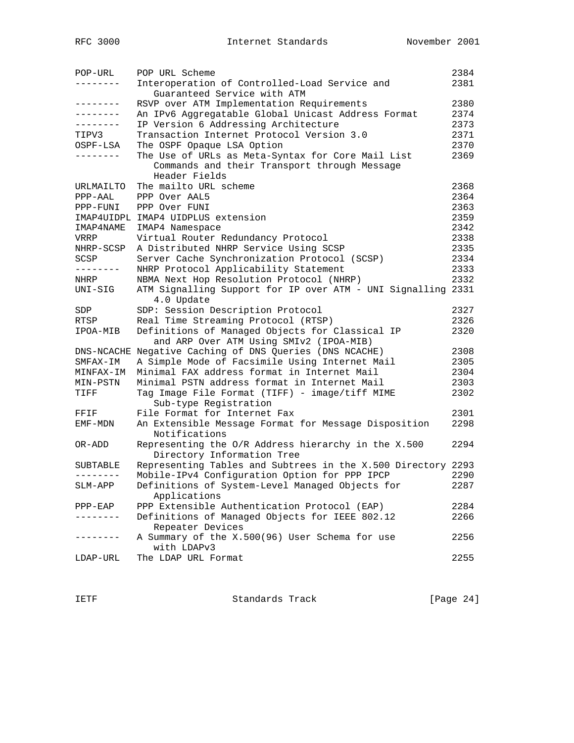| | | |
|---|---|---|
| POP-URL | POP URL Scheme | 2384 |
| -------- | Interoperation of Controlled-Load Service and Guaranteed Service with ATM | 2381 |
| -------- | RSVP over ATM Implementation Requirements | 2380 |
| -------- | An IPv6 Aggregatable Global Unicast Address Format | 2374 |
| -------- | IP Version 6 Addressing Architecture | 2373 |
| TIPV3 | Transaction Internet Protocol Version 3.0 | 2371 |
| OSPF-LSA | The OSPF Opaque LSA Option | 2370 |
| -------- | The Use of URLs as Meta-Syntax for Core Mail List Commands and their Transport through Message Header Fields | 2369 |
| URLMAILTO | The mailto URL scheme | 2368 |
| PPP-AAL | PPP Over AAL5 | 2364 |
| PPP-FUNI | PPP Over FUNI | 2363 |
| IMAP4UIDPL | IMAP4 UIDPLUS extension | 2359 |
| IMAP4NAME | IMAP4 Namespace | 2342 |
| VRRP | Virtual Router Redundancy Protocol | 2338 |
| NHRP-SCSP | A Distributed NHRP Service Using SCSP | 2335 |
| SCSP | Server Cache Synchronization Protocol (SCSP) | 2334 |
| -------- | NHRP Protocol Applicability Statement | 2333 |
| NHRP | NBMA Next Hop Resolution Protocol (NHRP) | 2332 |
| UNI-SIG | ATM Signalling Support for IP over ATM - UNI Signalling 4.0 Update | 2331 |
| SDP | SDP: Session Description Protocol | 2327 |
| RTSP | Real Time Streaming Protocol (RTSP) | 2326 |
| IPOA-MIB | Definitions of Managed Objects for Classical IP and ARP Over ATM Using SMIv2 (IPOA-MIB) | 2320 |
| DNS-NCACHE | Negative Caching of DNS Queries (DNS NCACHE) | 2308 |
| SMFAX-IM | A Simple Mode of Facsimile Using Internet Mail | 2305 |
| MINFAX-IM | Minimal FAX address format in Internet Mail | 2304 |
| MIN-PSTN | Minimal PSTN address format in Internet Mail | 2303 |
| TIFF | Tag Image File Format (TIFF) - image/tiff MIME Sub-type Registration | 2302 |
| FFIF | File Format for Internet Fax | 2301 |
| EMF-MDN | An Extensible Message Format for Message Disposition Notifications | 2298 |
| OR-ADD | Representing the O/R Address hierarchy in the X.500 Directory Information Tree | 2294 |
| SUBTABLE | Representing Tables and Subtrees in the X.500 Directory | 2293 |
| -------- | Mobile-IPv4 Configuration Option for PPP IPCP | 2290 |
| SLM-APP | Definitions of System-Level Managed Objects for Applications | 2287 |
| PPP-EAP | PPP Extensible Authentication Protocol (EAP) | 2284 |
| -------- | Definitions of Managed Objects for IEEE 802.12 Repeater Devices | 2266 |
| -------- | A Summary of the X.500(96) User Schema for use with LDAPv3 | 2256 |
| LDAP-URL | The LDAP URL Format | 2255 |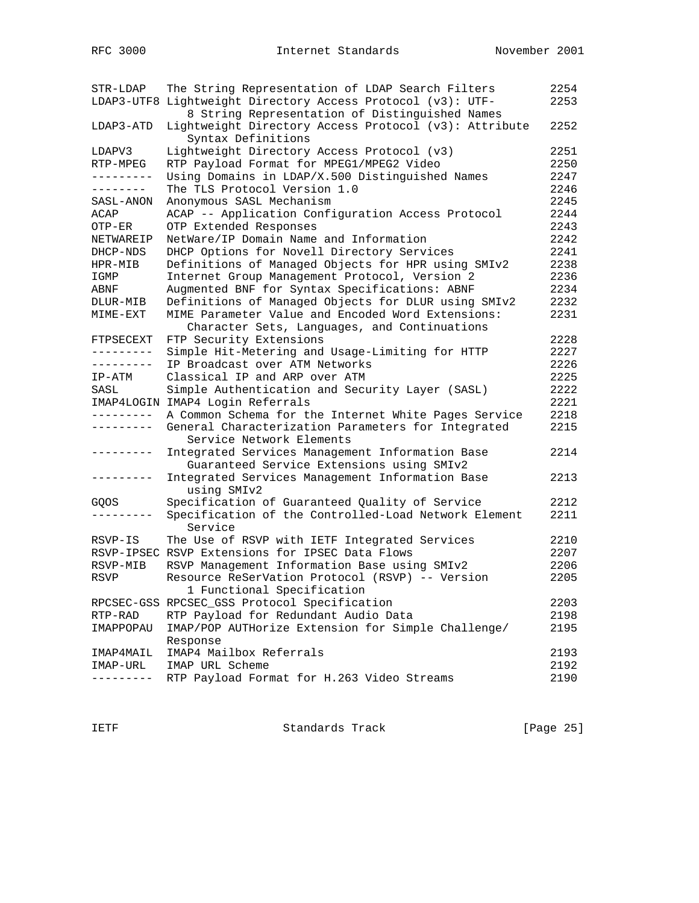| | | |
|---|---|---|
| STR-LDAP | The String Representation of LDAP Search Filters | 2254 |
| LDAP3-UTF8 | Lightweight Directory Access Protocol (v3): UTF-8 String Representation of Distinguished Names | 2253 |
| LDAP3-ATD | Lightweight Directory Access Protocol (v3): Attribute Syntax Definitions | 2252 |
| LDAPV3 | Lightweight Directory Access Protocol (v3) | 2251 |
| RTP-MPEG | RTP Payload Format for MPEG1/MPEG2 Video | 2250 |
| --------- | Using Domains in LDAP/X.500 Distinguished Names | 2247 |
| -------- | The TLS Protocol Version 1.0 | 2246 |
| SASL-ANON | Anonymous SASL Mechanism | 2245 |
| ACAP | ACAP -- Application Configuration Access Protocol | 2244 |
| OTP-ER | OTP Extended Responses | 2243 |
| NETWAREIP | NetWare/IP Domain Name and Information | 2242 |
| DHCP-NDS | DHCP Options for Novell Directory Services | 2241 |
| HPR-MIB | Definitions of Managed Objects for HPR using SMIv2 | 2238 |
| IGMP | Internet Group Management Protocol, Version 2 | 2236 |
| ABNF | Augmented BNF for Syntax Specifications: ABNF | 2234 |
| DLUR-MIB | Definitions of Managed Objects for DLUR using SMIv2 | 2232 |
| MIME-EXT | MIME Parameter Value and Encoded Word Extensions: Character Sets, Languages, and Continuations | 2231 |
| FTPSECEXT | FTP Security Extensions | 2228 |
| --------- | Simple Hit-Metering and Usage-Limiting for HTTP | 2227 |
| --------- | IP Broadcast over ATM Networks | 2226 |
| IP-ATM | Classical IP and ARP over ATM | 2225 |
| SASL | Simple Authentication and Security Layer (SASL) | 2222 |
| IMAP4LOGIN | IMAP4 Login Referrals | 2221 |
| --------- | A Common Schema for the Internet White Pages Service | 2218 |
| --------- | General Characterization Parameters for Integrated Service Network Elements | 2215 |
| --------- | Integrated Services Management Information Base Guaranteed Service Extensions using SMIv2 | 2214 |
| --------- | Integrated Services Management Information Base using SMIv2 | 2213 |
| GQOS | Specification of Guaranteed Quality of Service | 2212 |
| --------- | Specification of the Controlled-Load Network Element Service | 2211 |
| RSVP-IS | The Use of RSVP with IETF Integrated Services | 2210 |
| RSVP-IPSEC | RSVP Extensions for IPSEC Data Flows | 2207 |
| RSVP-MIB | RSVP Management Information Base using SMIv2 | 2206 |
| RSVP | Resource ReSerVation Protocol (RSVP) -- Version 1 Functional Specification | 2205 |
| RPCSEC-GSS | RPCSEC_GSS Protocol Specification | 2203 |
| RTP-RAD | RTP Payload for Redundant Audio Data | 2198 |
| IMAPPOPAU | IMAP/POP AUTHorize Extension for Simple Challenge/Response | 2195 |
| IMAP4MAIL | IMAP4 Mailbox Referrals | 2193 |
| IMAP-URL | IMAP URL Scheme | 2192 |
| --------- | RTP Payload Format for H.263 Video Streams | 2190 |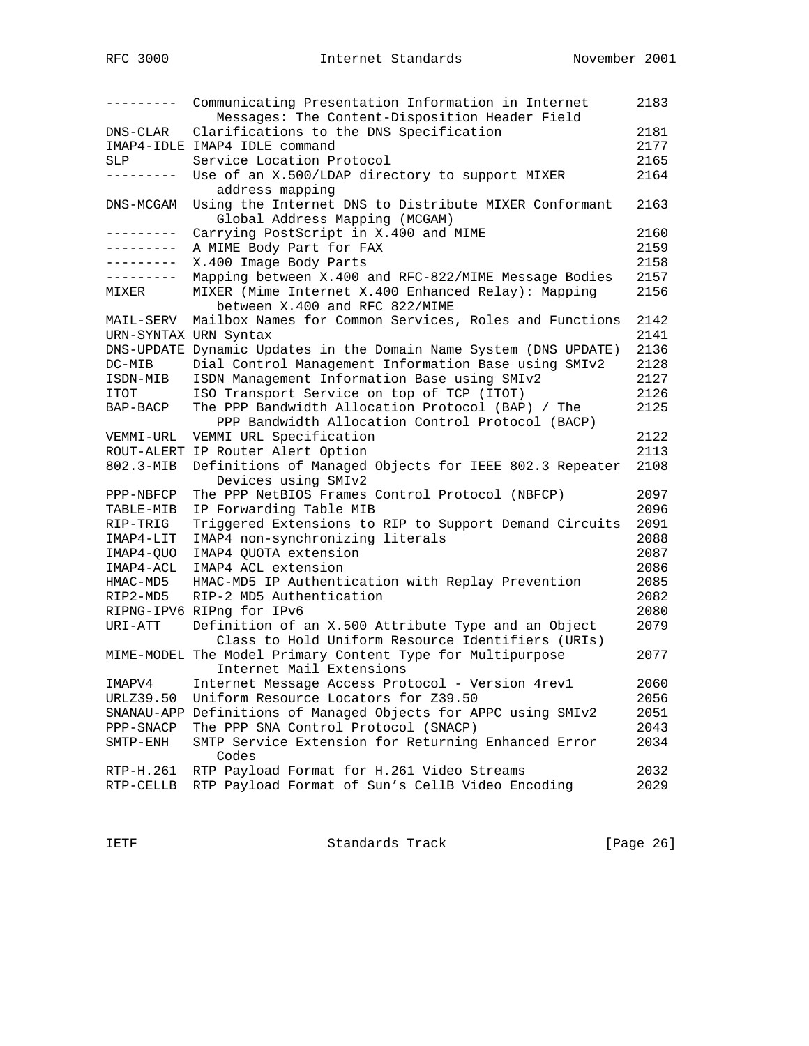| | | |
|---|---|---|
| --------- | Communicating Presentation Information in Internet Messages: The Content-Disposition Header Field | 2183 |
| DNS-CLAR | Clarifications to the DNS Specification | 2181 |
| IMAP4-IDLE | IMAP4 IDLE command | 2177 |
| SLP | Service Location Protocol | 2165 |
| --------- | Use of an X.500/LDAP directory to support MIXER address mapping | 2164 |
| DNS-MCGAM | Using the Internet DNS to Distribute MIXER Conformant Global Address Mapping (MCGAM) | 2163 |
| --------- | Carrying PostScript in X.400 and MIME | 2160 |
| --------- | A MIME Body Part for FAX | 2159 |
| --------- | X.400 Image Body Parts | 2158 |
| --------- | Mapping between X.400 and RFC-822/MIME Message Bodies | 2157 |
| MIXER | MIXER (Mime Internet X.400 Enhanced Relay): Mapping between X.400 and RFC 822/MIME | 2156 |
| MAIL-SERV | Mailbox Names for Common Services, Roles and Functions | 2142 |
| URN-SYNTAX | URN Syntax | 2141 |
| DNS-UPDATE | Dynamic Updates in the Domain Name System (DNS UPDATE) | 2136 |
| DC-MIB | Dial Control Management Information Base using SMIv2 | 2128 |
| ISDN-MIB | ISDN Management Information Base using SMIv2 | 2127 |
| ITOT | ISO Transport Service on top of TCP (ITOT) | 2126 |
| BAP-BACP | The PPP Bandwidth Allocation Protocol (BAP) / The PPP Bandwidth Allocation Control Protocol (BACP) | 2125 |
| VEMMI-URL | VEMMI URL Specification | 2122 |
| ROUT-ALERT | IP Router Alert Option | 2113 |
| 802.3-MIB | Definitions of Managed Objects for IEEE 802.3 Repeater Devices using SMIv2 | 2108 |
| PPP-NBFCP | The PPP NetBIOS Frames Control Protocol (NBFCP) | 2097 |
| TABLE-MIB | IP Forwarding Table MIB | 2096 |
| RIP-TRIG | Triggered Extensions to RIP to Support Demand Circuits | 2091 |
| IMAP4-LIT | IMAP4 non-synchronizing literals | 2088 |
| IMAP4-QUO | IMAP4 QUOTA extension | 2087 |
| IMAP4-ACL | IMAP4 ACL extension | 2086 |
| HMAC-MD5 | HMAC-MD5 IP Authentication with Replay Prevention | 2085 |
| RIP2-MD5 | RIP-2 MD5 Authentication | 2082 |
| RIPNG-IPV6 | RIPng for IPv6 | 2080 |
| URI-ATT | Definition of an X.500 Attribute Type and an Object Class to Hold Uniform Resource Identifiers (URIs) | 2079 |
| MIME-MODEL | The Model Primary Content Type for Multipurpose Internet Mail Extensions | 2077 |
| IMAPV4 | Internet Message Access Protocol - Version 4rev1 | 2060 |
| URLZ39.50 | Uniform Resource Locators for Z39.50 | 2056 |
| SNANAU-APP | Definitions of Managed Objects for APPC using SMIv2 | 2051 |
| PPP-SNACP | The PPP SNA Control Protocol (SNACP) | 2043 |
| SMTP-ENH | SMTP Service Extension for Returning Enhanced Error Codes | 2034 |
| RTP-H.261 | RTP Payload Format for H.261 Video Streams | 2032 |
| RTP-CELLB | RTP Payload Format of Sun's CellB Video Encoding | 2029 |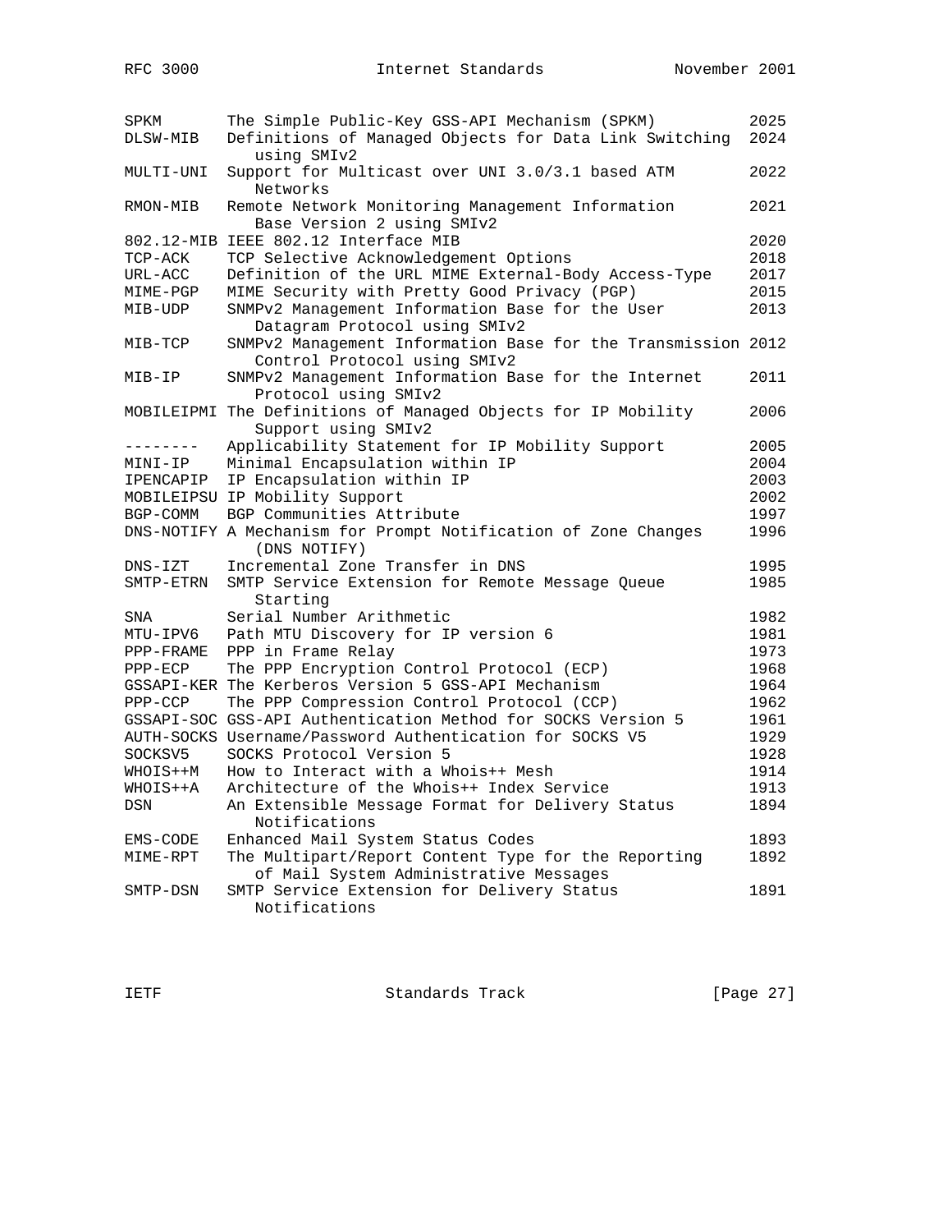| | | |
|---|---|---|
| SPKM | The Simple Public-Key GSS-API Mechanism (SPKM) | 2025 |
| DLSW-MIB | Definitions of Managed Objects for Data Link Switching using SMIv2 | 2024 |
| MULTI-UNI | Support for Multicast over UNI 3.0/3.1 based ATM Networks | 2022 |
| RMON-MIB | Remote Network Monitoring Management Information Base Version 2 using SMIv2 | 2021 |
| 802.12-MIB | IEEE 802.12 Interface MIB | 2020 |
| TCP-ACK | TCP Selective Acknowledgement Options | 2018 |
| URL-ACC | Definition of the URL MIME External-Body Access-Type | 2017 |
| MIME-PGP | MIME Security with Pretty Good Privacy (PGP) | 2015 |
| MIB-UDP | SNMPv2 Management Information Base for the User Datagram Protocol using SMIv2 | 2013 |
| MIB-TCP | SNMPv2 Management Information Base for the Transmission Control Protocol using SMIv2 | 2012 |
| MIB-IP | SNMPv2 Management Information Base for the Internet Protocol using SMIv2 | 2011 |
| MOBILEIPMI | The Definitions of Managed Objects for IP Mobility Support using SMIv2 | 2006 |
| -------- | Applicability Statement for IP Mobility Support | 2005 |
| MINI-IP | Minimal Encapsulation within IP | 2004 |
| IPENCAPIP | IP Encapsulation within IP | 2003 |
| MOBILEIPSU | IP Mobility Support | 2002 |
| BGP-COMM | BGP Communities Attribute | 1997 |
| DNS-NOTIFY | A Mechanism for Prompt Notification of Zone Changes (DNS NOTIFY) | 1996 |
| DNS-IZT | Incremental Zone Transfer in DNS | 1995 |
| SMTP-ETRN | SMTP Service Extension for Remote Message Queue Starting | 1985 |
| SNA | Serial Number Arithmetic | 1982 |
| MTU-IPV6 | Path MTU Discovery for IP version 6 | 1981 |
| PPP-FRAME | PPP in Frame Relay | 1973 |
| PPP-ECP | The PPP Encryption Control Protocol (ECP) | 1968 |
| GSSAPI-KER | The Kerberos Version 5 GSS-API Mechanism | 1964 |
| PPP-CCP | The PPP Compression Control Protocol (CCP) | 1962 |
| GSSAPI-SOC | GSS-API Authentication Method for SOCKS Version 5 | 1961 |
| AUTH-SOCKS | Username/Password Authentication for SOCKS V5 | 1929 |
| SOCKSV5 | SOCKS Protocol Version 5 | 1928 |
| WHOIS++M | How to Interact with a Whois++ Mesh | 1914 |
| WHOIS++A | Architecture of the Whois++ Index Service | 1913 |
| DSN | An Extensible Message Format for Delivery Status Notifications | 1894 |
| EMS-CODE | Enhanced Mail System Status Codes | 1893 |
| MIME-RPT | The Multipart/Report Content Type for the Reporting of Mail System Administrative Messages | 1892 |
| SMTP-DSN | SMTP Service Extension for Delivery Status Notifications | 1891 |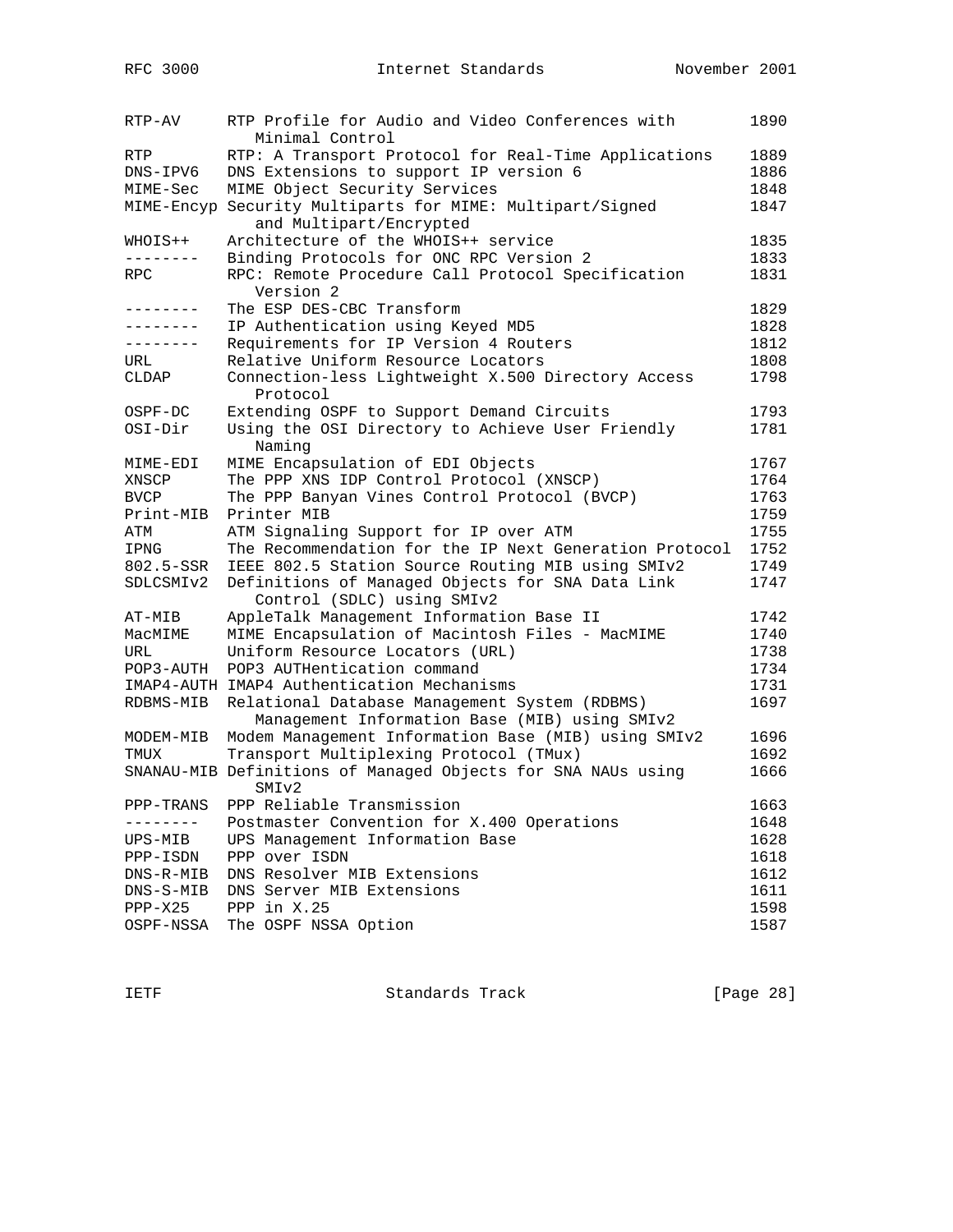| | | |
|---|---|---|
| RTP-AV | RTP Profile for Audio and Video Conferences with Minimal Control | 1890 |
| RTP | RTP: A Transport Protocol for Real-Time Applications | 1889 |
| DNS-IPV6 | DNS Extensions to support IP version 6 | 1886 |
| MIME-Sec | MIME Object Security Services | 1848 |
| MIME-Encyp | Security Multiparts for MIME: Multipart/Signed and Multipart/Encrypted | 1847 |
| WHOIS++ | Architecture of the WHOIS++ service | 1835 |
| -------- | Binding Protocols for ONC RPC Version 2 | 1833 |
| RPC | RPC: Remote Procedure Call Protocol Specification Version 2 | 1831 |
| -------- | The ESP DES-CBC Transform | 1829 |
| -------- | IP Authentication using Keyed MD5 | 1828 |
| -------- | Requirements for IP Version 4 Routers | 1812 |
| URL | Relative Uniform Resource Locators | 1808 |
| CLDAP | Connection-less Lightweight X.500 Directory Access Protocol | 1798 |
| OSPF-DC | Extending OSPF to Support Demand Circuits | 1793 |
| OSI-Dir | Using the OSI Directory to Achieve User Friendly Naming | 1781 |
| MIME-EDI | MIME Encapsulation of EDI Objects | 1767 |
| XNSCP | The PPP XNS IDP Control Protocol (XNSCP) | 1764 |
| BVCP | The PPP Banyan Vines Control Protocol (BVCP) | 1763 |
| Print-MIB | Printer MIB | 1759 |
| ATM | ATM Signaling Support for IP over ATM | 1755 |
| IPNG | The Recommendation for the IP Next Generation Protocol | 1752 |
| 802.5-SSR | IEEE 802.5 Station Source Routing MIB using SMIv2 | 1749 |
| SDLCSMIv2 | Definitions of Managed Objects for SNA Data Link Control (SDLC) using SMIv2 | 1747 |
| AT-MIB | AppleTalk Management Information Base II | 1742 |
| MacMIME | MIME Encapsulation of Macintosh Files - MacMIME | 1740 |
| URL | Uniform Resource Locators (URL) | 1738 |
| POP3-AUTH | POP3 AUTHentication command | 1734 |
| IMAP4-AUTH | IMAP4 Authentication Mechanisms | 1731 |
| RDBMS-MIB | Relational Database Management System (RDBMS) Management Information Base (MIB) using SMIv2 | 1697 |
| MODEM-MIB | Modem Management Information Base (MIB) using SMIv2 | 1696 |
| TMUX | Transport Multiplexing Protocol (TMux) | 1692 |
| SNANAU-MIB | Definitions of Managed Objects for SNA NAUs using SMIv2 | 1666 |
| PPP-TRANS | PPP Reliable Transmission | 1663 |
| -------- | Postmaster Convention for X.400 Operations | 1648 |
| UPS-MIB | UPS Management Information Base | 1628 |
| PPP-ISDN | PPP over ISDN | 1618 |
| DNS-R-MIB | DNS Resolver MIB Extensions | 1612 |
| DNS-S-MIB | DNS Server MIB Extensions | 1611 |
| PPP-X25 | PPP in X.25 | 1598 |
| OSPF-NSSA | The OSPF NSSA Option | 1587 |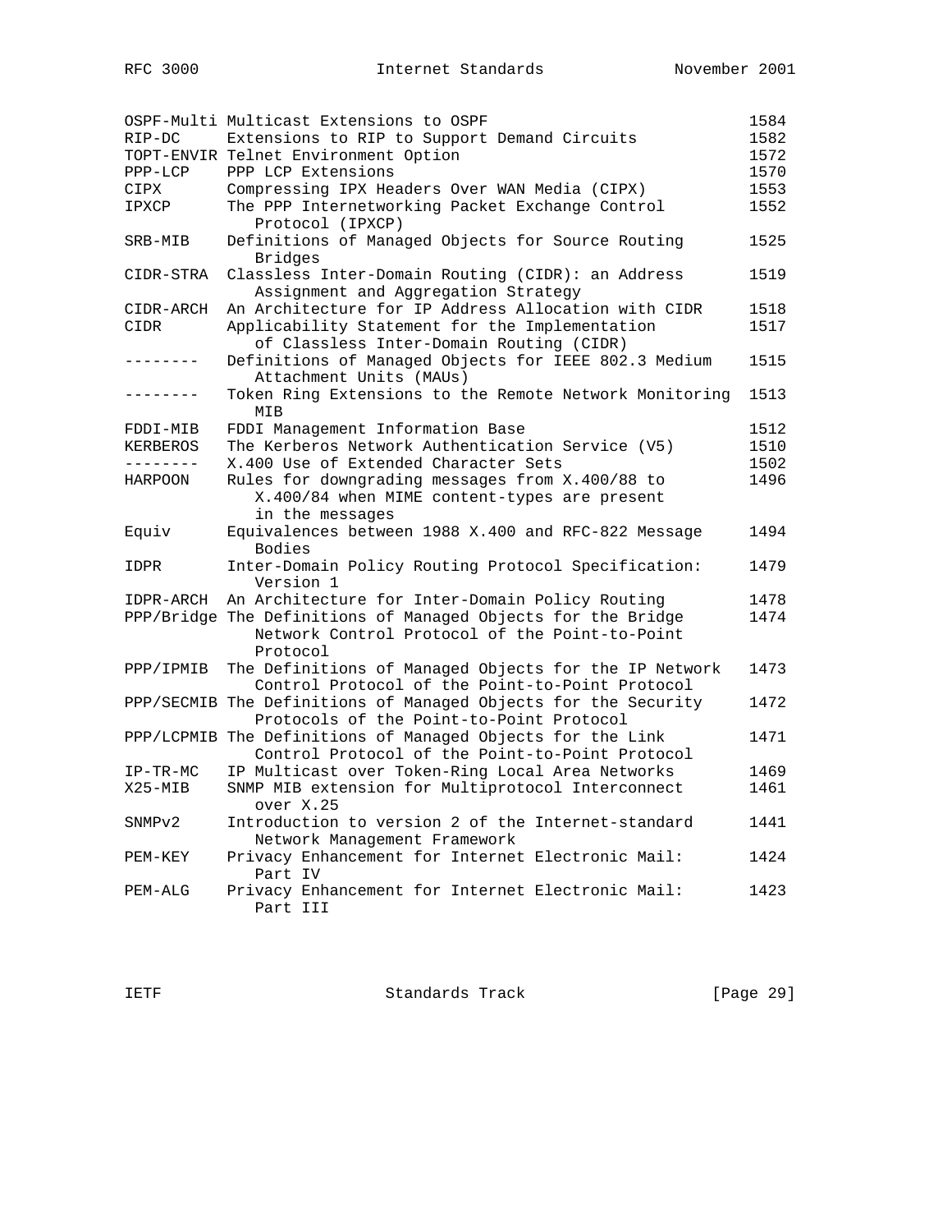| Mnemonic | Title | RFC |
| --- | --- | --- |
| OSPF-Multi | Multicast Extensions to OSPF | 1584 |
| RIP-DC | Extensions to RIP to Support Demand Circuits | 1582 |
| TOPT-ENVIR | Telnet Environment Option | 1572 |
| PPP-LCP | PPP LCP Extensions | 1570 |
| CIPX | Compressing IPX Headers Over WAN Media (CIPX) | 1553 |
| IPXCP | The PPP Internetworking Packet Exchange Control Protocol (IPXCP) | 1552 |
| SRB-MIB | Definitions of Managed Objects for Source Routing Bridges | 1525 |
| CIDR-STRA | Classless Inter-Domain Routing (CIDR): an Address Assignment and Aggregation Strategy | 1519 |
| CIDR-ARCH | An Architecture for IP Address Allocation with CIDR | 1518 |
| CIDR | Applicability Statement for the Implementation of Classless Inter-Domain Routing (CIDR) | 1517 |
| -------- | Definitions of Managed Objects for IEEE 802.3 Medium Attachment Units (MAUs) | 1515 |
| -------- | Token Ring Extensions to the Remote Network Monitoring MIB | 1513 |
| FDDI-MIB | FDDI Management Information Base | 1512 |
| KERBEROS | The Kerberos Network Authentication Service (V5) | 1510 |
| -------- | X.400 Use of Extended Character Sets | 1502 |
| HARPOON | Rules for downgrading messages from X.400/88 to X.400/84 when MIME content-types are present in the messages | 1496 |
| Equiv | Equivalences between 1988 X.400 and RFC-822 Message Bodies | 1494 |
| IDPR | Inter-Domain Policy Routing Protocol Specification: Version 1 | 1479 |
| IDPR-ARCH | An Architecture for Inter-Domain Policy Routing | 1478 |
| PPP/Bridge | The Definitions of Managed Objects for the Bridge Network Control Protocol of the Point-to-Point Protocol | 1474 |
| PPP/IPMIB | The Definitions of Managed Objects for the IP Network Control Protocol of the Point-to-Point Protocol | 1473 |
| PPP/SECMIB | The Definitions of Managed Objects for the Security Protocols of the Point-to-Point Protocol | 1472 |
| PPP/LCPMIB | The Definitions of Managed Objects for the Link Control Protocol of the Point-to-Point Protocol | 1471 |
| IP-TR-MC | IP Multicast over Token-Ring Local Area Networks | 1469 |
| X25-MIB | SNMP MIB extension for Multiprotocol Interconnect over X.25 | 1461 |
| SNMPv2 | Introduction to version 2 of the Internet-standard Network Management Framework | 1441 |
| PEM-KEY | Privacy Enhancement for Internet Electronic Mail: Part IV | 1424 |
| PEM-ALG | Privacy Enhancement for Internet Electronic Mail: Part III | 1423 |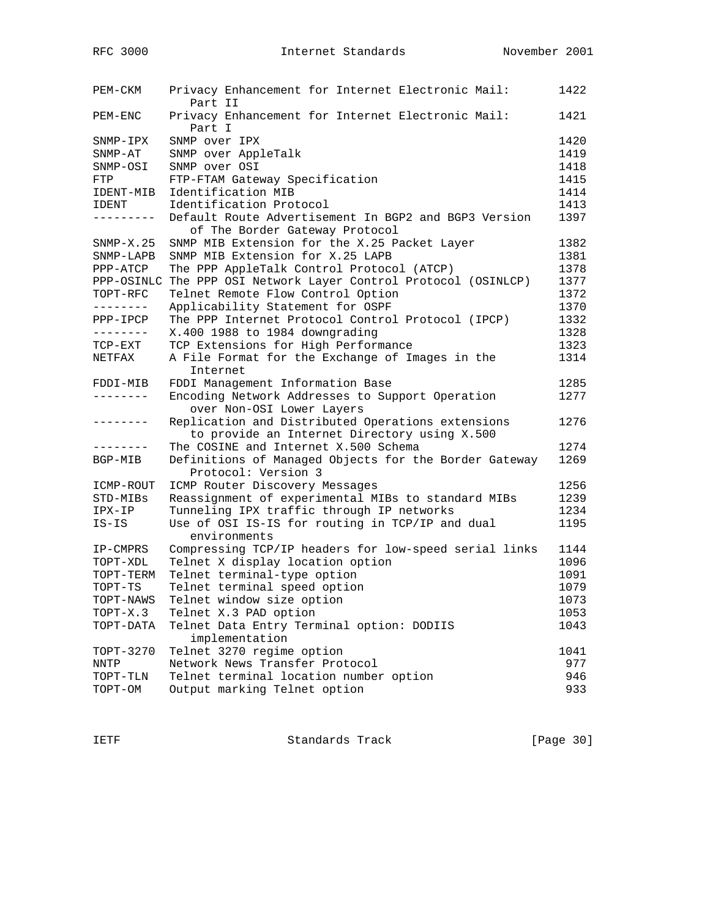| | | |
|---|---|---|
| PEM-CKM | Privacy Enhancement for Internet Electronic Mail: Part II | 1422 |
| PEM-ENC | Privacy Enhancement for Internet Electronic Mail: Part I | 1421 |
| SNMP-IPX | SNMP over IPX | 1420 |
| SNMP-AT | SNMP over AppleTalk | 1419 |
| SNMP-OSI | SNMP over OSI | 1418 |
| FTP | FTP-FTAM Gateway Specification | 1415 |
| IDENT-MIB | Identification MIB | 1414 |
| IDENT | Identification Protocol | 1413 |
| --------- | Default Route Advertisement In BGP2 and BGP3 Version of The Border Gateway Protocol | 1397 |
| SNMP-X.25 | SNMP MIB Extension for the X.25 Packet Layer | 1382 |
| SNMP-LAPB | SNMP MIB Extension for X.25 LAPB | 1381 |
| PPP-ATCP | The PPP AppleTalk Control Protocol (ATCP) | 1378 |
| PPP-OSINLC | The PPP OSI Network Layer Control Protocol (OSINLCP) | 1377 |
| TOPT-RFC | Telnet Remote Flow Control Option | 1372 |
| -------- | Applicability Statement for OSPF | 1370 |
| PPP-IPCP | The PPP Internet Protocol Control Protocol (IPCP) | 1332 |
| -------- | X.400 1988 to 1984 downgrading | 1328 |
| TCP-EXT | TCP Extensions for High Performance | 1323 |
| NETFAX | A File Format for the Exchange of Images in the Internet | 1314 |
| FDDI-MIB | FDDI Management Information Base | 1285 |
| -------- | Encoding Network Addresses to Support Operation over Non-OSI Lower Layers | 1277 |
| -------- | Replication and Distributed Operations extensions to provide an Internet Directory using X.500 | 1276 |
| -------- | The COSINE and Internet X.500 Schema | 1274 |
| BGP-MIB | Definitions of Managed Objects for the Border Gateway Protocol: Version 3 | 1269 |
| ICMP-ROUT | ICMP Router Discovery Messages | 1256 |
| STD-MIBs | Reassignment of experimental MIBs to standard MIBs | 1239 |
| IPX-IP | Tunneling IPX traffic through IP networks | 1234 |
| IS-IS | Use of OSI IS-IS for routing in TCP/IP and dual environments | 1195 |
| IP-CMPRS | Compressing TCP/IP headers for low-speed serial links | 1144 |
| TOPT-XDL | Telnet X display location option | 1096 |
| TOPT-TERM | Telnet terminal-type option | 1091 |
| TOPT-TS | Telnet terminal speed option | 1079 |
| TOPT-NAWS | Telnet window size option | 1073 |
| TOPT-X.3 | Telnet X.3 PAD option | 1053 |
| TOPT-DATA | Telnet Data Entry Terminal option: DODIIS implementation | 1043 |
| TOPT-3270 | Telnet 3270 regime option | 1041 |
| NNTP | Network News Transfer Protocol | 977 |
| TOPT-TLN | Telnet terminal location number option | 946 |
| TOPT-OM | Output marking Telnet option | 933 |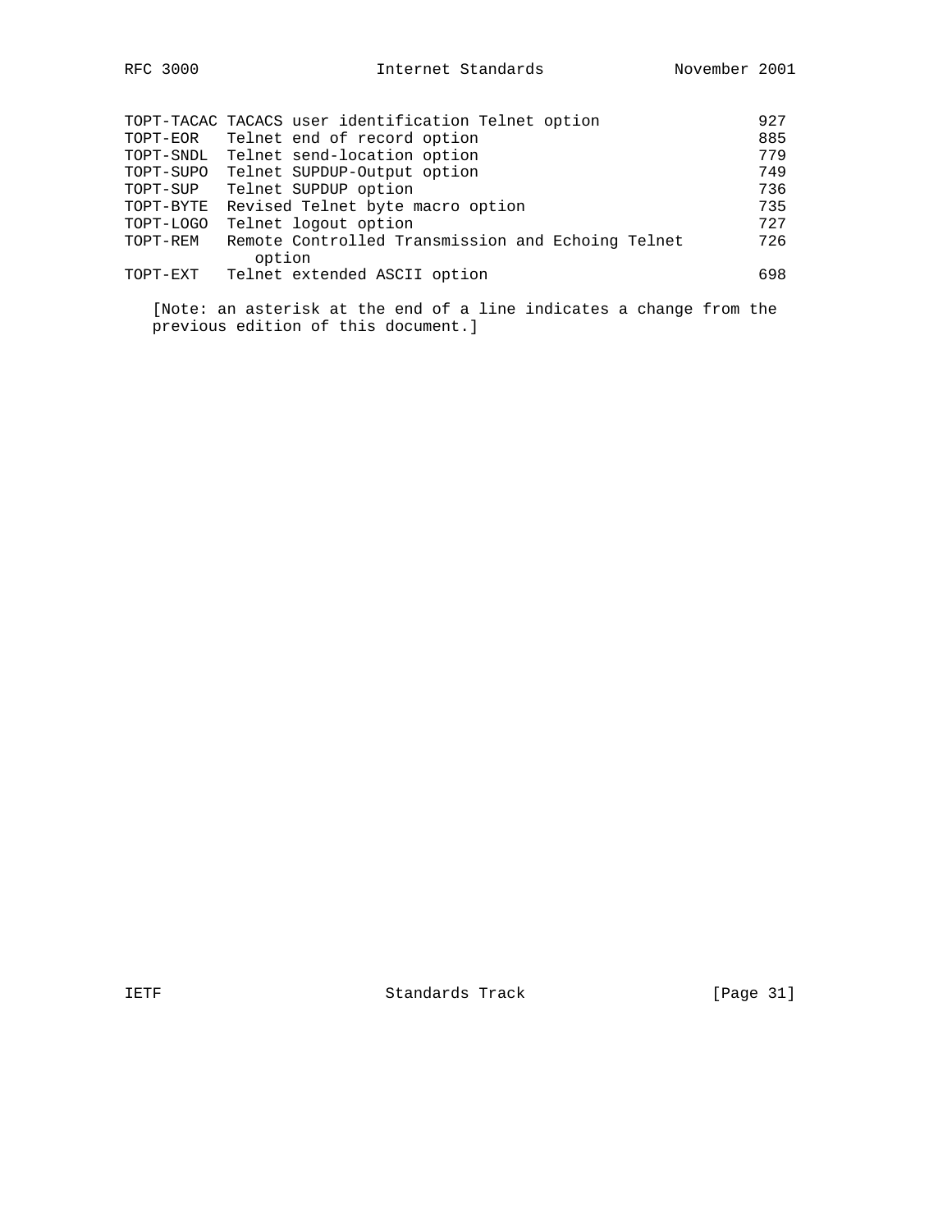| | | |
|---|---|---|
| TOPT-TACAC | TACACS user identification Telnet option | 927 |
| TOPT-EOR | Telnet end of record option | 885 |
| TOPT-SNDL | Telnet send-location option | 779 |
| TOPT-SUPO | Telnet SUPDUP-Output option | 749 |
| TOPT-SUP | Telnet SUPDUP option | 736 |
| TOPT-BYTE | Revised Telnet byte macro option | 735 |
| TOPT-LOGO | Telnet logout option | 727 |
| TOPT-REM | Remote Controlled Transmission and Echoing Telnet option | 726 |
| TOPT-EXT | Telnet extended ASCII option | 698 |

[Note: an asterisk at the end of a line indicates a change from the previous edition of this document.]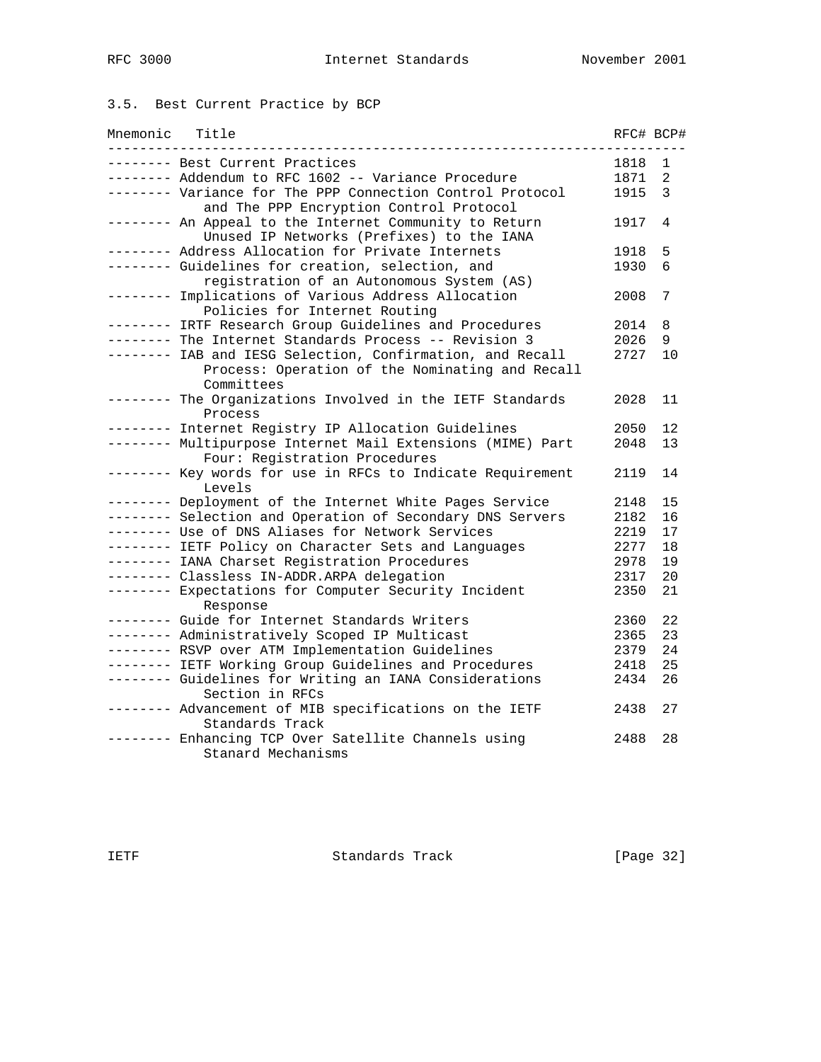### 3.5. Best Current Practice by BCP

| Mnemonic | Title | RFC# | BCP# |
| --- | --- | --- | --- |
| -------- | Best Current Practices | 1818 | 1 |
| -------- | Addendum to RFC 1602 -- Variance Procedure | 1871 | 2 |
| -------- | Variance for The PPP Connection Control Protocol and The PPP Encryption Control Protocol | 1915 | 3 |
| -------- | An Appeal to the Internet Community to Return Unused IP Networks (Prefixes) to the IANA | 1917 | 4 |
| -------- | Address Allocation for Private Internets | 1918 | 5 |
| -------- | Guidelines for creation, selection, and registration of an Autonomous System (AS) | 1930 | 6 |
| -------- | Implications of Various Address Allocation Policies for Internet Routing | 2008 | 7 |
| -------- | IRTF Research Group Guidelines and Procedures | 2014 | 8 |
| -------- | The Internet Standards Process -- Revision 3 | 2026 | 9 |
| -------- | IAB and IESG Selection, Confirmation, and Recall Process: Operation of the Nominating and Recall Committees | 2727 | 10 |
| -------- | The Organizations Involved in the IETF Standards Process | 2028 | 11 |
| -------- | Internet Registry IP Allocation Guidelines | 2050 | 12 |
| -------- | Multipurpose Internet Mail Extensions (MIME) Part Four: Registration Procedures | 2048 | 13 |
| -------- | Key words for use in RFCs to Indicate Requirement Levels | 2119 | 14 |
| -------- | Deployment of the Internet White Pages Service | 2148 | 15 |
| -------- | Selection and Operation of Secondary DNS Servers | 2182 | 16 |
| -------- | Use of DNS Aliases for Network Services | 2219 | 17 |
| -------- | IETF Policy on Character Sets and Languages | 2277 | 18 |
| -------- | IANA Charset Registration Procedures | 2978 | 19 |
| -------- | Classless IN-ADDR.ARPA delegation | 2317 | 20 |
| -------- | Expectations for Computer Security Incident Response | 2350 | 21 |
| -------- | Guide for Internet Standards Writers | 2360 | 22 |
| -------- | Administratively Scoped IP Multicast | 2365 | 23 |
| -------- | RSVP over ATM Implementation Guidelines | 2379 | 24 |
| -------- | IETF Working Group Guidelines and Procedures | 2418 | 25 |
| -------- | Guidelines for Writing an IANA Considerations Section in RFCs | 2434 | 26 |
| -------- | Advancement of MIB specifications on the IETF Standards Track | 2438 | 27 |
| -------- | Enhancing TCP Over Satellite Channels using Stanard Mechanisms | 2488 | 28 |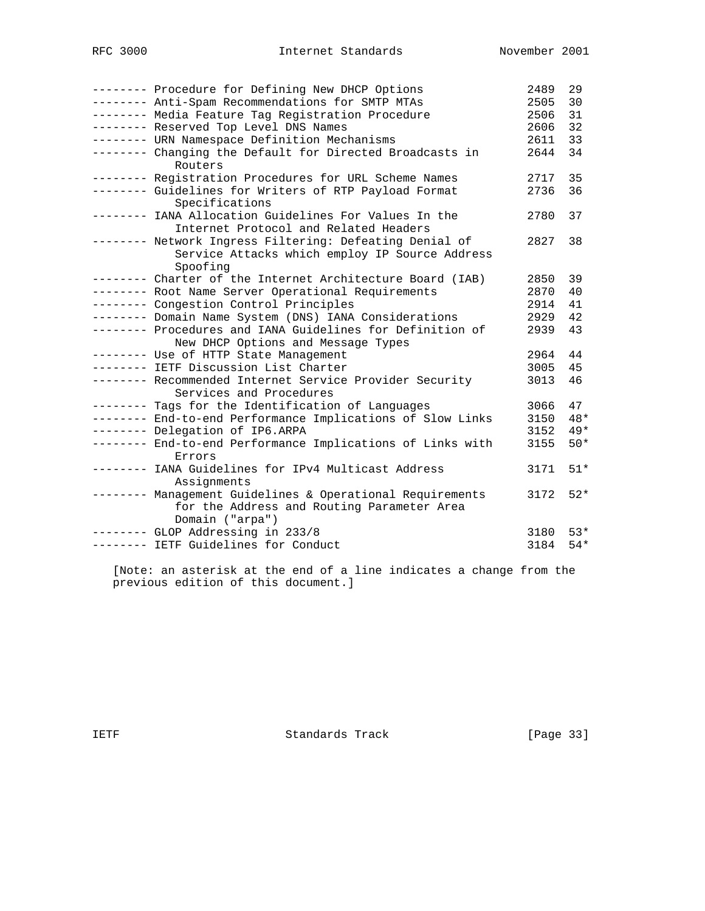```
-------- Procedure for Defining New DHCP Options             2489  29
-------- Anti-Spam Recommendations for SMTP MTAs             2505  30
-------- Media Feature Tag Registration Procedure            2506  31
-------- Reserved Top Level DNS Names                        2606  32
-------- URN Namespace Definition Mechanisms                 2611  33
-------- Changing the Default for Directed Broadcasts in     2644  34
            Routers
-------- Registration Procedures for URL Scheme Names        2717  35
-------- Guidelines for Writers of RTP Payload Format        2736  36
            Specifications
-------- IANA Allocation Guidelines For Values In the        2780  37
            Internet Protocol and Related Headers
-------- Network Ingress Filtering: Defeating Denial of      2827  38
            Service Attacks which employ IP Source Address
            Spoofing
-------- Charter of the Internet Architecture Board (IAB)    2850  39
-------- Root Name Server Operational Requirements           2870  40
-------- Congestion Control Principles                       2914  41
-------- Domain Name System (DNS) IANA Considerations        2929  42
-------- Procedures and IANA Guidelines for Definition of    2939  43
            New DHCP Options and Message Types
-------- Use of HTTP State Management                        2964  44
-------- IETF Discussion List Charter                        3005  45
-------- Recommended Internet Service Provider Security      3013  46
            Services and Procedures
-------- Tags for the Identification of Languages            3066  47
-------- End-to-end Performance Implications of Slow Links   3150  48*
-------- Delegation of IP6.ARPA                              3152  49*
-------- End-to-end Performance Implications of Links with   3155  50*
            Errors
-------- IANA Guidelines for IPv4 Multicast Address          3171  51*
            Assignments
-------- Management Guidelines & Operational Requirements    3172  52*
            for the Address and Routing Parameter Area
            Domain ("arpa")
-------- GLOP Addressing in 233/8                            3180  53*
-------- IETF Guidelines for Conduct                         3184  54*
```

[Note: an asterisk at the end of a line indicates a change from the previous edition of this document.]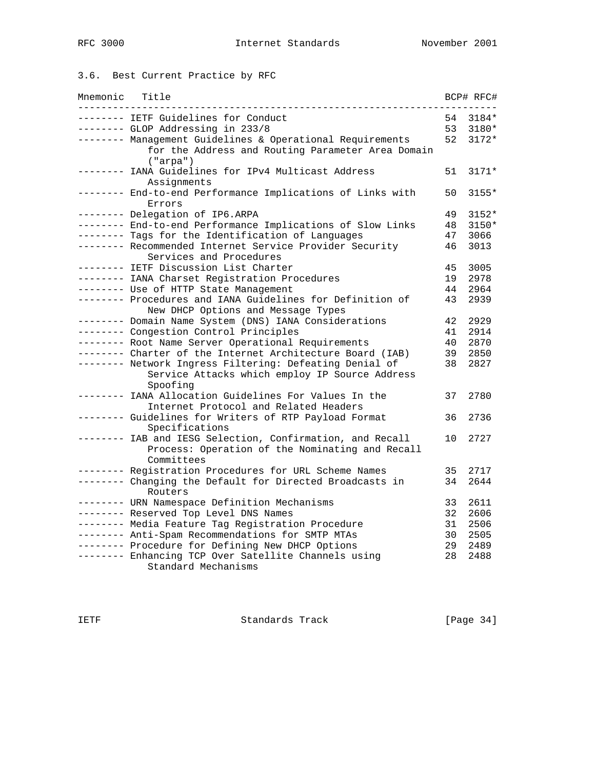### 3.6. Best Current Practice by RFC

| Mnemonic | Title | BCP# | RFC# |
|---|---|---|---|
| -------- | IETF Guidelines for Conduct | 54 | 3184* |
| -------- | GLOP Addressing in 233/8 | 53 | 3180* |
| -------- | Management Guidelines & Operational Requirements for the Address and Routing Parameter Area Domain ("arpa") | 52 | 3172* |
| -------- | IANA Guidelines for IPv4 Multicast Address Assignments | 51 | 3171* |
| -------- | End-to-end Performance Implications of Links with Errors | 50 | 3155* |
| -------- | Delegation of IP6.ARPA | 49 | 3152* |
| -------- | End-to-end Performance Implications of Slow Links | 48 | 3150* |
| -------- | Tags for the Identification of Languages | 47 | 3066 |
| -------- | Recommended Internet Service Provider Security Services and Procedures | 46 | 3013 |
| -------- | IETF Discussion List Charter | 45 | 3005 |
| -------- | IANA Charset Registration Procedures | 19 | 2978 |
| -------- | Use of HTTP State Management | 44 | 2964 |
| -------- | Procedures and IANA Guidelines for Definition of New DHCP Options and Message Types | 43 | 2939 |
| -------- | Domain Name System (DNS) IANA Considerations | 42 | 2929 |
| -------- | Congestion Control Principles | 41 | 2914 |
| -------- | Root Name Server Operational Requirements | 40 | 2870 |
| -------- | Charter of the Internet Architecture Board (IAB) | 39 | 2850 |
| -------- | Network Ingress Filtering: Defeating Denial of Service Attacks which employ IP Source Address Spoofing | 38 | 2827 |
| -------- | IANA Allocation Guidelines For Values In the Internet Protocol and Related Headers | 37 | 2780 |
| -------- | Guidelines for Writers of RTP Payload Format Specifications | 36 | 2736 |
| -------- | IAB and IESG Selection, Confirmation, and Recall Process: Operation of the Nominating and Recall Committees | 10 | 2727 |
| -------- | Registration Procedures for URL Scheme Names | 35 | 2717 |
| -------- | Changing the Default for Directed Broadcasts in Routers | 34 | 2644 |
| -------- | URN Namespace Definition Mechanisms | 33 | 2611 |
| -------- | Reserved Top Level DNS Names | 32 | 2606 |
| -------- | Media Feature Tag Registration Procedure | 31 | 2506 |
| -------- | Anti-Spam Recommendations for SMTP MTAs | 30 | 2505 |
| -------- | Procedure for Defining New DHCP Options | 29 | 2489 |
| -------- | Enhancing TCP Over Satellite Channels using Standard Mechanisms | 28 | 2488 |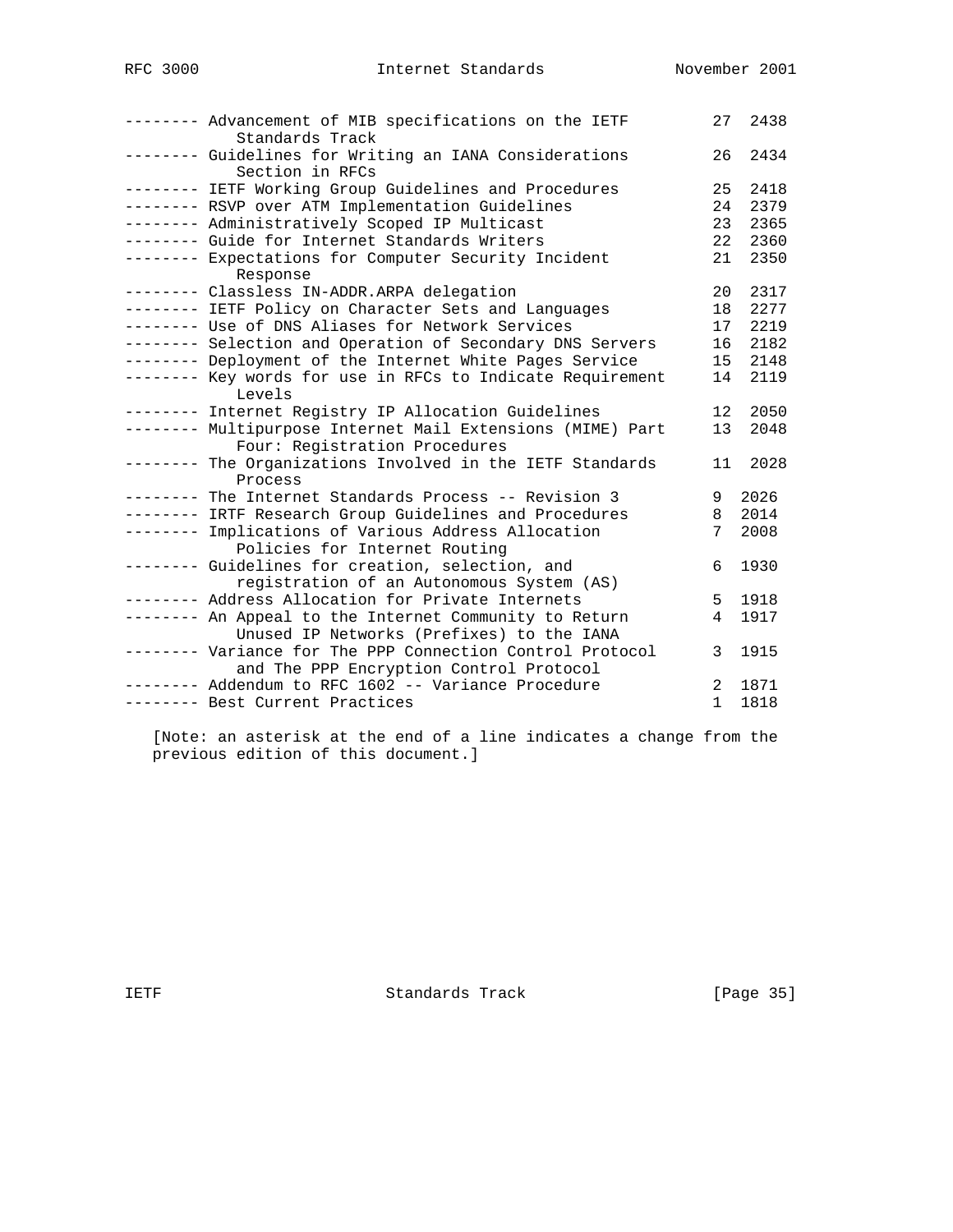```
-------- Advancement of MIB specifications on the IETF        27  2438
            Standards Track
-------- Guidelines for Writing an IANA Considerations        26  2434
            Section in RFCs
-------- IETF Working Group Guidelines and Procedures         25  2418
-------- RSVP over ATM Implementation Guidelines              24  2379
-------- Administratively Scoped IP Multicast                 23  2365
-------- Guide for Internet Standards Writers                 22  2360
-------- Expectations for Computer Security Incident          21  2350
            Response
-------- Classless IN-ADDR.ARPA delegation                    20  2317
-------- IETF Policy on Character Sets and Languages          18  2277
-------- Use of DNS Aliases for Network Services              17  2219
-------- Selection and Operation of Secondary DNS Servers     16  2182
-------- Deployment of the Internet White Pages Service       15  2148
-------- Key words for use in RFCs to Indicate Requirement    14  2119
            Levels
-------- Internet Registry IP Allocation Guidelines           12  2050
-------- Multipurpose Internet Mail Extensions (MIME) Part    13  2048
            Four: Registration Procedures
-------- The Organizations Involved in the IETF Standards     11  2028
            Process
-------- The Internet Standards Process -- Revision 3         9  2026
-------- IRTF Research Group Guidelines and Procedures        8  2014
-------- Implications of Various Address Allocation           7  2008
            Policies for Internet Routing
-------- Guidelines for creation, selection, and              6  1930
            registration of an Autonomous System (AS)
-------- Address Allocation for Private Internets             5  1918
-------- An Appeal to the Internet Community to Return        4  1917
            Unused IP Networks (Prefixes) to the IANA
-------- Variance for The PPP Connection Control Protocol     3  1915
            and The PPP Encryption Control Protocol
-------- Addendum to RFC 1602 -- Variance Procedure           2  1871
-------- Best Current Practices                               1  1818
```

[Note: an asterisk at the end of a line indicates a change from the previous edition of this document.]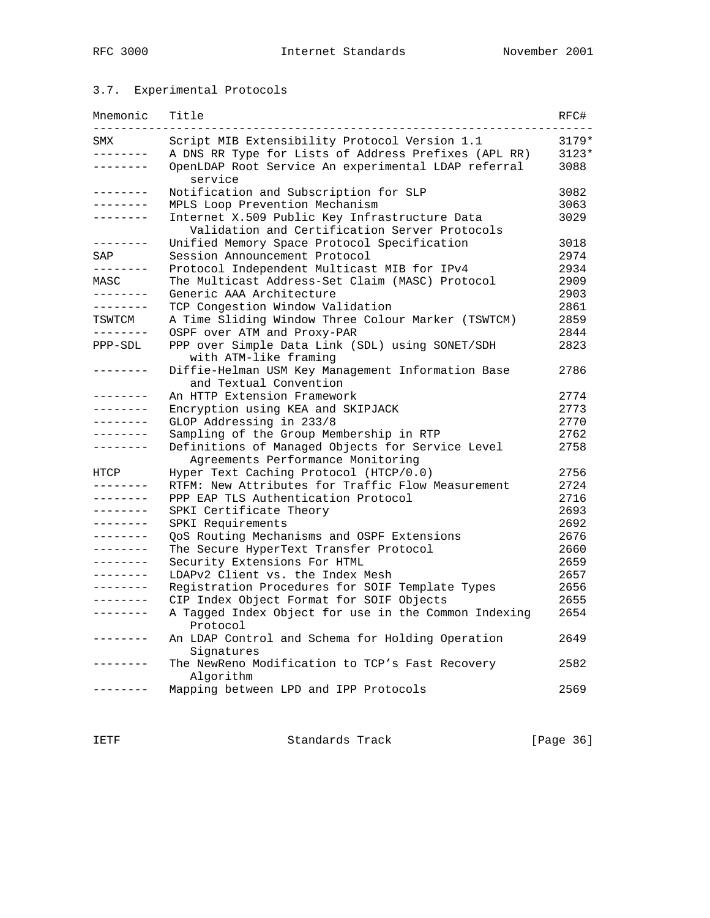### 3.7. Experimental Protocols

| Mnemonic | Title | RFC# |
|---|---|---|
| SMX | Script MIB Extensibility Protocol Version 1.1 | 3179* |
| -------- | A DNS RR Type for Lists of Address Prefixes (APL RR) | 3123* |
| -------- | OpenLDAP Root Service An experimental LDAP referral service | 3088 |
| -------- | Notification and Subscription for SLP | 3082 |
| -------- | MPLS Loop Prevention Mechanism | 3063 |
| -------- | Internet X.509 Public Key Infrastructure Data Validation and Certification Server Protocols | 3029 |
| -------- | Unified Memory Space Protocol Specification | 3018 |
| SAP | Session Announcement Protocol | 2974 |
| -------- | Protocol Independent Multicast MIB for IPv4 | 2934 |
| MASC | The Multicast Address-Set Claim (MASC) Protocol | 2909 |
| -------- | Generic AAA Architecture | 2903 |
| -------- | TCP Congestion Window Validation | 2861 |
| TSWTCM | A Time Sliding Window Three Colour Marker (TSWTCM) | 2859 |
| -------- | OSPF over ATM and Proxy-PAR | 2844 |
| PPP-SDL | PPP over Simple Data Link (SDL) using SONET/SDH with ATM-like framing | 2823 |
| -------- | Diffie-Helman USM Key Management Information Base and Textual Convention | 2786 |
| -------- | An HTTP Extension Framework | 2774 |
| -------- | Encryption using KEA and SKIPJACK | 2773 |
| -------- | GLOP Addressing in 233/8 | 2770 |
| -------- | Sampling of the Group Membership in RTP | 2762 |
| -------- | Definitions of Managed Objects for Service Level Agreements Performance Monitoring | 2758 |
| HTCP | Hyper Text Caching Protocol (HTCP/0.0) | 2756 |
| -------- | RTFM: New Attributes for Traffic Flow Measurement | 2724 |
| -------- | PPP EAP TLS Authentication Protocol | 2716 |
| -------- | SPKI Certificate Theory | 2693 |
| -------- | SPKI Requirements | 2692 |
| -------- | QoS Routing Mechanisms and OSPF Extensions | 2676 |
| -------- | The Secure HyperText Transfer Protocol | 2660 |
| -------- | Security Extensions For HTML | 2659 |
| -------- | LDAPv2 Client vs. the Index Mesh | 2657 |
| -------- | Registration Procedures for SOIF Template Types | 2656 |
| -------- | CIP Index Object Format for SOIF Objects | 2655 |
| -------- | A Tagged Index Object for use in the Common Indexing Protocol | 2654 |
| -------- | An LDAP Control and Schema for Holding Operation Signatures | 2649 |
| -------- | The NewReno Modification to TCP's Fast Recovery Algorithm | 2582 |
| -------- | Mapping between LPD and IPP Protocols | 2569 |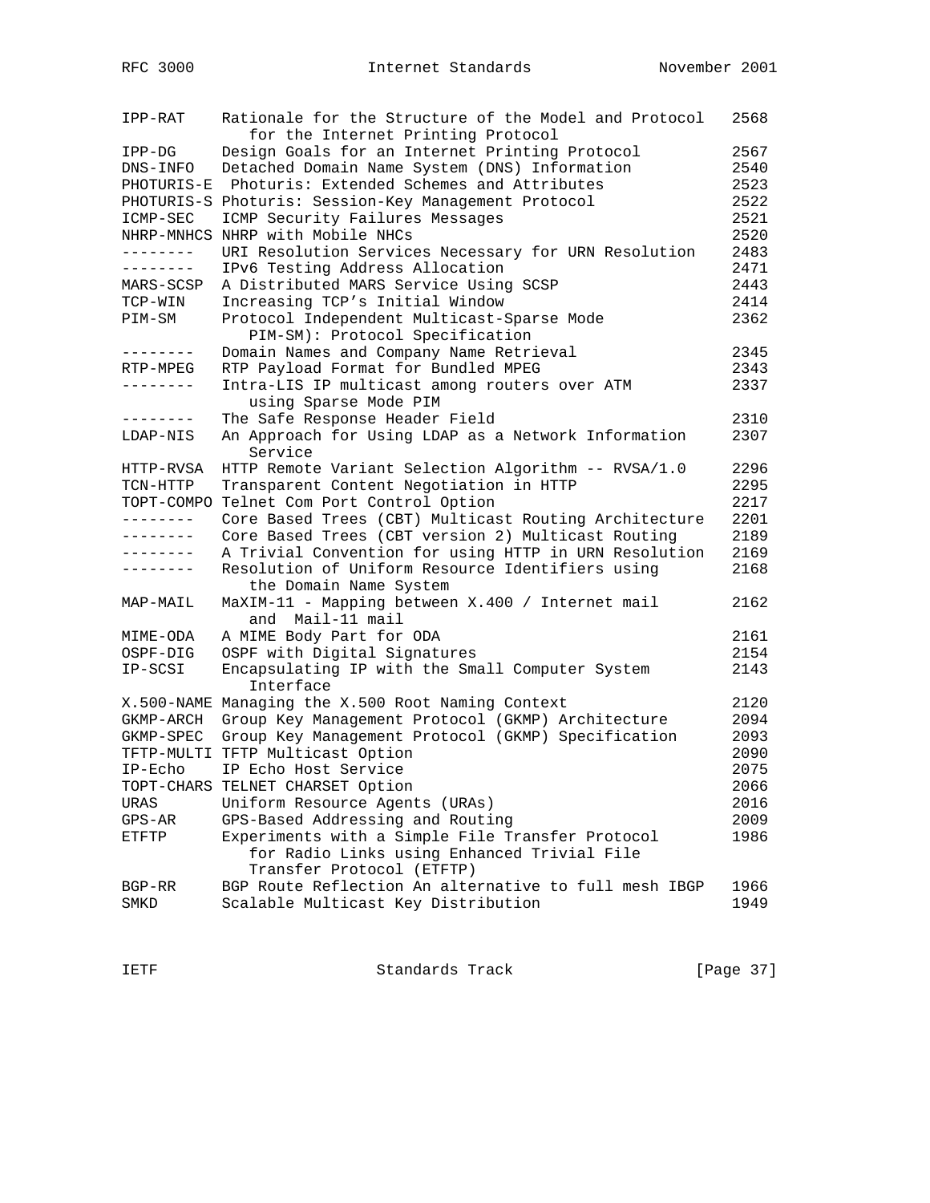| | | |
|---|---|---|
| IPP-RAT | Rationale for the Structure of the Model and Protocol for the Internet Printing Protocol | 2568 |
| IPP-DG | Design Goals for an Internet Printing Protocol | 2567 |
| DNS-INFO | Detached Domain Name System (DNS) Information | 2540 |
| PHOTURIS-E | Photuris: Extended Schemes and Attributes | 2523 |
| PHOTURIS-S | Photuris: Session-Key Management Protocol | 2522 |
| ICMP-SEC | ICMP Security Failures Messages | 2521 |
| NHRP-MNHCS | NHRP with Mobile NHCs | 2520 |
| -------- | URI Resolution Services Necessary for URN Resolution | 2483 |
| -------- | IPv6 Testing Address Allocation | 2471 |
| MARS-SCSP | A Distributed MARS Service Using SCSP | 2443 |
| TCP-WIN | Increasing TCP's Initial Window | 2414 |
| PIM-SM | Protocol Independent Multicast-Sparse Mode PIM-SM): Protocol Specification | 2362 |
| -------- | Domain Names and Company Name Retrieval | 2345 |
| RTP-MPEG | RTP Payload Format for Bundled MPEG | 2343 |
| -------- | Intra-LIS IP multicast among routers over ATM using Sparse Mode PIM | 2337 |
| -------- | The Safe Response Header Field | 2310 |
| LDAP-NIS | An Approach for Using LDAP as a Network Information Service | 2307 |
| HTTP-RVSA | HTTP Remote Variant Selection Algorithm -- RVSA/1.0 | 2296 |
| TCN-HTTP | Transparent Content Negotiation in HTTP | 2295 |
| TOPT-COMPO | Telnet Com Port Control Option | 2217 |
| -------- | Core Based Trees (CBT) Multicast Routing Architecture | 2201 |
| -------- | Core Based Trees (CBT version 2) Multicast Routing | 2189 |
| -------- | A Trivial Convention for using HTTP in URN Resolution | 2169 |
| -------- | Resolution of Uniform Resource Identifiers using the Domain Name System | 2168 |
| MAP-MAIL | MaXIM-11 - Mapping between X.400 / Internet mail and Mail-11 mail | 2162 |
| MIME-ODA | A MIME Body Part for ODA | 2161 |
| OSPF-DIG | OSPF with Digital Signatures | 2154 |
| IP-SCSI | Encapsulating IP with the Small Computer System Interface | 2143 |
| X.500-NAME | Managing the X.500 Root Naming Context | 2120 |
| GKMP-ARCH | Group Key Management Protocol (GKMP) Architecture | 2094 |
| GKMP-SPEC | Group Key Management Protocol (GKMP) Specification | 2093 |
| TFTP-MULTI | TFTP Multicast Option | 2090 |
| IP-Echo | IP Echo Host Service | 2075 |
| TOPT-CHARS | TELNET CHARSET Option | 2066 |
| URAS | Uniform Resource Agents (URAs) | 2016 |
| GPS-AR | GPS-Based Addressing and Routing | 2009 |
| ETFTP | Experiments with a Simple File Transfer Protocol for Radio Links using Enhanced Trivial File Transfer Protocol (ETFTP) | 1986 |
| BGP-RR | BGP Route Reflection An alternative to full mesh IBGP | 1966 |
| SMKD | Scalable Multicast Key Distribution | 1949 |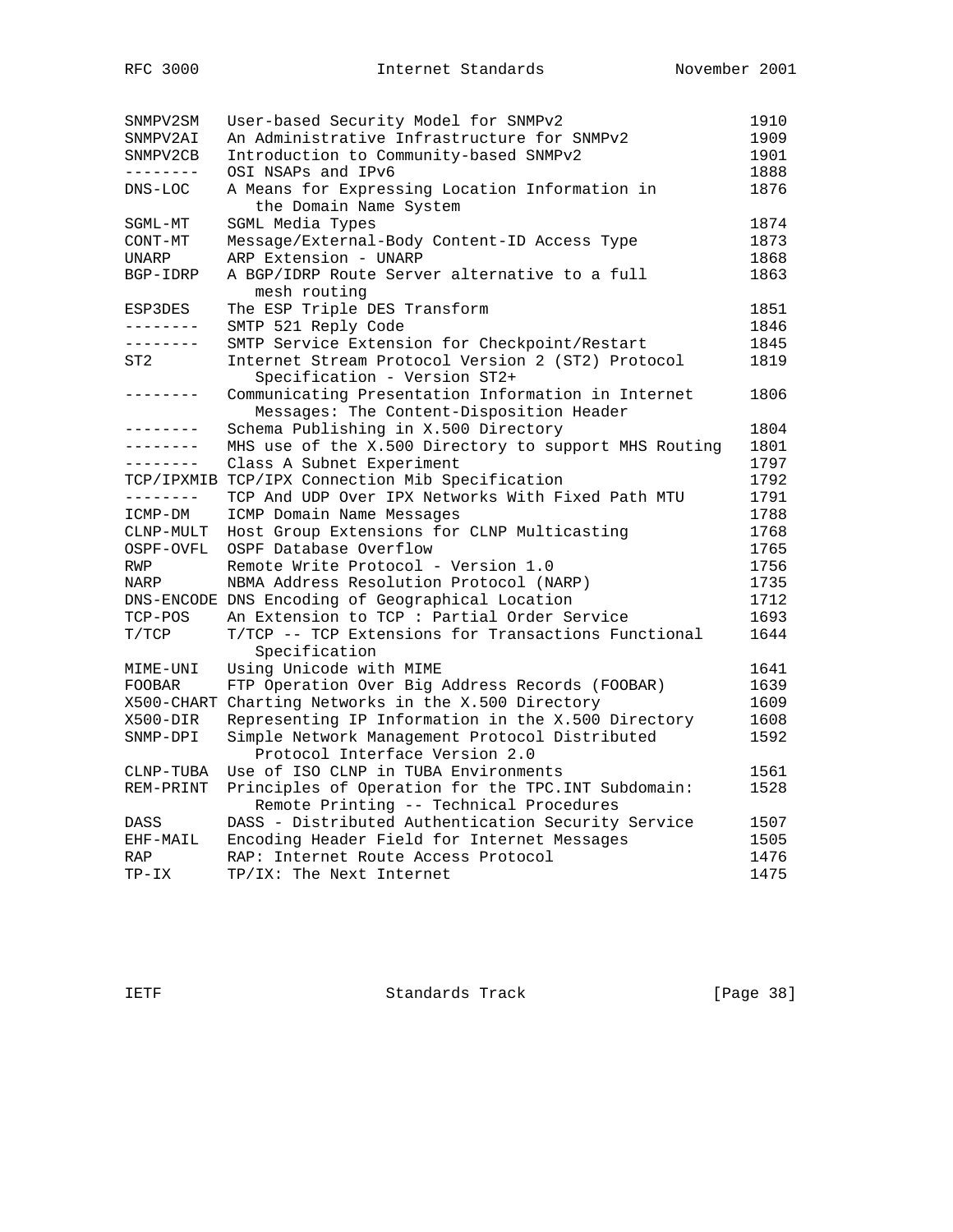| | | |
|---|---|---|
| SNMPV2SM | User-based Security Model for SNMPv2 | 1910 |
| SNMPV2AI | An Administrative Infrastructure for SNMPv2 | 1909 |
| SNMPV2CB | Introduction to Community-based SNMPv2 | 1901 |
| -------- | OSI NSAPs and IPv6 | 1888 |
| DNS-LOC | A Means for Expressing Location Information in the Domain Name System | 1876 |
| SGML-MT | SGML Media Types | 1874 |
| CONT-MT | Message/External-Body Content-ID Access Type | 1873 |
| UNARP | ARP Extension - UNARP | 1868 |
| BGP-IDRP | A BGP/IDRP Route Server alternative to a full mesh routing | 1863 |
| ESP3DES | The ESP Triple DES Transform | 1851 |
| -------- | SMTP 521 Reply Code | 1846 |
| -------- | SMTP Service Extension for Checkpoint/Restart | 1845 |
| ST2 | Internet Stream Protocol Version 2 (ST2) Protocol Specification - Version ST2+ | 1819 |
| -------- | Communicating Presentation Information in Internet Messages: The Content-Disposition Header | 1806 |
| -------- | Schema Publishing in X.500 Directory | 1804 |
| -------- | MHS use of the X.500 Directory to support MHS Routing | 1801 |
| -------- | Class A Subnet Experiment | 1797 |
| TCP/IPXMIB | TCP/IPX Connection Mib Specification | 1792 |
| -------- | TCP And UDP Over IPX Networks With Fixed Path MTU | 1791 |
| ICMP-DM | ICMP Domain Name Messages | 1788 |
| CLNP-MULT | Host Group Extensions for CLNP Multicasting | 1768 |
| OSPF-OVFL | OSPF Database Overflow | 1765 |
| RWP | Remote Write Protocol - Version 1.0 | 1756 |
| NARP | NBMA Address Resolution Protocol (NARP) | 1735 |
| DNS-ENCODE | DNS Encoding of Geographical Location | 1712 |
| TCP-POS | An Extension to TCP : Partial Order Service | 1693 |
| T/TCP | T/TCP -- TCP Extensions for Transactions Functional Specification | 1644 |
| MIME-UNI | Using Unicode with MIME | 1641 |
| FOOBAR | FTP Operation Over Big Address Records (FOOBAR) | 1639 |
| X500-CHART | Charting Networks in the X.500 Directory | 1609 |
| X500-DIR | Representing IP Information in the X.500 Directory | 1608 |
| SNMP-DPI | Simple Network Management Protocol Distributed Protocol Interface Version 2.0 | 1592 |
| CLNP-TUBA | Use of ISO CLNP in TUBA Environments | 1561 |
| REM-PRINT | Principles of Operation for the TPC.INT Subdomain: Remote Printing -- Technical Procedures | 1528 |
| DASS | DASS - Distributed Authentication Security Service | 1507 |
| EHF-MAIL | Encoding Header Field for Internet Messages | 1505 |
| RAP | RAP: Internet Route Access Protocol | 1476 |
| TP-IX | TP/IX: The Next Internet | 1475 |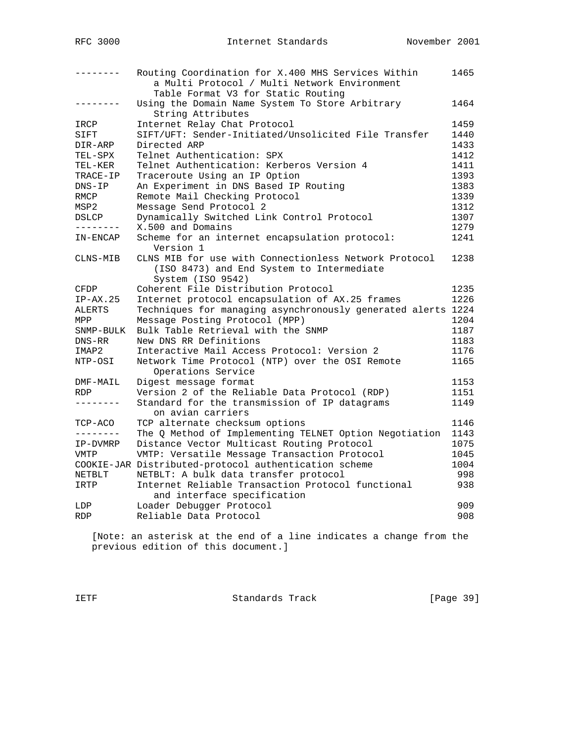| | | |
|---|---|---|
| -------- | Routing Coordination for X.400 MHS Services Within a Multi Protocol / Multi Network Environment Table Format V3 for Static Routing | 1465 |
| -------- | Using the Domain Name System To Store Arbitrary String Attributes | 1464 |
| IRCP | Internet Relay Chat Protocol | 1459 |
| SIFT | SIFT/UFT: Sender-Initiated/Unsolicited File Transfer | 1440 |
| DIR-ARP | Directed ARP | 1433 |
| TEL-SPX | Telnet Authentication: SPX | 1412 |
| TEL-KER | Telnet Authentication: Kerberos Version 4 | 1411 |
| TRACE-IP | Traceroute Using an IP Option | 1393 |
| DNS-IP | An Experiment in DNS Based IP Routing | 1383 |
| RMCP | Remote Mail Checking Protocol | 1339 |
| MSP2 | Message Send Protocol 2 | 1312 |
| DSLCP | Dynamically Switched Link Control Protocol | 1307 |
| -------- | X.500 and Domains | 1279 |
| IN-ENCAP | Scheme for an internet encapsulation protocol: Version 1 | 1241 |
| CLNS-MIB | CLNS MIB for use with Connectionless Network Protocol (ISO 8473) and End System to Intermediate System (ISO 9542) | 1238 |
| CFDP | Coherent File Distribution Protocol | 1235 |
| IP-AX.25 | Internet protocol encapsulation of AX.25 frames | 1226 |
| ALERTS | Techniques for managing asynchronously generated alerts | 1224 |
| MPP | Message Posting Protocol (MPP) | 1204 |
| SNMP-BULK | Bulk Table Retrieval with the SNMP | 1187 |
| DNS-RR | New DNS RR Definitions | 1183 |
| IMAP2 | Interactive Mail Access Protocol: Version 2 | 1176 |
| NTP-OSI | Network Time Protocol (NTP) over the OSI Remote Operations Service | 1165 |
| DMF-MAIL | Digest message format | 1153 |
| RDP | Version 2 of the Reliable Data Protocol (RDP) | 1151 |
| -------- | Standard for the transmission of IP datagrams on avian carriers | 1149 |
| TCP-ACO | TCP alternate checksum options | 1146 |
| -------- | The Q Method of Implementing TELNET Option Negotiation | 1143 |
| IP-DVMRP | Distance Vector Multicast Routing Protocol | 1075 |
| VMTP | VMTP: Versatile Message Transaction Protocol | 1045 |
| COOKIE-JAR | Distributed-protocol authentication scheme | 1004 |
| NETBLT | NETBLT: A bulk data transfer protocol | 998 |
| IRTP | Internet Reliable Transaction Protocol functional and interface specification | 938 |
| LDP | Loader Debugger Protocol | 909 |
| RDP | Reliable Data Protocol | 908 |

[Note: an asterisk at the end of a line indicates a change from the previous edition of this document.]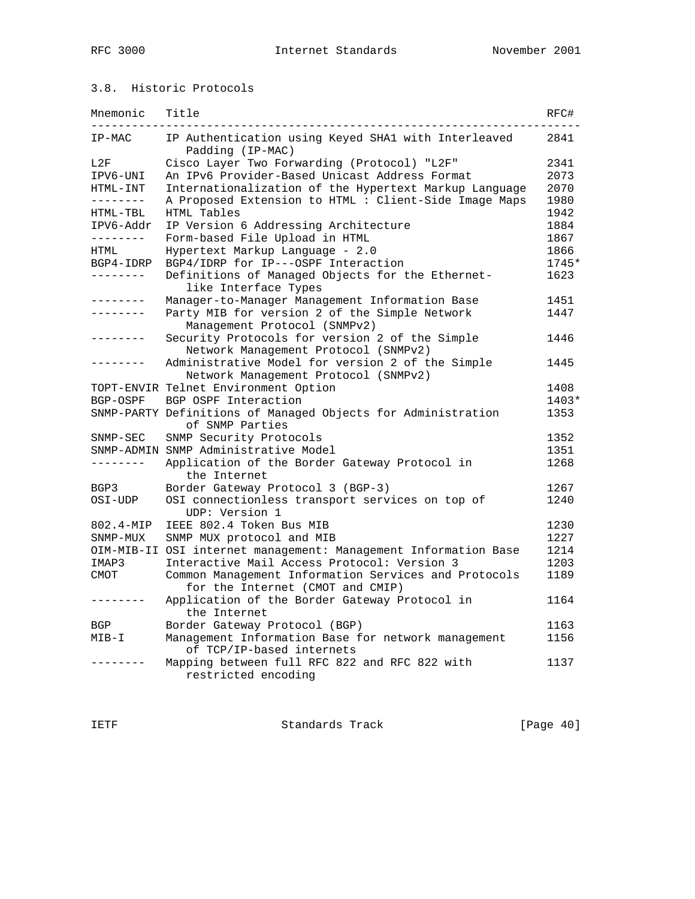### 3.8. Historic Protocols

| Mnemonic | Title | RFC# |
| --- | --- | --- |
| IP-MAC | IP Authentication using Keyed SHA1 with Interleaved Padding (IP-MAC) | 2841 |
| L2F | Cisco Layer Two Forwarding (Protocol) "L2F" | 2341 |
| IPV6-UNI | An IPv6 Provider-Based Unicast Address Format | 2073 |
| HTML-INT | Internationalization of the Hypertext Markup Language | 2070 |
| -------- | A Proposed Extension to HTML : Client-Side Image Maps | 1980 |
| HTML-TBL | HTML Tables | 1942 |
| IPV6-Addr | IP Version 6 Addressing Architecture | 1884 |
| -------- | Form-based File Upload in HTML | 1867 |
| HTML | Hypertext Markup Language - 2.0 | 1866 |
| BGP4-IDRP | BGP4/IDRP for IP---OSPF Interaction | 1745* |
| -------- | Definitions of Managed Objects for the Ethernet-like Interface Types | 1623 |
| -------- | Manager-to-Manager Management Information Base | 1451 |
| -------- | Party MIB for version 2 of the Simple Network Management Protocol (SNMPv2) | 1447 |
| -------- | Security Protocols for version 2 of the Simple Network Management Protocol (SNMPv2) | 1446 |
| -------- | Administrative Model for version 2 of the Simple Network Management Protocol (SNMPv2) | 1445 |
| TOPT-ENVIR | Telnet Environment Option | 1408 |
| BGP-OSPF | BGP OSPF Interaction | 1403* |
| SNMP-PARTY | Definitions of Managed Objects for Administration of SNMP Parties | 1353 |
| SNMP-SEC | SNMP Security Protocols | 1352 |
| SNMP-ADMIN | SNMP Administrative Model | 1351 |
| -------- | Application of the Border Gateway Protocol in the Internet | 1268 |
| BGP3 | Border Gateway Protocol 3 (BGP-3) | 1267 |
| OSI-UDP | OSI connectionless transport services on top of UDP: Version 1 | 1240 |
| 802.4-MIP | IEEE 802.4 Token Bus MIB | 1230 |
| SNMP-MUX | SNMP MUX protocol and MIB | 1227 |
| OIM-MIB-II | OSI internet management: Management Information Base | 1214 |
| IMAP3 | Interactive Mail Access Protocol: Version 3 | 1203 |
| CMOT | Common Management Information Services and Protocols for the Internet (CMOT and CMIP) | 1189 |
| -------- | Application of the Border Gateway Protocol in the Internet | 1164 |
| BGP | Border Gateway Protocol (BGP) | 1163 |
| MIB-I | Management Information Base for network management of TCP/IP-based internets | 1156 |
| -------- | Mapping between full RFC 822 and RFC 822 with restricted encoding | 1137 |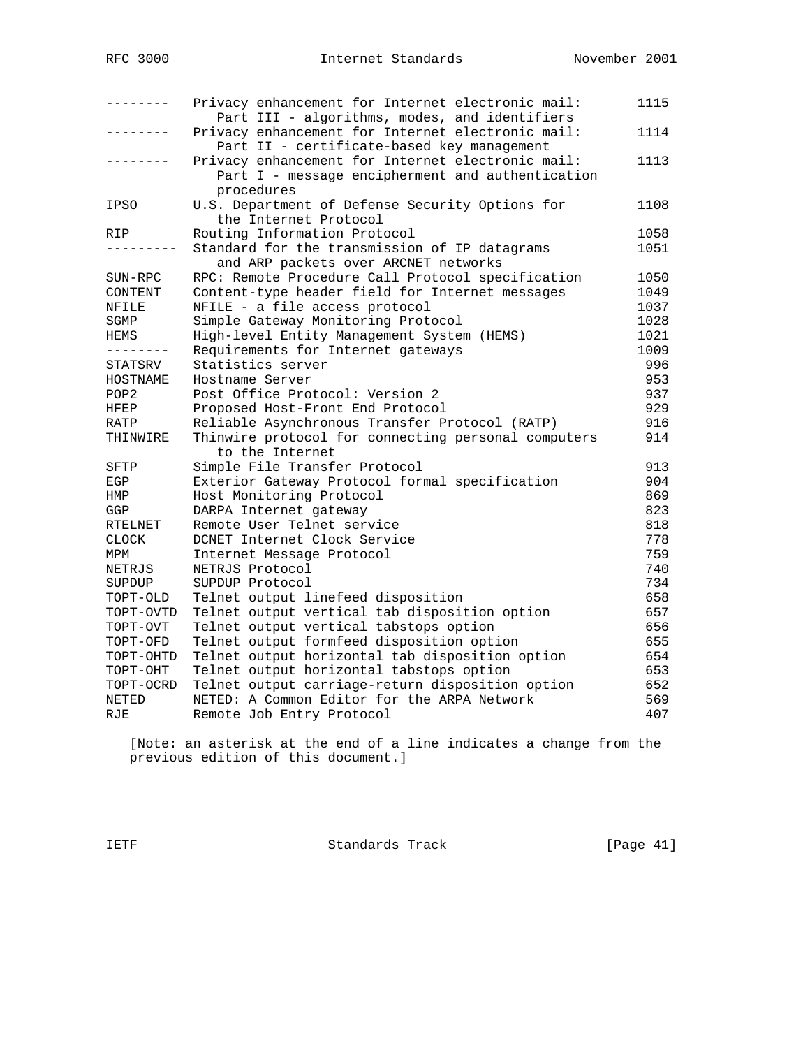| Mnem | Title | RFC |
|---|---|---|
| -------- | Privacy enhancement for Internet electronic mail: Part III - algorithms, modes, and identifiers | 1115 |
| -------- | Privacy enhancement for Internet electronic mail: Part II - certificate-based key management | 1114 |
| -------- | Privacy enhancement for Internet electronic mail: Part I - message encipherment and authentication procedures | 1113 |
| IPSO | U.S. Department of Defense Security Options for the Internet Protocol | 1108 |
| RIP | Routing Information Protocol | 1058 |
| --------- | Standard for the transmission of IP datagrams and ARP packets over ARCNET networks | 1051 |
| SUN-RPC | RPC: Remote Procedure Call Protocol specification | 1050 |
| CONTENT | Content-type header field for Internet messages | 1049 |
| NFILE | NFILE - a file access protocol | 1037 |
| SGMP | Simple Gateway Monitoring Protocol | 1028 |
| HEMS | High-level Entity Management System (HEMS) | 1021 |
| -------- | Requirements for Internet gateways | 1009 |
| STATSRV | Statistics server | 996 |
| HOSTNAME | Hostname Server | 953 |
| POP2 | Post Office Protocol: Version 2 | 937 |
| HFEP | Proposed Host-Front End Protocol | 929 |
| RATP | Reliable Asynchronous Transfer Protocol (RATP) | 916 |
| THINWIRE | Thinwire protocol for connecting personal computers to the Internet | 914 |
| SFTP | Simple File Transfer Protocol | 913 |
| EGP | Exterior Gateway Protocol formal specification | 904 |
| HMP | Host Monitoring Protocol | 869 |
| GGP | DARPA Internet gateway | 823 |
| RTELNET | Remote User Telnet service | 818 |
| CLOCK | DCNET Internet Clock Service | 778 |
| MPM | Internet Message Protocol | 759 |
| NETRJS | NETRJS Protocol | 740 |
| SUPDUP | SUPDUP Protocol | 734 |
| TOPT-OLD | Telnet output linefeed disposition | 658 |
| TOPT-OVTD | Telnet output vertical tab disposition option | 657 |
| TOPT-OVT | Telnet output vertical tabstops option | 656 |
| TOPT-OFD | Telnet output formfeed disposition option | 655 |
| TOPT-OHTD | Telnet output horizontal tab disposition option | 654 |
| TOPT-OHT | Telnet output horizontal tabstops option | 653 |
| TOPT-OCRD | Telnet output carriage-return disposition option | 652 |
| NETED | NETED: A Common Editor for the ARPA Network | 569 |
| RJE | Remote Job Entry Protocol | 407 |

[Note: an asterisk at the end of a line indicates a change from the previous edition of this document.]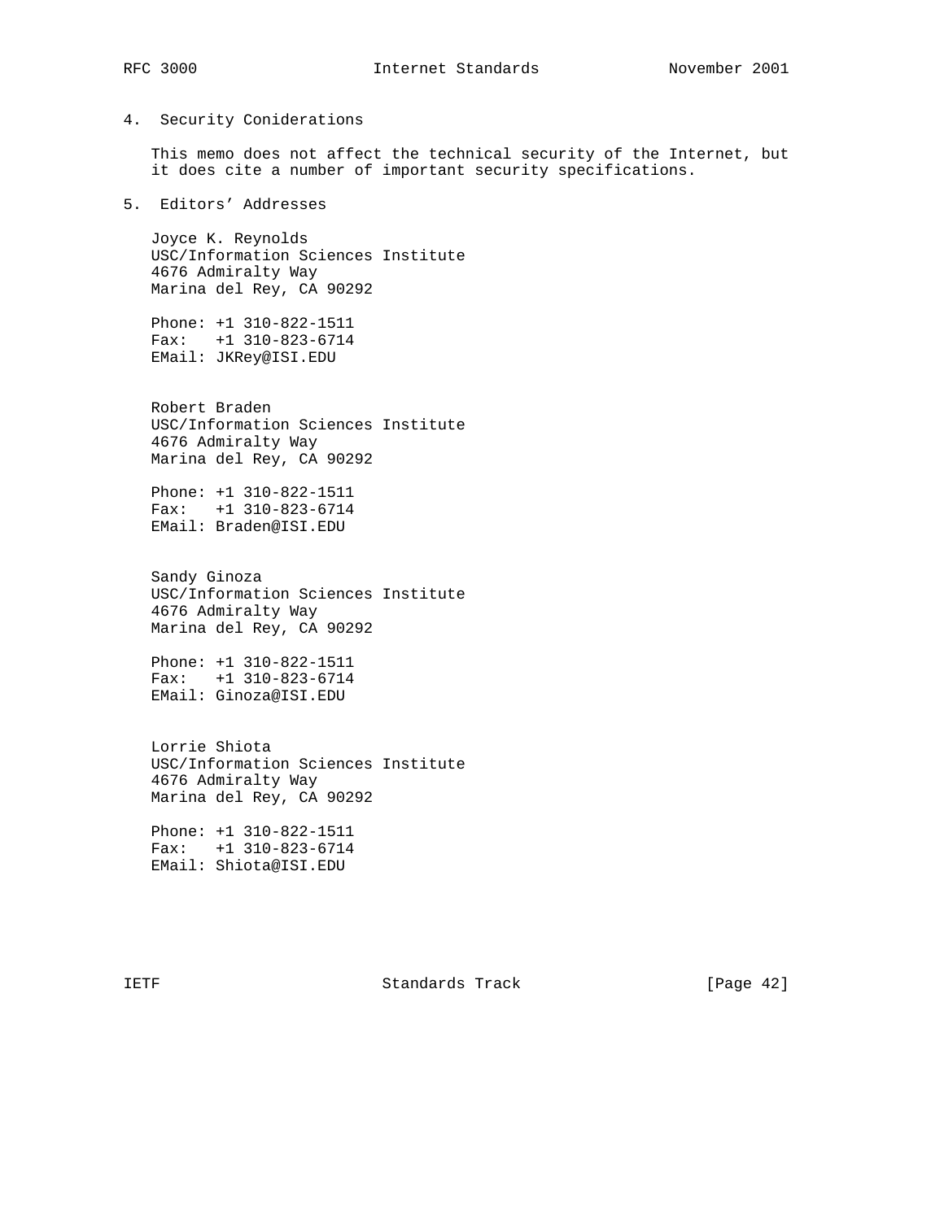## 4. Security Coniderations

This memo does not affect the technical security of the Internet, but it does cite a number of important security specifications.

## 5. Editors' Addresses

Joyce K. Reynolds
USC/Information Sciences Institute
4676 Admiralty Way
Marina del Rey, CA 90292

Phone: +1 310-822-1511
Fax: +1 310-823-6714
EMail: JKRey@ISI.EDU

Robert Braden
USC/Information Sciences Institute
4676 Admiralty Way
Marina del Rey, CA 90292

Phone: +1 310-822-1511
Fax: +1 310-823-6714
EMail: Braden@ISI.EDU

Sandy Ginoza
USC/Information Sciences Institute
4676 Admiralty Way
Marina del Rey, CA 90292

Phone: +1 310-822-1511
Fax: +1 310-823-6714
EMail: Ginoza@ISI.EDU

Lorrie Shiota
USC/Information Sciences Institute
4676 Admiralty Way
Marina del Rey, CA 90292

Phone: +1 310-822-1511
Fax: +1 310-823-6714
EMail: Shiota@ISI.EDU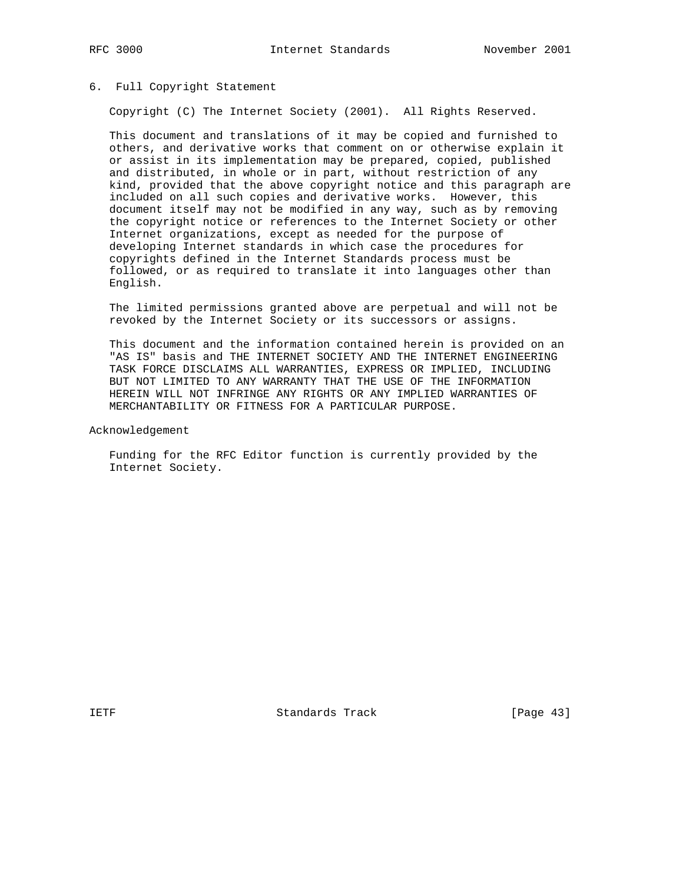## 6. Full Copyright Statement

Copyright (C) The Internet Society (2001). All Rights Reserved.

This document and translations of it may be copied and furnished to others, and derivative works that comment on or otherwise explain it or assist in its implementation may be prepared, copied, published and distributed, in whole or in part, without restriction of any kind, provided that the above copyright notice and this paragraph are included on all such copies and derivative works. However, this document itself may not be modified in any way, such as by removing the copyright notice or references to the Internet Society or other Internet organizations, except as needed for the purpose of developing Internet standards in which case the procedures for copyrights defined in the Internet Standards process must be followed, or as required to translate it into languages other than English.

The limited permissions granted above are perpetual and will not be revoked by the Internet Society or its successors or assigns.

This document and the information contained herein is provided on an "AS IS" basis and THE INTERNET SOCIETY AND THE INTERNET ENGINEERING TASK FORCE DISCLAIMS ALL WARRANTIES, EXPRESS OR IMPLIED, INCLUDING BUT NOT LIMITED TO ANY WARRANTY THAT THE USE OF THE INFORMATION HEREIN WILL NOT INFRINGE ANY RIGHTS OR ANY IMPLIED WARRANTIES OF MERCHANTABILITY OR FITNESS FOR A PARTICULAR PURPOSE.

## Acknowledgement

Funding for the RFC Editor function is currently provided by the Internet Society.